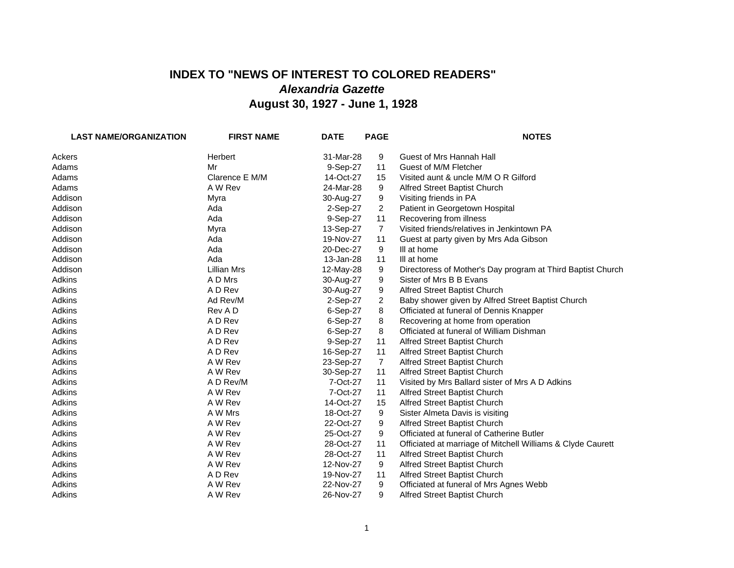# INDEX TO "NEWS OF INTEREST TO COLORED READERS"

## *Alexandria Gazette*

## August 30, 1927 - June 1, 1928

| LAST NAME/ORGANIZATION | FIRST NAME | DATE | PAGE | NOTES |
|---|---|---|---|---|
| Ackers | Herbert | 31-Mar-28 | 9 | Guest of Mrs Hannah Hall |
| Adams | Mr | 9-Sep-27 | 11 | Guest of M/M Fletcher |
| Adams | Clarence E M/M | 14-Oct-27 | 15 | Visited aunt & uncle M/M O R Gilford |
| Adams | A W Rev | 24-Mar-28 | 9 | Alfred Street Baptist Church |
| Addison | Myra | 30-Aug-27 | 9 | Visiting friends in PA |
| Addison | Ada | 2-Sep-27 | 2 | Patient in Georgetown Hospital |
| Addison | Ada | 9-Sep-27 | 11 | Recovering from illness |
| Addison | Myra | 13-Sep-27 | 7 | Visited friends/relatives in Jenkintown PA |
| Addison | Ada | 19-Nov-27 | 11 | Guest at party given by Mrs Ada Gibson |
| Addison | Ada | 20-Dec-27 | 9 | Ill at home |
| Addison | Ada | 13-Jan-28 | 11 | Ill at home |
| Addison | Lillian Mrs | 12-May-28 | 9 | Directoress of Mother's Day program at Third Baptist Church |
| Adkins | A D Mrs | 30-Aug-27 | 9 | Sister of Mrs B B Evans |
| Adkins | A D Rev | 30-Aug-27 | 9 | Alfred Street Baptist Church |
| Adkins | Ad Rev/M | 2-Sep-27 | 2 | Baby shower given by Alfred Street Baptist Church |
| Adkins | Rev A D | 6-Sep-27 | 8 | Officiated at funeral of Dennis Knapper |
| Adkins | A D Rev | 6-Sep-27 | 8 | Recovering at home from operation |
| Adkins | A D Rev | 6-Sep-27 | 8 | Officiated at funeral of William Dishman |
| Adkins | A D Rev | 9-Sep-27 | 11 | Alfred Street Baptist Church |
| Adkins | A D Rev | 16-Sep-27 | 11 | Alfred Street Baptist Church |
| Adkins | A W Rev | 23-Sep-27 | 7 | Alfred Street Baptist Church |
| Adkins | A W Rev | 30-Sep-27 | 11 | Alfred Street Baptist Church |
| Adkins | A D Rev/M | 7-Oct-27 | 11 | Visited by Mrs Ballard sister of Mrs A D Adkins |
| Adkins | A W Rev | 7-Oct-27 | 11 | Alfred Street Baptist Church |
| Adkins | A W Rev | 14-Oct-27 | 15 | Alfred Street Baptist Church |
| Adkins | A W Mrs | 18-Oct-27 | 9 | Sister Almeta Davis is visiting |
| Adkins | A W Rev | 22-Oct-27 | 9 | Alfred Street Baptist Church |
| Adkins | A W Rev | 25-Oct-27 | 9 | Officiated at funeral of Catherine Butler |
| Adkins | A W Rev | 28-Oct-27 | 11 | Officiated at marriage of Mitchell Williams & Clyde Caurett |
| Adkins | A W Rev | 28-Oct-27 | 11 | Alfred Street Baptist Church |
| Adkins | A W Rev | 12-Nov-27 | 9 | Alfred Street Baptist Church |
| Adkins | A D Rev | 19-Nov-27 | 11 | Alfred Street Baptist Church |
| Adkins | A W Rev | 22-Nov-27 | 9 | Officiated at funeral of Mrs Agnes Webb |
| Adkins | A W Rev | 26-Nov-27 | 9 | Alfred Street Baptist Church |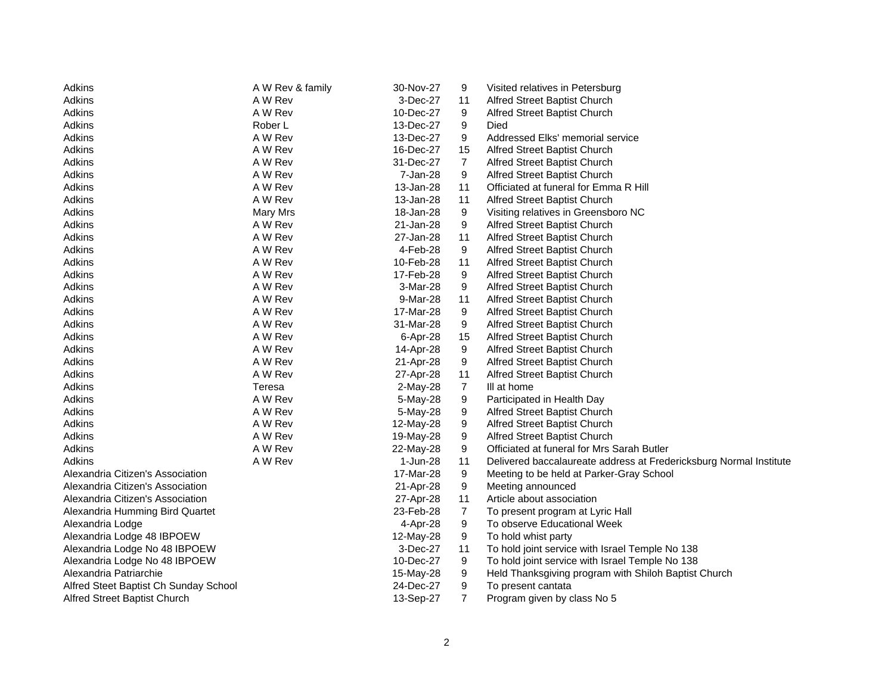| | | | | |
|---|---|---|---|---|
| Adkins | A W Rev & family | 30-Nov-27 | 9 | Visited relatives in Petersburg |
| Adkins | A W Rev | 3-Dec-27 | 11 | Alfred Street Baptist Church |
| Adkins | A W Rev | 10-Dec-27 | 9 | Alfred Street Baptist Church |
| Adkins | Rober L | 13-Dec-27 | 9 | Died |
| Adkins | A W Rev | 13-Dec-27 | 9 | Addressed Elks' memorial service |
| Adkins | A W Rev | 16-Dec-27 | 15 | Alfred Street Baptist Church |
| Adkins | A W Rev | 31-Dec-27 | 7 | Alfred Street Baptist Church |
| Adkins | A W Rev | 7-Jan-28 | 9 | Alfred Street Baptist Church |
| Adkins | A W Rev | 13-Jan-28 | 11 | Officiated at funeral for Emma R Hill |
| Adkins | A W Rev | 13-Jan-28 | 11 | Alfred Street Baptist Church |
| Adkins | Mary Mrs | 18-Jan-28 | 9 | Visiting relatives in Greensboro NC |
| Adkins | A W Rev | 21-Jan-28 | 9 | Alfred Street Baptist Church |
| Adkins | A W Rev | 27-Jan-28 | 11 | Alfred Street Baptist Church |
| Adkins | A W Rev | 4-Feb-28 | 9 | Alfred Street Baptist Church |
| Adkins | A W Rev | 10-Feb-28 | 11 | Alfred Street Baptist Church |
| Adkins | A W Rev | 17-Feb-28 | 9 | Alfred Street Baptist Church |
| Adkins | A W Rev | 3-Mar-28 | 9 | Alfred Street Baptist Church |
| Adkins | A W Rev | 9-Mar-28 | 11 | Alfred Street Baptist Church |
| Adkins | A W Rev | 17-Mar-28 | 9 | Alfred Street Baptist Church |
| Adkins | A W Rev | 31-Mar-28 | 9 | Alfred Street Baptist Church |
| Adkins | A W Rev | 6-Apr-28 | 15 | Alfred Street Baptist Church |
| Adkins | A W Rev | 14-Apr-28 | 9 | Alfred Street Baptist Church |
| Adkins | A W Rev | 21-Apr-28 | 9 | Alfred Street Baptist Church |
| Adkins | A W Rev | 27-Apr-28 | 11 | Alfred Street Baptist Church |
| Adkins | Teresa | 2-May-28 | 7 | Ill at home |
| Adkins | A W Rev | 5-May-28 | 9 | Participated in Health Day |
| Adkins | A W Rev | 5-May-28 | 9 | Alfred Street Baptist Church |
| Adkins | A W Rev | 12-May-28 | 9 | Alfred Street Baptist Church |
| Adkins | A W Rev | 19-May-28 | 9 | Alfred Street Baptist Church |
| Adkins | A W Rev | 22-May-28 | 9 | Officiated at funeral for Mrs Sarah Butler |
| Adkins | A W Rev | 1-Jun-28 | 11 | Delivered baccalaureate address at Fredericksburg Normal Institute |
| Alexandria Citizen's Association | | 17-Mar-28 | 9 | Meeting to be held at Parker-Gray School |
| Alexandria Citizen's Association | | 21-Apr-28 | 9 | Meeting announced |
| Alexandria Citizen's Association | | 27-Apr-28 | 11 | Article about association |
| Alexandria Humming Bird Quartet | | 23-Feb-28 | 7 | To present program at Lyric Hall |
| Alexandria Lodge | | 4-Apr-28 | 9 | To observe Educational Week |
| Alexandria Lodge 48 IBPOEW | | 12-May-28 | 9 | To hold whist party |
| Alexandria Lodge No 48 IBPOEW | | 3-Dec-27 | 11 | To hold joint service with Israel Temple No 138 |
| Alexandria Lodge No 48 IBPOEW | | 10-Dec-27 | 9 | To hold joint service with Israel Temple No 138 |
| Alexandria Patriarchie | | 15-May-28 | 9 | Held Thanksgiving program with Shiloh Baptist Church |
| Alfred Steet Baptist Ch Sunday School | | 24-Dec-27 | 9 | To present cantata |
| Alfred Street Baptist Church | | 13-Sep-27 | 7 | Program given by class No 5 |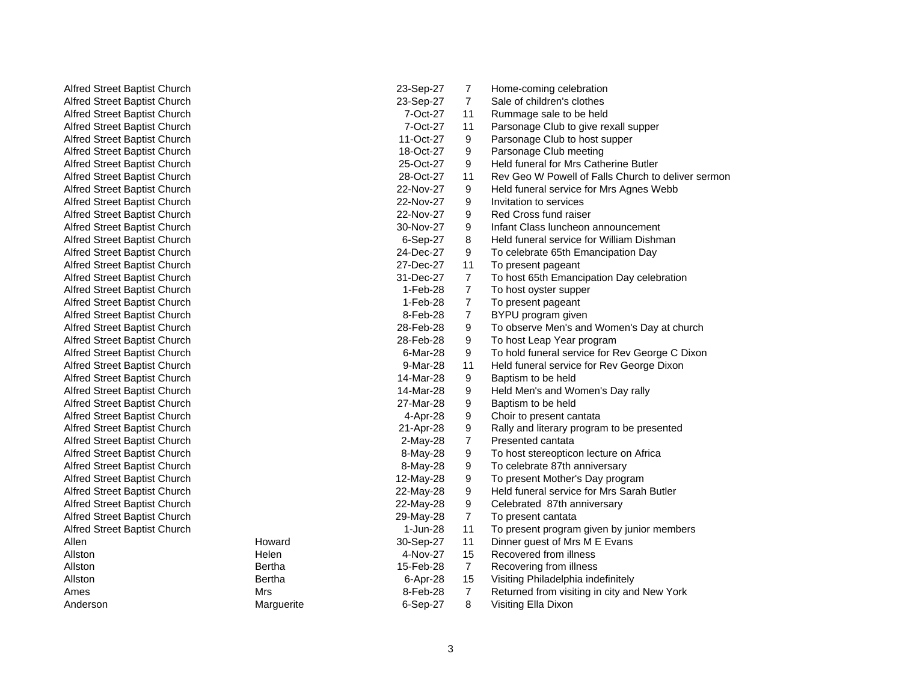| | | | | |
|---|---|---|---|---|
| Alfred Street Baptist Church | | 23-Sep-27 | 7 | Home-coming celebration |
| Alfred Street Baptist Church | | 23-Sep-27 | 7 | Sale of children's clothes |
| Alfred Street Baptist Church | | 7-Oct-27 | 11 | Rummage sale to be held |
| Alfred Street Baptist Church | | 7-Oct-27 | 11 | Parsonage Club to give rexall supper |
| Alfred Street Baptist Church | | 11-Oct-27 | 9 | Parsonage Club to host supper |
| Alfred Street Baptist Church | | 18-Oct-27 | 9 | Parsonage Club meeting |
| Alfred Street Baptist Church | | 25-Oct-27 | 9 | Held funeral for Mrs Catherine Butler |
| Alfred Street Baptist Church | | 28-Oct-27 | 11 | Rev Geo W Powell of Falls Church to deliver sermon |
| Alfred Street Baptist Church | | 22-Nov-27 | 9 | Held funeral service for Mrs Agnes Webb |
| Alfred Street Baptist Church | | 22-Nov-27 | 9 | Invitation to services |
| Alfred Street Baptist Church | | 22-Nov-27 | 9 | Red Cross fund raiser |
| Alfred Street Baptist Church | | 30-Nov-27 | 9 | Infant Class luncheon announcement |
| Alfred Street Baptist Church | | 6-Sep-27 | 8 | Held funeral service for William Dishman |
| Alfred Street Baptist Church | | 24-Dec-27 | 9 | To celebrate 65th Emancipation Day |
| Alfred Street Baptist Church | | 27-Dec-27 | 11 | To present pageant |
| Alfred Street Baptist Church | | 31-Dec-27 | 7 | To host 65th Emancipation Day celebration |
| Alfred Street Baptist Church | | 1-Feb-28 | 7 | To host oyster supper |
| Alfred Street Baptist Church | | 1-Feb-28 | 7 | To present pageant |
| Alfred Street Baptist Church | | 8-Feb-28 | 7 | BYPU program given |
| Alfred Street Baptist Church | | 28-Feb-28 | 9 | To observe Men's and Women's Day at church |
| Alfred Street Baptist Church | | 28-Feb-28 | 9 | To host Leap Year program |
| Alfred Street Baptist Church | | 6-Mar-28 | 9 | To hold funeral service for Rev George C Dixon |
| Alfred Street Baptist Church | | 9-Mar-28 | 11 | Held funeral service for Rev George Dixon |
| Alfred Street Baptist Church | | 14-Mar-28 | 9 | Baptism to be held |
| Alfred Street Baptist Church | | 14-Mar-28 | 9 | Held Men's and Women's Day rally |
| Alfred Street Baptist Church | | 27-Mar-28 | 9 | Baptism to be held |
| Alfred Street Baptist Church | | 4-Apr-28 | 9 | Choir to present cantata |
| Alfred Street Baptist Church | | 21-Apr-28 | 9 | Rally and literary program to be presented |
| Alfred Street Baptist Church | | 2-May-28 | 7 | Presented cantata |
| Alfred Street Baptist Church | | 8-May-28 | 9 | To host stereopticon lecture on Africa |
| Alfred Street Baptist Church | | 8-May-28 | 9 | To celebrate 87th anniversary |
| Alfred Street Baptist Church | | 12-May-28 | 9 | To present Mother's Day program |
| Alfred Street Baptist Church | | 22-May-28 | 9 | Held funeral service for Mrs Sarah Butler |
| Alfred Street Baptist Church | | 22-May-28 | 9 | Celebrated 87th anniversary |
| Alfred Street Baptist Church | | 29-May-28 | 7 | To present cantata |
| Alfred Street Baptist Church | | 1-Jun-28 | 11 | To present program given by junior members |
| Allen | Howard | 30-Sep-27 | 11 | Dinner guest of Mrs M E Evans |
| Allston | Helen | 4-Nov-27 | 15 | Recovered from illness |
| Allston | Bertha | 15-Feb-28 | 7 | Recovering from illness |
| Allston | Bertha | 6-Apr-28 | 15 | Visiting Philadelphia indefinitely |
| Ames | Mrs | 8-Feb-28 | 7 | Returned from visiting in city and New York |
| Anderson | Marguerite | 6-Sep-27 | 8 | Visiting Ella Dixon |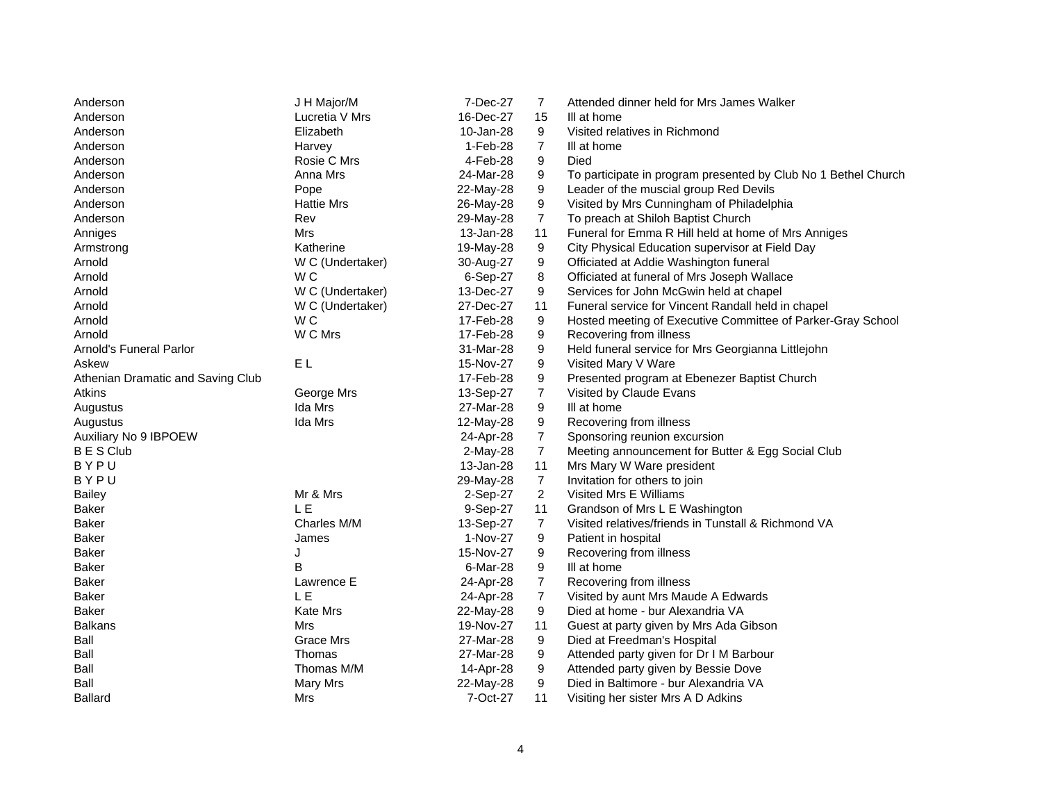| | | | | |
|---|---|---|---|---|
| Anderson | J H Major/M | 7-Dec-27 | 7 | Attended dinner held for Mrs James Walker |
| Anderson | Lucretia V Mrs | 16-Dec-27 | 15 | Ill at home |
| Anderson | Elizabeth | 10-Jan-28 | 9 | Visited relatives in Richmond |
| Anderson | Harvey | 1-Feb-28 | 7 | Ill at home |
| Anderson | Rosie C Mrs | 4-Feb-28 | 9 | Died |
| Anderson | Anna Mrs | 24-Mar-28 | 9 | To participate in program presented by Club No 1 Bethel Church |
| Anderson | Pope | 22-May-28 | 9 | Leader of the muscial group Red Devils |
| Anderson | Hattie Mrs | 26-May-28 | 9 | Visited by Mrs Cunningham of Philadelphia |
| Anderson | Rev | 29-May-28 | 7 | To preach at Shiloh Baptist Church |
| Anniges | Mrs | 13-Jan-28 | 11 | Funeral for Emma R Hill held at home of Mrs Anniges |
| Armstrong | Katherine | 19-May-28 | 9 | City Physical Education supervisor at Field Day |
| Arnold | W C (Undertaker) | 30-Aug-27 | 9 | Officiated at Addie Washington funeral |
| Arnold | W C | 6-Sep-27 | 8 | Officiated at funeral of Mrs Joseph Wallace |
| Arnold | W C (Undertaker) | 13-Dec-27 | 9 | Services for John McGwin held at chapel |
| Arnold | W C (Undertaker) | 27-Dec-27 | 11 | Funeral service for Vincent Randall held in chapel |
| Arnold | W C | 17-Feb-28 | 9 | Hosted meeting of Executive Committee of Parker-Gray School |
| Arnold | W C Mrs | 17-Feb-28 | 9 | Recovering from illness |
| Arnold's Funeral Parlor | | 31-Mar-28 | 9 | Held funeral service for Mrs Georgianna Littlejohn |
| Askew | E L | 15-Nov-27 | 9 | Visited Mary V Ware |
| Athenian Dramatic and Saving Club | | 17-Feb-28 | 9 | Presented program at Ebenezer Baptist Church |
| Atkins | George Mrs | 13-Sep-27 | 7 | Visited by Claude Evans |
| Augustus | Ida Mrs | 27-Mar-28 | 9 | Ill at home |
| Augustus | Ida Mrs | 12-May-28 | 9 | Recovering from illness |
| Auxiliary No 9 IBPOEW | | 24-Apr-28 | 7 | Sponsoring reunion excursion |
| B E S Club | | 2-May-28 | 7 | Meeting announcement for Butter & Egg Social Club |
| B Y P U | | 13-Jan-28 | 11 | Mrs Mary W Ware president |
| B Y P U | | 29-May-28 | 7 | Invitation for others to join |
| Bailey | Mr & Mrs | 2-Sep-27 | 2 | Visited Mrs E Williams |
| Baker | L E | 9-Sep-27 | 11 | Grandson of Mrs L E Washington |
| Baker | Charles M/M | 13-Sep-27 | 7 | Visited relatives/friends in Tunstall & Richmond VA |
| Baker | James | 1-Nov-27 | 9 | Patient in hospital |
| Baker | J | 15-Nov-27 | 9 | Recovering from illness |
| Baker | B | 6-Mar-28 | 9 | Ill at home |
| Baker | Lawrence E | 24-Apr-28 | 7 | Recovering from illness |
| Baker | L E | 24-Apr-28 | 7 | Visited by aunt Mrs Maude A Edwards |
| Baker | Kate Mrs | 22-May-28 | 9 | Died at home - bur Alexandria VA |
| Balkans | Mrs | 19-Nov-27 | 11 | Guest at party given by Mrs Ada Gibson |
| Ball | Grace Mrs | 27-Mar-28 | 9 | Died at Freedman's Hospital |
| Ball | Thomas | 27-Mar-28 | 9 | Attended party given for Dr I M Barbour |
| Ball | Thomas M/M | 14-Apr-28 | 9 | Attended party given by Bessie Dove |
| Ball | Mary Mrs | 22-May-28 | 9 | Died in Baltimore - bur Alexandria VA |
| Ballard | Mrs | 7-Oct-27 | 11 | Visiting her sister Mrs A D Adkins |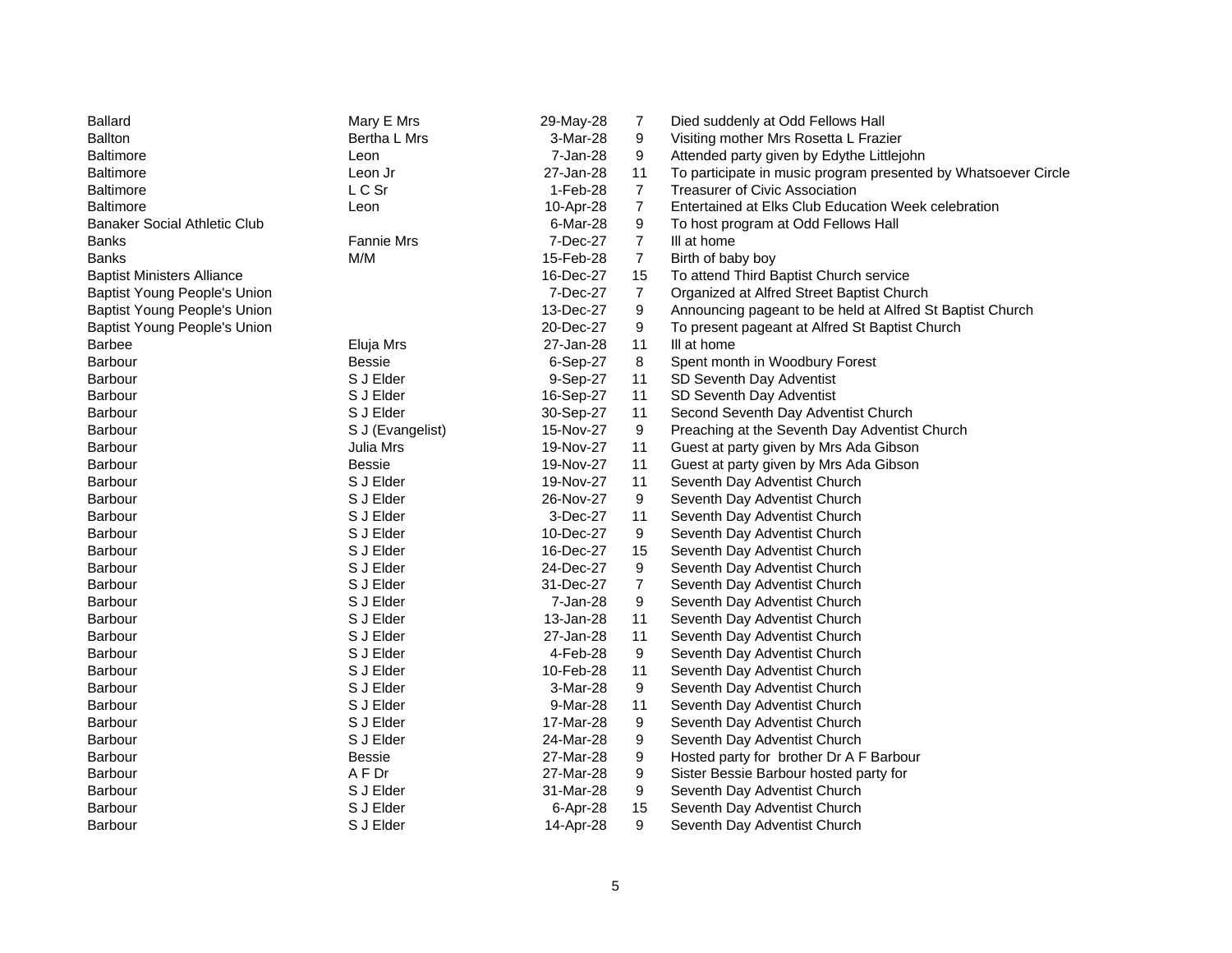| | | | | |
|---|---|---|---|---|
| Ballard | Mary E Mrs | 29-May-28 | 7 | Died suddenly at Odd Fellows Hall |
| Ballton | Bertha L Mrs | 3-Mar-28 | 9 | Visiting mother Mrs Rosetta L Frazier |
| Baltimore | Leon | 7-Jan-28 | 9 | Attended party given by Edythe Littlejohn |
| Baltimore | Leon Jr | 27-Jan-28 | 11 | To participate in music program presented by Whatsoever Circle |
| Baltimore | L C Sr | 1-Feb-28 | 7 | Treasurer of Civic Association |
| Baltimore | Leon | 10-Apr-28 | 7 | Entertained at Elks Club Education Week celebration |
| Banaker Social Athletic Club | | 6-Mar-28 | 9 | To host program at Odd Fellows Hall |
| Banks | Fannie Mrs | 7-Dec-27 | 7 | Ill at home |
| Banks | M/M | 15-Feb-28 | 7 | Birth of baby boy |
| Baptist Ministers Alliance | | 16-Dec-27 | 15 | To attend Third Baptist Church service |
| Baptist Young People's Union | | 7-Dec-27 | 7 | Organized at Alfred Street Baptist Church |
| Baptist Young People's Union | | 13-Dec-27 | 9 | Announcing pageant to be held at Alfred St Baptist Church |
| Baptist Young People's Union | | 20-Dec-27 | 9 | To present pageant at Alfred St Baptist Church |
| Barbee | Eluja Mrs | 27-Jan-28 | 11 | Ill at home |
| Barbour | Bessie | 6-Sep-27 | 8 | Spent month in Woodbury Forest |
| Barbour | S J Elder | 9-Sep-27 | 11 | SD Seventh Day Adventist |
| Barbour | S J Elder | 16-Sep-27 | 11 | SD Seventh Day Adventist |
| Barbour | S J Elder | 30-Sep-27 | 11 | Second Seventh Day Adventist Church |
| Barbour | S J (Evangelist) | 15-Nov-27 | 9 | Preaching at the Seventh Day Adventist Church |
| Barbour | Julia Mrs | 19-Nov-27 | 11 | Guest at party given by Mrs Ada Gibson |
| Barbour | Bessie | 19-Nov-27 | 11 | Guest at party given by Mrs Ada Gibson |
| Barbour | S J Elder | 19-Nov-27 | 11 | Seventh Day Adventist Church |
| Barbour | S J Elder | 26-Nov-27 | 9 | Seventh Day Adventist Church |
| Barbour | S J Elder | 3-Dec-27 | 11 | Seventh Day Adventist Church |
| Barbour | S J Elder | 10-Dec-27 | 9 | Seventh Day Adventist Church |
| Barbour | S J Elder | 16-Dec-27 | 15 | Seventh Day Adventist Church |
| Barbour | S J Elder | 24-Dec-27 | 9 | Seventh Day Adventist Church |
| Barbour | S J Elder | 31-Dec-27 | 7 | Seventh Day Adventist Church |
| Barbour | S J Elder | 7-Jan-28 | 9 | Seventh Day Adventist Church |
| Barbour | S J Elder | 13-Jan-28 | 11 | Seventh Day Adventist Church |
| Barbour | S J Elder | 27-Jan-28 | 11 | Seventh Day Adventist Church |
| Barbour | S J Elder | 4-Feb-28 | 9 | Seventh Day Adventist Church |
| Barbour | S J Elder | 10-Feb-28 | 11 | Seventh Day Adventist Church |
| Barbour | S J Elder | 3-Mar-28 | 9 | Seventh Day Adventist Church |
| Barbour | S J Elder | 9-Mar-28 | 11 | Seventh Day Adventist Church |
| Barbour | S J Elder | 17-Mar-28 | 9 | Seventh Day Adventist Church |
| Barbour | S J Elder | 24-Mar-28 | 9 | Seventh Day Adventist Church |
| Barbour | Bessie | 27-Mar-28 | 9 | Hosted party for brother Dr A F Barbour |
| Barbour | A F Dr | 27-Mar-28 | 9 | Sister Bessie Barbour hosted party for |
| Barbour | S J Elder | 31-Mar-28 | 9 | Seventh Day Adventist Church |
| Barbour | S J Elder | 6-Apr-28 | 15 | Seventh Day Adventist Church |
| Barbour | S J Elder | 14-Apr-28 | 9 | Seventh Day Adventist Church |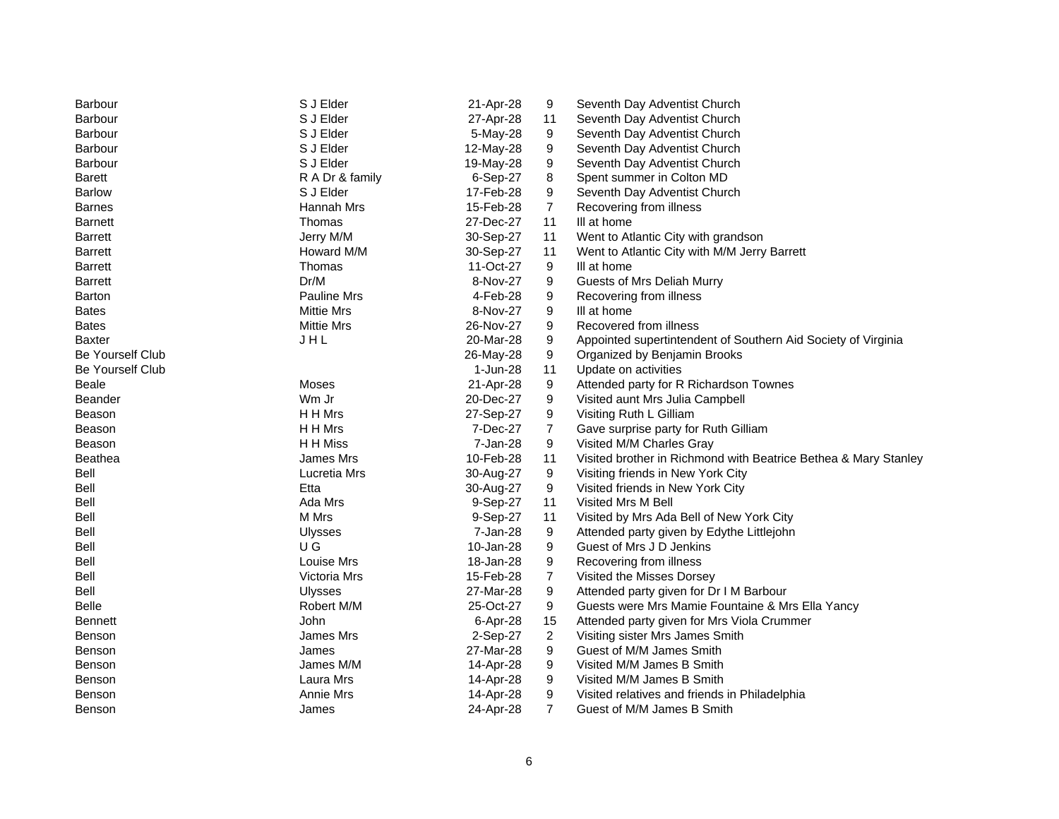| | | | | |
|---|---|---|---|---|
| Barbour | S J Elder | 21-Apr-28 | 9 | Seventh Day Adventist Church |
| Barbour | S J Elder | 27-Apr-28 | 11 | Seventh Day Adventist Church |
| Barbour | S J Elder | 5-May-28 | 9 | Seventh Day Adventist Church |
| Barbour | S J Elder | 12-May-28 | 9 | Seventh Day Adventist Church |
| Barbour | S J Elder | 19-May-28 | 9 | Seventh Day Adventist Church |
| Barett | R A Dr & family | 6-Sep-27 | 8 | Spent summer in Colton MD |
| Barlow | S J Elder | 17-Feb-28 | 9 | Seventh Day Adventist Church |
| Barnes | Hannah Mrs | 15-Feb-28 | 7 | Recovering from illness |
| Barnett | Thomas | 27-Dec-27 | 11 | Ill at home |
| Barrett | Jerry M/M | 30-Sep-27 | 11 | Went to Atlantic City with grandson |
| Barrett | Howard M/M | 30-Sep-27 | 11 | Went to Atlantic City with M/M Jerry Barrett |
| Barrett | Thomas | 11-Oct-27 | 9 | Ill at home |
| Barrett | Dr/M | 8-Nov-27 | 9 | Guests of Mrs Deliah Murry |
| Barton | Pauline Mrs | 4-Feb-28 | 9 | Recovering from illness |
| Bates | Mittie Mrs | 8-Nov-27 | 9 | Ill at home |
| Bates | Mittie Mrs | 26-Nov-27 | 9 | Recovered from illness |
| Baxter | J H L | 20-Mar-28 | 9 | Appointed supertintendent of Southern Aid Society of Virginia |
| Be Yourself Club | | 26-May-28 | 9 | Organized by Benjamin Brooks |
| Be Yourself Club | | 1-Jun-28 | 11 | Update on activities |
| Beale | Moses | 21-Apr-28 | 9 | Attended party for R Richardson Townes |
| Beander | Wm Jr | 20-Dec-27 | 9 | Visited aunt Mrs Julia Campbell |
| Beason | H H Mrs | 27-Sep-27 | 9 | Visiting Ruth L Gilliam |
| Beason | H H Mrs | 7-Dec-27 | 7 | Gave surprise party for Ruth Gilliam |
| Beason | H H Miss | 7-Jan-28 | 9 | Visited M/M Charles Gray |
| Beathea | James Mrs | 10-Feb-28 | 11 | Visited brother in Richmond with Beatrice Bethea & Mary Stanley |
| Bell | Lucretia Mrs | 30-Aug-27 | 9 | Visiting friends in New York City |
| Bell | Etta | 30-Aug-27 | 9 | Visited friends in New York City |
| Bell | Ada Mrs | 9-Sep-27 | 11 | Visited Mrs M Bell |
| Bell | M Mrs | 9-Sep-27 | 11 | Visited by Mrs Ada Bell of New York City |
| Bell | Ulysses | 7-Jan-28 | 9 | Attended party given by Edythe Littlejohn |
| Bell | U G | 10-Jan-28 | 9 | Guest of Mrs J D Jenkins |
| Bell | Louise Mrs | 18-Jan-28 | 9 | Recovering from illness |
| Bell | Victoria Mrs | 15-Feb-28 | 7 | Visited the Misses Dorsey |
| Bell | Ulysses | 27-Mar-28 | 9 | Attended party given for Dr I M Barbour |
| Belle | Robert M/M | 25-Oct-27 | 9 | Guests were Mrs Mamie Fountaine & Mrs Ella Yancy |
| Bennett | John | 6-Apr-28 | 15 | Attended party given for Mrs Viola Crummer |
| Benson | James Mrs | 2-Sep-27 | 2 | Visiting sister Mrs James Smith |
| Benson | James | 27-Mar-28 | 9 | Guest of M/M James Smith |
| Benson | James M/M | 14-Apr-28 | 9 | Visited M/M James B Smith |
| Benson | Laura Mrs | 14-Apr-28 | 9 | Visited M/M James B Smith |
| Benson | Annie Mrs | 14-Apr-28 | 9 | Visited relatives and friends in Philadelphia |
| Benson | James | 24-Apr-28 | 7 | Guest of M/M James B Smith |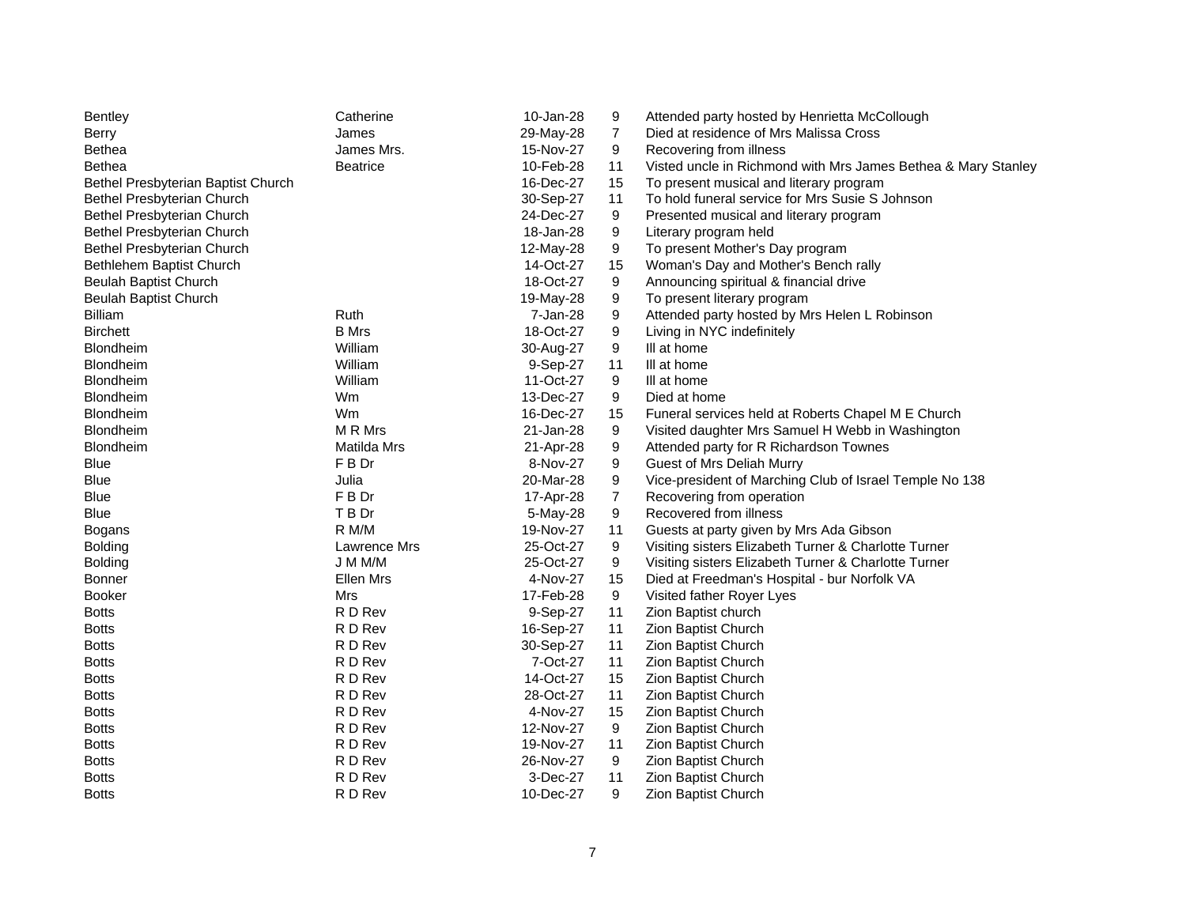| | | | | |
|---|---|---|---|---|
| Bentley | Catherine | 10-Jan-28 | 9 | Attended party hosted by Henrietta McCollough |
| Berry | James | 29-May-28 | 7 | Died at residence of Mrs Malissa Cross |
| Bethea | James Mrs. | 15-Nov-27 | 9 | Recovering from illness |
| Bethea | Beatrice | 10-Feb-28 | 11 | Visted uncle in Richmond with Mrs James Bethea & Mary Stanley |
| Bethel Presbyterian Baptist Church | | 16-Dec-27 | 15 | To present musical and literary program |
| Bethel Presbyterian Church | | 30-Sep-27 | 11 | To hold funeral service for Mrs Susie S Johnson |
| Bethel Presbyterian Church | | 24-Dec-27 | 9 | Presented musical and literary program |
| Bethel Presbyterian Church | | 18-Jan-28 | 9 | Literary program held |
| Bethel Presbyterian Church | | 12-May-28 | 9 | To present Mother's Day program |
| Bethlehem Baptist Church | | 14-Oct-27 | 15 | Woman's Day and Mother's Bench rally |
| Beulah Baptist Church | | 18-Oct-27 | 9 | Announcing spiritual & financial drive |
| Beulah Baptist Church | | 19-May-28 | 9 | To present literary program |
| Billiam | Ruth | 7-Jan-28 | 9 | Attended party hosted by Mrs Helen L Robinson |
| Birchett | B Mrs | 18-Oct-27 | 9 | Living in NYC indefinitely |
| Blondheim | William | 30-Aug-27 | 9 | Ill at home |
| Blondheim | William | 9-Sep-27 | 11 | Ill at home |
| Blondheim | William | 11-Oct-27 | 9 | Ill at home |
| Blondheim | Wm | 13-Dec-27 | 9 | Died at home |
| Blondheim | Wm | 16-Dec-27 | 15 | Funeral services held at Roberts Chapel M E Church |
| Blondheim | M R Mrs | 21-Jan-28 | 9 | Visited daughter Mrs Samuel H Webb in Washington |
| Blondheim | Matilda Mrs | 21-Apr-28 | 9 | Attended party for R Richardson Townes |
| Blue | F B Dr | 8-Nov-27 | 9 | Guest of Mrs Deliah Murry |
| Blue | Julia | 20-Mar-28 | 9 | Vice-president of Marching Club of Israel Temple No 138 |
| Blue | F B Dr | 17-Apr-28 | 7 | Recovering from operation |
| Blue | T B Dr | 5-May-28 | 9 | Recovered from illness |
| Bogans | R M/M | 19-Nov-27 | 11 | Guests at party given by Mrs Ada Gibson |
| Bolding | Lawrence Mrs | 25-Oct-27 | 9 | Visiting sisters Elizabeth Turner & Charlotte Turner |
| Bolding | J M M/M | 25-Oct-27 | 9 | Visiting sisters Elizabeth Turner & Charlotte Turner |
| Bonner | Ellen Mrs | 4-Nov-27 | 15 | Died at Freedman's Hospital - bur Norfolk VA |
| Booker | Mrs | 17-Feb-28 | 9 | Visited father Royer Lyes |
| Botts | R D Rev | 9-Sep-27 | 11 | Zion Baptist church |
| Botts | R D Rev | 16-Sep-27 | 11 | Zion Baptist Church |
| Botts | R D Rev | 30-Sep-27 | 11 | Zion Baptist Church |
| Botts | R D Rev | 7-Oct-27 | 11 | Zion Baptist Church |
| Botts | R D Rev | 14-Oct-27 | 15 | Zion Baptist Church |
| Botts | R D Rev | 28-Oct-27 | 11 | Zion Baptist Church |
| Botts | R D Rev | 4-Nov-27 | 15 | Zion Baptist Church |
| Botts | R D Rev | 12-Nov-27 | 9 | Zion Baptist Church |
| Botts | R D Rev | 19-Nov-27 | 11 | Zion Baptist Church |
| Botts | R D Rev | 26-Nov-27 | 9 | Zion Baptist Church |
| Botts | R D Rev | 3-Dec-27 | 11 | Zion Baptist Church |
| Botts | R D Rev | 10-Dec-27 | 9 | Zion Baptist Church |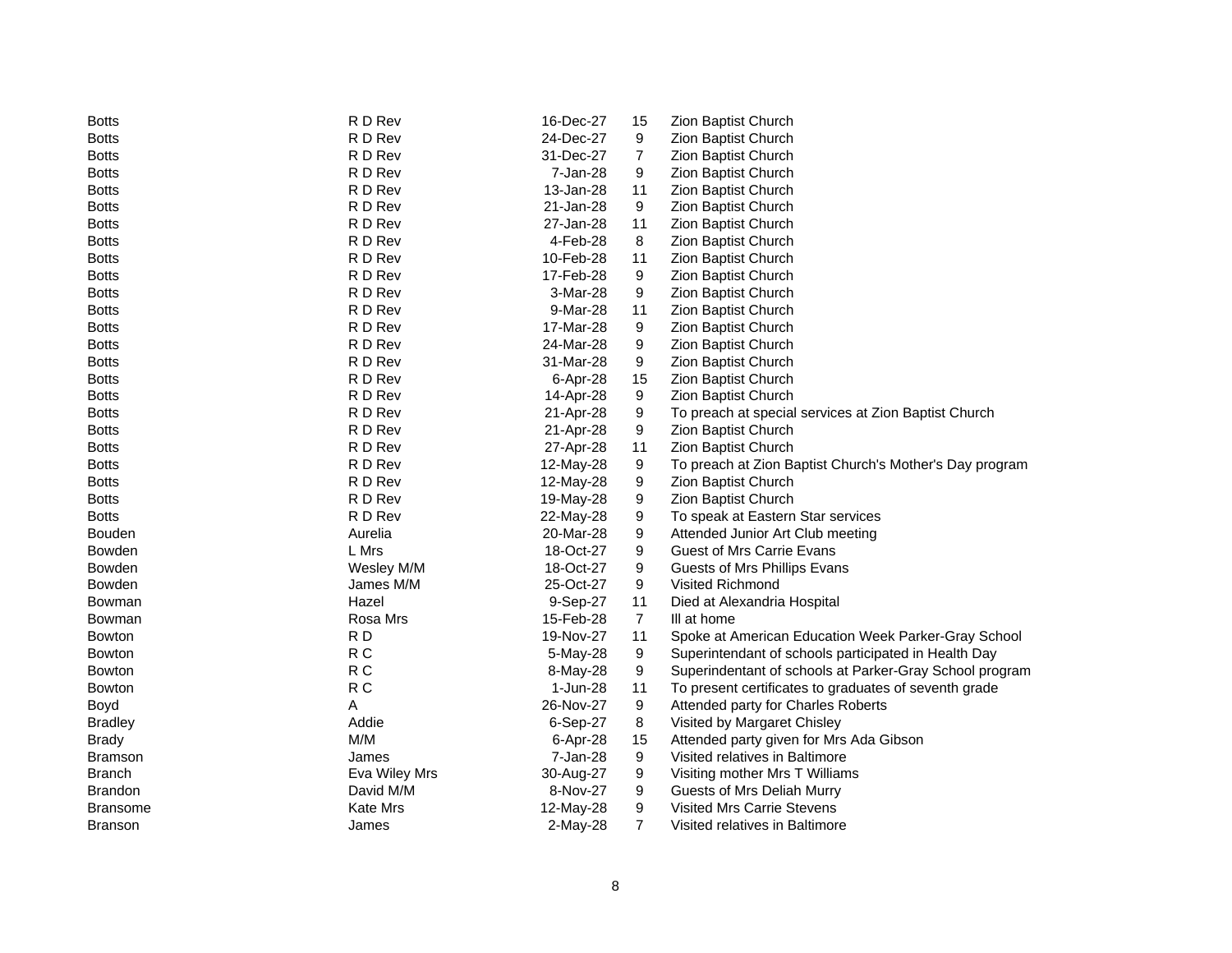| | | | | |
|---|---|---|---|---|
| Botts | R D Rev | 16-Dec-27 | 15 | Zion Baptist Church |
| Botts | R D Rev | 24-Dec-27 | 9 | Zion Baptist Church |
| Botts | R D Rev | 31-Dec-27 | 7 | Zion Baptist Church |
| Botts | R D Rev | 7-Jan-28 | 9 | Zion Baptist Church |
| Botts | R D Rev | 13-Jan-28 | 11 | Zion Baptist Church |
| Botts | R D Rev | 21-Jan-28 | 9 | Zion Baptist Church |
| Botts | R D Rev | 27-Jan-28 | 11 | Zion Baptist Church |
| Botts | R D Rev | 4-Feb-28 | 8 | Zion Baptist Church |
| Botts | R D Rev | 10-Feb-28 | 11 | Zion Baptist Church |
| Botts | R D Rev | 17-Feb-28 | 9 | Zion Baptist Church |
| Botts | R D Rev | 3-Mar-28 | 9 | Zion Baptist Church |
| Botts | R D Rev | 9-Mar-28 | 11 | Zion Baptist Church |
| Botts | R D Rev | 17-Mar-28 | 9 | Zion Baptist Church |
| Botts | R D Rev | 24-Mar-28 | 9 | Zion Baptist Church |
| Botts | R D Rev | 31-Mar-28 | 9 | Zion Baptist Church |
| Botts | R D Rev | 6-Apr-28 | 15 | Zion Baptist Church |
| Botts | R D Rev | 14-Apr-28 | 9 | Zion Baptist Church |
| Botts | R D Rev | 21-Apr-28 | 9 | To preach at special services at Zion Baptist Church |
| Botts | R D Rev | 21-Apr-28 | 9 | Zion Baptist Church |
| Botts | R D Rev | 27-Apr-28 | 11 | Zion Baptist Church |
| Botts | R D Rev | 12-May-28 | 9 | To preach at Zion Baptist Church's Mother's Day program |
| Botts | R D Rev | 12-May-28 | 9 | Zion Baptist Church |
| Botts | R D Rev | 19-May-28 | 9 | Zion Baptist Church |
| Botts | R D Rev | 22-May-28 | 9 | To speak at Eastern Star services |
| Bouden | Aurelia | 20-Mar-28 | 9 | Attended Junior Art Club meeting |
| Bowden | L Mrs | 18-Oct-27 | 9 | Guest of Mrs Carrie Evans |
| Bowden | Wesley M/M | 18-Oct-27 | 9 | Guests of Mrs Phillips Evans |
| Bowden | James M/M | 25-Oct-27 | 9 | Visited Richmond |
| Bowman | Hazel | 9-Sep-27 | 11 | Died at Alexandria Hospital |
| Bowman | Rosa Mrs | 15-Feb-28 | 7 | Ill at home |
| Bowton | R D | 19-Nov-27 | 11 | Spoke at American Education Week Parker-Gray School |
| Bowton | R C | 5-May-28 | 9 | Superintendant of schools participated in Health Day |
| Bowton | R C | 8-May-28 | 9 | Superindentant of schools at Parker-Gray School program |
| Bowton | R C | 1-Jun-28 | 11 | To present certificates to graduates of seventh grade |
| Boyd | A | 26-Nov-27 | 9 | Attended party for Charles Roberts |
| Bradley | Addie | 6-Sep-27 | 8 | Visited by Margaret Chisley |
| Brady | M/M | 6-Apr-28 | 15 | Attended party given for Mrs Ada Gibson |
| Bramson | James | 7-Jan-28 | 9 | Visited relatives in Baltimore |
| Branch | Eva Wiley Mrs | 30-Aug-27 | 9 | Visiting mother Mrs T Williams |
| Brandon | David M/M | 8-Nov-27 | 9 | Guests of Mrs Deliah Murry |
| Bransome | Kate Mrs | 12-May-28 | 9 | Visited Mrs Carrie Stevens |
| Branson | James | 2-May-28 | 7 | Visited relatives in Baltimore |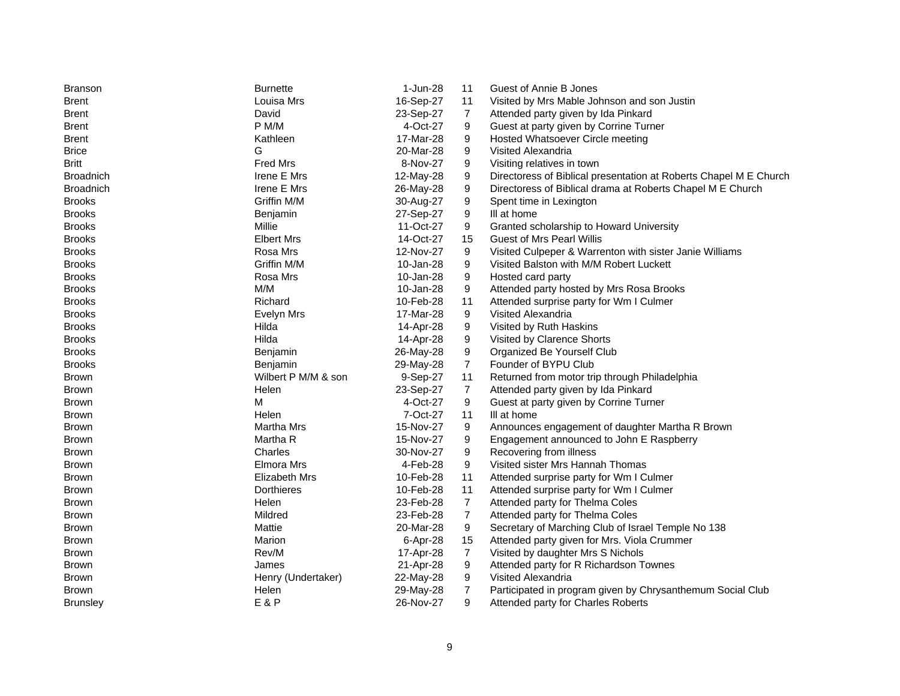| | | | | |
|---|---|---|---|---|
| Branson | Burnette | 1-Jun-28 | 11 | Guest of Annie B Jones |
| Brent | Louisa Mrs | 16-Sep-27 | 11 | Visited by Mrs Mable Johnson and son Justin |
| Brent | David | 23-Sep-27 | 7 | Attended party given by Ida Pinkard |
| Brent | P M/M | 4-Oct-27 | 9 | Guest at party given by Corrine Turner |
| Brent | Kathleen | 17-Mar-28 | 9 | Hosted Whatsoever Circle meeting |
| Brice | G | 20-Mar-28 | 9 | Visited Alexandria |
| Britt | Fred Mrs | 8-Nov-27 | 9 | Visiting relatives in town |
| Broadnich | Irene E Mrs | 12-May-28 | 9 | Directoress of Biblical presentation at Roberts Chapel M E Church |
| Broadnich | Irene E Mrs | 26-May-28 | 9 | Directoress of Biblical drama at Roberts Chapel M E Church |
| Brooks | Griffin M/M | 30-Aug-27 | 9 | Spent time in Lexington |
| Brooks | Benjamin | 27-Sep-27 | 9 | Ill at home |
| Brooks | Millie | 11-Oct-27 | 9 | Granted scholarship to Howard University |
| Brooks | Elbert Mrs | 14-Oct-27 | 15 | Guest of Mrs Pearl Willis |
| Brooks | Rosa Mrs | 12-Nov-27 | 9 | Visited Culpeper & Warrenton with sister Janie Williams |
| Brooks | Griffin M/M | 10-Jan-28 | 9 | Visited Balston with M/M Robert Luckett |
| Brooks | Rosa Mrs | 10-Jan-28 | 9 | Hosted card party |
| Brooks | M/M | 10-Jan-28 | 9 | Attended party hosted by Mrs Rosa Brooks |
| Brooks | Richard | 10-Feb-28 | 11 | Attended surprise party for Wm I Culmer |
| Brooks | Evelyn Mrs | 17-Mar-28 | 9 | Visited Alexandria |
| Brooks | Hilda | 14-Apr-28 | 9 | Visited by Ruth Haskins |
| Brooks | Hilda | 14-Apr-28 | 9 | Visited by Clarence Shorts |
| Brooks | Benjamin | 26-May-28 | 9 | Organized Be Yourself Club |
| Brooks | Benjamin | 29-May-28 | 7 | Founder of BYPU Club |
| Brown | Wilbert P M/M & son | 9-Sep-27 | 11 | Returned from motor trip through Philadelphia |
| Brown | Helen | 23-Sep-27 | 7 | Attended party given by Ida Pinkard |
| Brown | M | 4-Oct-27 | 9 | Guest at party given by Corrine Turner |
| Brown | Helen | 7-Oct-27 | 11 | Ill at home |
| Brown | Martha Mrs | 15-Nov-27 | 9 | Announces engagement of daughter Martha R Brown |
| Brown | Martha R | 15-Nov-27 | 9 | Engagement announced to John E Raspberry |
| Brown | Charles | 30-Nov-27 | 9 | Recovering from illness |
| Brown | Elmora Mrs | 4-Feb-28 | 9 | Visited sister Mrs Hannah Thomas |
| Brown | Elizabeth Mrs | 10-Feb-28 | 11 | Attended surprise party for Wm I Culmer |
| Brown | Dorthieres | 10-Feb-28 | 11 | Attended surprise party for Wm I Culmer |
| Brown | Helen | 23-Feb-28 | 7 | Attended party for Thelma Coles |
| Brown | Mildred | 23-Feb-28 | 7 | Attended party for Thelma Coles |
| Brown | Mattie | 20-Mar-28 | 9 | Secretary of Marching Club of Israel Temple No 138 |
| Brown | Marion | 6-Apr-28 | 15 | Attended party given for Mrs. Viola Crummer |
| Brown | Rev/M | 17-Apr-28 | 7 | Visited by daughter Mrs S Nichols |
| Brown | James | 21-Apr-28 | 9 | Attended party for R Richardson Townes |
| Brown | Henry (Undertaker) | 22-May-28 | 9 | Visited Alexandria |
| Brown | Helen | 29-May-28 | 7 | Participated in program given by Chrysanthemum Social Club |
| Brunsley | E & P | 26-Nov-27 | 9 | Attended party for Charles Roberts |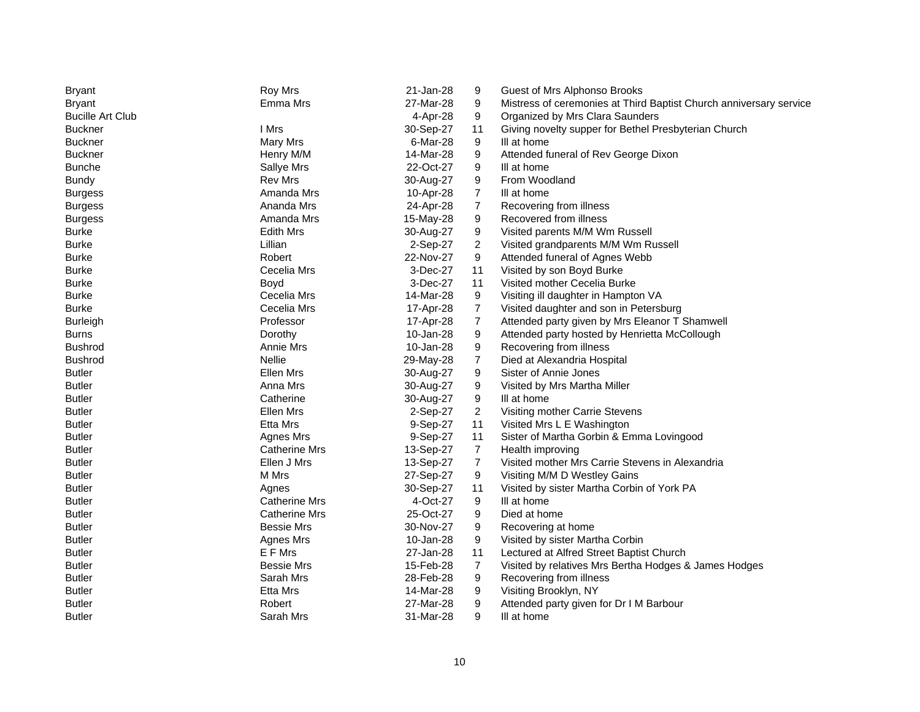| | | | | |
|---|---|---|---|---|
| Bryant | Roy Mrs | 21-Jan-28 | 9 | Guest of Mrs Alphonso Brooks |
| Bryant | Emma Mrs | 27-Mar-28 | 9 | Mistress of ceremonies at Third Baptist Church anniversary service |
| Bucille Art Club | | 4-Apr-28 | 9 | Organized by Mrs Clara Saunders |
| Buckner | I Mrs | 30-Sep-27 | 11 | Giving novelty supper for Bethel Presbyterian Church |
| Buckner | Mary Mrs | 6-Mar-28 | 9 | Ill at home |
| Buckner | Henry M/M | 14-Mar-28 | 9 | Attended funeral of Rev George Dixon |
| Bunche | Sallye Mrs | 22-Oct-27 | 9 | Ill at home |
| Bundy | Rev Mrs | 30-Aug-27 | 9 | From Woodland |
| Burgess | Amanda Mrs | 10-Apr-28 | 7 | Ill at home |
| Burgess | Ananda Mrs | 24-Apr-28 | 7 | Recovering from illness |
| Burgess | Amanda Mrs | 15-May-28 | 9 | Recovered from illness |
| Burke | Edith Mrs | 30-Aug-27 | 9 | Visited parents M/M Wm Russell |
| Burke | Lillian | 2-Sep-27 | 2 | Visited grandparents M/M Wm Russell |
| Burke | Robert | 22-Nov-27 | 9 | Attended funeral of Agnes Webb |
| Burke | Cecelia Mrs | 3-Dec-27 | 11 | Visited by son Boyd Burke |
| Burke | Boyd | 3-Dec-27 | 11 | Visited mother Cecelia Burke |
| Burke | Cecelia Mrs | 14-Mar-28 | 9 | Visiting ill daughter in Hampton VA |
| Burke | Cecelia Mrs | 17-Apr-28 | 7 | Visited daughter and son in Petersburg |
| Burleigh | Professor | 17-Apr-28 | 7 | Attended party given by Mrs Eleanor T Shamwell |
| Burns | Dorothy | 10-Jan-28 | 9 | Attended party hosted by Henrietta McCollough |
| Bushrod | Annie Mrs | 10-Jan-28 | 9 | Recovering from illness |
| Bushrod | Nellie | 29-May-28 | 7 | Died at Alexandria Hospital |
| Butler | Ellen Mrs | 30-Aug-27 | 9 | Sister of Annie Jones |
| Butler | Anna Mrs | 30-Aug-27 | 9 | Visited by Mrs Martha Miller |
| Butler | Catherine | 30-Aug-27 | 9 | Ill at home |
| Butler | Ellen Mrs | 2-Sep-27 | 2 | Visiting mother Carrie Stevens |
| Butler | Etta Mrs | 9-Sep-27 | 11 | Visited Mrs L E Washington |
| Butler | Agnes Mrs | 9-Sep-27 | 11 | Sister of Martha Gorbin & Emma Lovingood |
| Butler | Catherine Mrs | 13-Sep-27 | 7 | Health improving |
| Butler | Ellen J Mrs | 13-Sep-27 | 7 | Visited mother Mrs Carrie Stevens in Alexandria |
| Butler | M Mrs | 27-Sep-27 | 9 | Visiting M/M D Westley Gains |
| Butler | Agnes | 30-Sep-27 | 11 | Visited by sister Martha Corbin of York PA |
| Butler | Catherine Mrs | 4-Oct-27 | 9 | Ill at home |
| Butler | Catherine Mrs | 25-Oct-27 | 9 | Died at home |
| Butler | Bessie Mrs | 30-Nov-27 | 9 | Recovering at home |
| Butler | Agnes Mrs | 10-Jan-28 | 9 | Visited by sister Martha Corbin |
| Butler | E F Mrs | 27-Jan-28 | 11 | Lectured at Alfred Street Baptist Church |
| Butler | Bessie Mrs | 15-Feb-28 | 7 | Visited by relatives Mrs Bertha Hodges & James Hodges |
| Butler | Sarah Mrs | 28-Feb-28 | 9 | Recovering from illness |
| Butler | Etta Mrs | 14-Mar-28 | 9 | Visiting Brooklyn, NY |
| Butler | Robert | 27-Mar-28 | 9 | Attended party given for Dr I M Barbour |
| Butler | Sarah Mrs | 31-Mar-28 | 9 | Ill at home |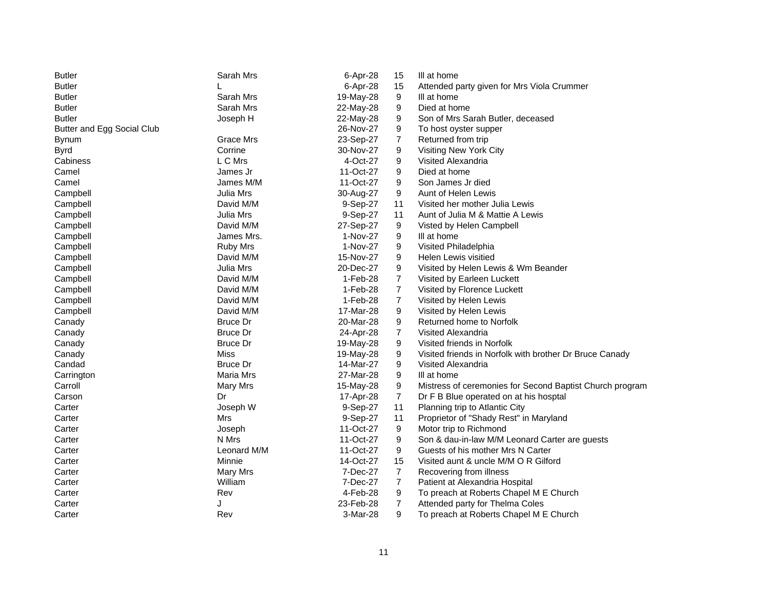| | | | | |
|---|---|---|---|---|
| Butler | Sarah Mrs | 6-Apr-28 | 15 | Ill at home |
| Butler | L | 6-Apr-28 | 15 | Attended party given for Mrs Viola Crummer |
| Butler | Sarah Mrs | 19-May-28 | 9 | Ill at home |
| Butler | Sarah Mrs | 22-May-28 | 9 | Died at home |
| Butler | Joseph H | 22-May-28 | 9 | Son of Mrs Sarah Butler, deceased |
| Butter and Egg Social Club | | 26-Nov-27 | 9 | To host oyster supper |
| Bynum | Grace Mrs | 23-Sep-27 | 7 | Returned from trip |
| Byrd | Corrine | 30-Nov-27 | 9 | Visiting New York City |
| Cabiness | L C Mrs | 4-Oct-27 | 9 | Visited Alexandria |
| Camel | James Jr | 11-Oct-27 | 9 | Died at home |
| Camel | James M/M | 11-Oct-27 | 9 | Son James Jr died |
| Campbell | Julia Mrs | 30-Aug-27 | 9 | Aunt of Helen Lewis |
| Campbell | David M/M | 9-Sep-27 | 11 | Visited her mother Julia Lewis |
| Campbell | Julia Mrs | 9-Sep-27 | 11 | Aunt of Julia M & Mattie A Lewis |
| Campbell | David M/M | 27-Sep-27 | 9 | Visted by Helen Campbell |
| Campbell | James Mrs. | 1-Nov-27 | 9 | Ill at home |
| Campbell | Ruby Mrs | 1-Nov-27 | 9 | Visited Philadelphia |
| Campbell | David M/M | 15-Nov-27 | 9 | Helen Lewis visitied |
| Campbell | Julia Mrs | 20-Dec-27 | 9 | Visited by Helen Lewis & Wm Beander |
| Campbell | David M/M | 1-Feb-28 | 7 | Visited by Earleen Luckett |
| Campbell | David M/M | 1-Feb-28 | 7 | Visited by Florence Luckett |
| Campbell | David M/M | 1-Feb-28 | 7 | Visited by Helen Lewis |
| Campbell | David M/M | 17-Mar-28 | 9 | Visited by Helen Lewis |
| Canady | Bruce Dr | 20-Mar-28 | 9 | Returned home to Norfolk |
| Canady | Bruce Dr | 24-Apr-28 | 7 | Visited Alexandria |
| Canady | Bruce Dr | 19-May-28 | 9 | Visited friends in Norfolk |
| Canady | Miss | 19-May-28 | 9 | Visited friends in Norfolk with brother Dr Bruce Canady |
| Candad | Bruce Dr | 14-Mar-27 | 9 | Visited Alexandria |
| Carrington | Maria Mrs | 27-Mar-28 | 9 | Ill at home |
| Carroll | Mary Mrs | 15-May-28 | 9 | Mistress of ceremonies for Second Baptist Church program |
| Carson | Dr | 17-Apr-28 | 7 | Dr F B Blue operated on at his hosptal |
| Carter | Joseph W | 9-Sep-27 | 11 | Planning trip to Atlantic City |
| Carter | Mrs | 9-Sep-27 | 11 | Proprietor of "Shady Rest" in Maryland |
| Carter | Joseph | 11-Oct-27 | 9 | Motor trip to Richmond |
| Carter | N Mrs | 11-Oct-27 | 9 | Son & dau-in-law M/M Leonard Carter are guests |
| Carter | Leonard M/M | 11-Oct-27 | 9 | Guests of his mother Mrs N Carter |
| Carter | Minnie | 14-Oct-27 | 15 | Visited aunt & uncle M/M O R Gilford |
| Carter | Mary Mrs | 7-Dec-27 | 7 | Recovering from illness |
| Carter | William | 7-Dec-27 | 7 | Patient at Alexandria Hospital |
| Carter | Rev | 4-Feb-28 | 9 | To preach at Roberts Chapel M E Church |
| Carter | J | 23-Feb-28 | 7 | Attended party for Thelma Coles |
| Carter | Rev | 3-Mar-28 | 9 | To preach at Roberts Chapel M E Church |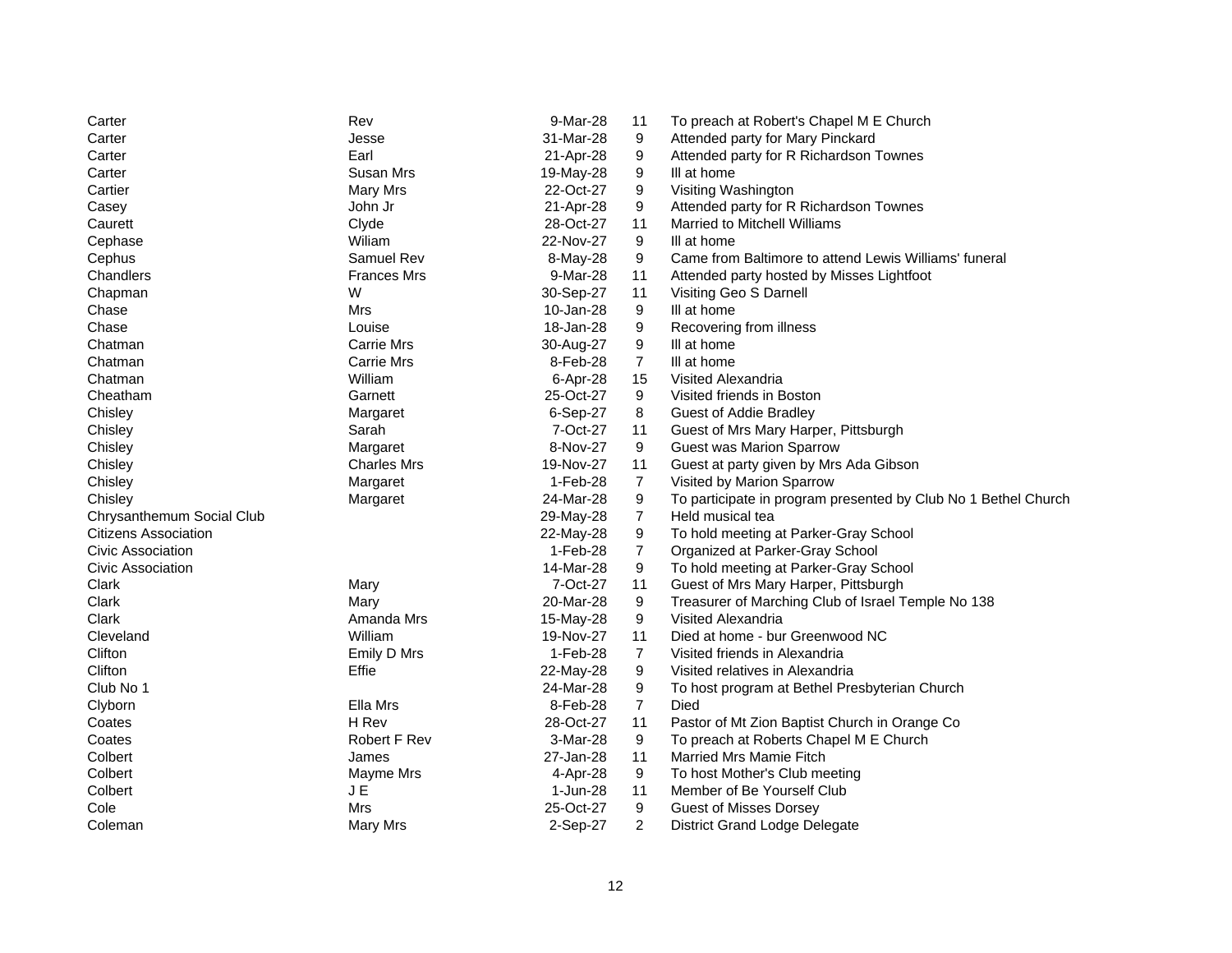| | | | | |
|---|---|---|---|---|
| Carter | Rev | 9-Mar-28 | 11 | To preach at Robert's Chapel M E Church |
| Carter | Jesse | 31-Mar-28 | 9 | Attended party for Mary Pinckard |
| Carter | Earl | 21-Apr-28 | 9 | Attended party for R Richardson Townes |
| Carter | Susan Mrs | 19-May-28 | 9 | Ill at home |
| Cartier | Mary Mrs | 22-Oct-27 | 9 | Visiting Washington |
| Casey | John Jr | 21-Apr-28 | 9 | Attended party for R Richardson Townes |
| Caurett | Clyde | 28-Oct-27 | 11 | Married to Mitchell Williams |
| Cephase | Wiliam | 22-Nov-27 | 9 | Ill at home |
| Cephus | Samuel Rev | 8-May-28 | 9 | Came from Baltimore to attend Lewis Williams' funeral |
| Chandlers | Frances Mrs | 9-Mar-28 | 11 | Attended party hosted by Misses Lightfoot |
| Chapman | W | 30-Sep-27 | 11 | Visiting Geo S Darnell |
| Chase | Mrs | 10-Jan-28 | 9 | Ill at home |
| Chase | Louise | 18-Jan-28 | 9 | Recovering from illness |
| Chatman | Carrie Mrs | 30-Aug-27 | 9 | Ill at home |
| Chatman | Carrie Mrs | 8-Feb-28 | 7 | Ill at home |
| Chatman | William | 6-Apr-28 | 15 | Visited Alexandria |
| Cheatham | Garnett | 25-Oct-27 | 9 | Visited friends in Boston |
| Chisley | Margaret | 6-Sep-27 | 8 | Guest of Addie Bradley |
| Chisley | Sarah | 7-Oct-27 | 11 | Guest of Mrs Mary Harper, Pittsburgh |
| Chisley | Margaret | 8-Nov-27 | 9 | Guest was Marion Sparrow |
| Chisley | Charles Mrs | 19-Nov-27 | 11 | Guest at party given by Mrs Ada Gibson |
| Chisley | Margaret | 1-Feb-28 | 7 | Visited by Marion Sparrow |
| Chisley | Margaret | 24-Mar-28 | 9 | To participate in program presented by Club No 1 Bethel Church |
| Chrysanthemum Social Club | | 29-May-28 | 7 | Held musical tea |
| Citizens Association | | 22-May-28 | 9 | To hold meeting at Parker-Gray School |
| Civic Association | | 1-Feb-28 | 7 | Organized at Parker-Gray School |
| Civic Association | | 14-Mar-28 | 9 | To hold meeting at Parker-Gray School |
| Clark | Mary | 7-Oct-27 | 11 | Guest of Mrs Mary Harper, Pittsburgh |
| Clark | Mary | 20-Mar-28 | 9 | Treasurer of Marching Club of Israel Temple No 138 |
| Clark | Amanda Mrs | 15-May-28 | 9 | Visited Alexandria |
| Cleveland | William | 19-Nov-27 | 11 | Died at home - bur Greenwood NC |
| Clifton | Emily D Mrs | 1-Feb-28 | 7 | Visited friends in Alexandria |
| Clifton | Effie | 22-May-28 | 9 | Visited relatives in Alexandria |
| Club No 1 | | 24-Mar-28 | 9 | To host program at Bethel Presbyterian Church |
| Clyborn | Ella Mrs | 8-Feb-28 | 7 | Died |
| Coates | H Rev | 28-Oct-27 | 11 | Pastor of Mt Zion Baptist Church in Orange Co |
| Coates | Robert F Rev | 3-Mar-28 | 9 | To preach at Roberts Chapel M E Church |
| Colbert | James | 27-Jan-28 | 11 | Married Mrs Mamie Fitch |
| Colbert | Mayme Mrs | 4-Apr-28 | 9 | To host Mother's Club meeting |
| Colbert | J E | 1-Jun-28 | 11 | Member of Be Yourself Club |
| Cole | Mrs | 25-Oct-27 | 9 | Guest of Misses Dorsey |
| Coleman | Mary Mrs | 2-Sep-27 | 2 | District Grand Lodge Delegate |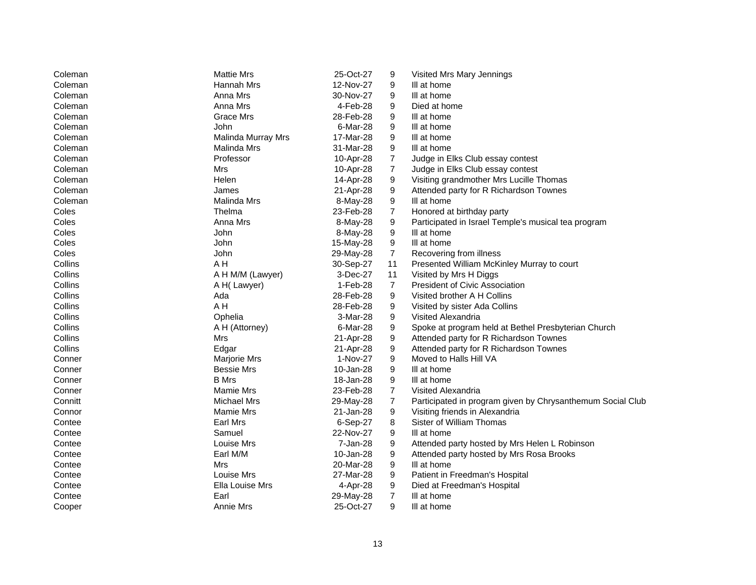| | | | | |
|---|---|---|---|---|
| Coleman | Mattie Mrs | 25-Oct-27 | 9 | Visited Mrs Mary Jennings |
| Coleman | Hannah Mrs | 12-Nov-27 | 9 | Ill at home |
| Coleman | Anna Mrs | 30-Nov-27 | 9 | Ill at home |
| Coleman | Anna Mrs | 4-Feb-28 | 9 | Died at home |
| Coleman | Grace Mrs | 28-Feb-28 | 9 | Ill at home |
| Coleman | John | 6-Mar-28 | 9 | Ill at home |
| Coleman | Malinda Murray Mrs | 17-Mar-28 | 9 | Ill at home |
| Coleman | Malinda Mrs | 31-Mar-28 | 9 | Ill at home |
| Coleman | Professor | 10-Apr-28 | 7 | Judge in Elks Club essay contest |
| Coleman | Mrs | 10-Apr-28 | 7 | Judge in Elks Club essay contest |
| Coleman | Helen | 14-Apr-28 | 9 | Visiting grandmother Mrs Lucille Thomas |
| Coleman | James | 21-Apr-28 | 9 | Attended party for R Richardson Townes |
| Coleman | Malinda Mrs | 8-May-28 | 9 | Ill at home |
| Coles | Thelma | 23-Feb-28 | 7 | Honored at birthday party |
| Coles | Anna Mrs | 8-May-28 | 9 | Participated in Israel Temple's musical tea program |
| Coles | John | 8-May-28 | 9 | Ill at home |
| Coles | John | 15-May-28 | 9 | Ill at home |
| Coles | John | 29-May-28 | 7 | Recovering from illness |
| Collins | A H | 30-Sep-27 | 11 | Presented William McKinley Murray to court |
| Collins | A H M/M (Lawyer) | 3-Dec-27 | 11 | Visited by Mrs H Diggs |
| Collins | A H( Lawyer) | 1-Feb-28 | 7 | President of Civic Association |
| Collins | Ada | 28-Feb-28 | 9 | Visited brother A H Collins |
| Collins | A H | 28-Feb-28 | 9 | Visited by sister Ada Collins |
| Collins | Ophelia | 3-Mar-28 | 9 | Visited Alexandria |
| Collins | A H (Attorney) | 6-Mar-28 | 9 | Spoke at program held at Bethel Presbyterian Church |
| Collins | Mrs | 21-Apr-28 | 9 | Attended party for R Richardson Townes |
| Collins | Edgar | 21-Apr-28 | 9 | Attended party for R Richardson Townes |
| Conner | Marjorie Mrs | 1-Nov-27 | 9 | Moved to Halls Hill VA |
| Conner | Bessie Mrs | 10-Jan-28 | 9 | Ill at home |
| Conner | B Mrs | 18-Jan-28 | 9 | Ill at home |
| Conner | Mamie Mrs | 23-Feb-28 | 7 | Visited Alexandria |
| Connitt | Michael Mrs | 29-May-28 | 7 | Participated in program given by Chrysanthemum Social Club |
| Connor | Mamie Mrs | 21-Jan-28 | 9 | Visiting friends in Alexandria |
| Contee | Earl Mrs | 6-Sep-27 | 8 | Sister of William Thomas |
| Contee | Samuel | 22-Nov-27 | 9 | Ill at home |
| Contee | Louise Mrs | 7-Jan-28 | 9 | Attended party hosted by Mrs Helen L Robinson |
| Contee | Earl M/M | 10-Jan-28 | 9 | Attended party hosted by Mrs Rosa Brooks |
| Contee | Mrs | 20-Mar-28 | 9 | Ill at home |
| Contee | Louise Mrs | 27-Mar-28 | 9 | Patient in Freedman's Hospital |
| Contee | Ella Louise Mrs | 4-Apr-28 | 9 | Died at Freedman's Hospital |
| Contee | Earl | 29-May-28 | 7 | Ill at home |
| Cooper | Annie Mrs | 25-Oct-27 | 9 | Ill at home |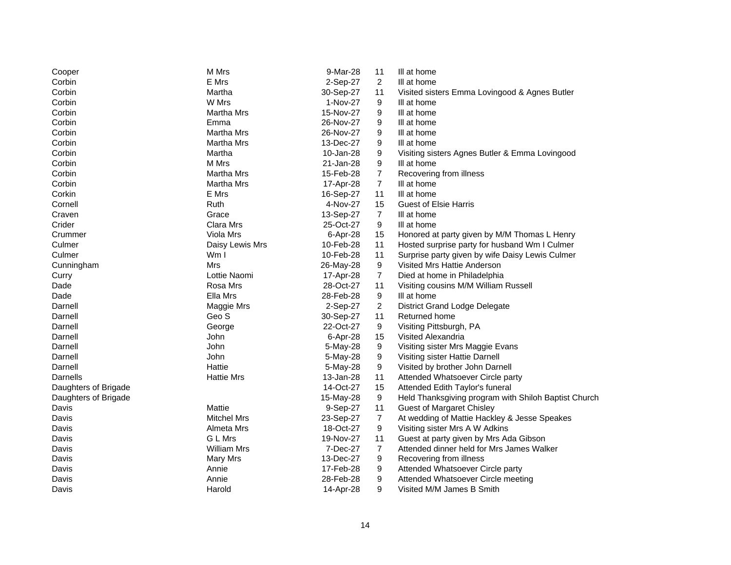| | | | | |
|---|---|---|---|---|
| Cooper | M Mrs | 9-Mar-28 | 11 | Ill at home |
| Corbin | E Mrs | 2-Sep-27 | 2 | Ill at home |
| Corbin | Martha | 30-Sep-27 | 11 | Visited sisters Emma Lovingood & Agnes Butler |
| Corbin | W Mrs | 1-Nov-27 | 9 | Ill at home |
| Corbin | Martha Mrs | 15-Nov-27 | 9 | Ill at home |
| Corbin | Emma | 26-Nov-27 | 9 | Ill at home |
| Corbin | Martha Mrs | 26-Nov-27 | 9 | Ill at home |
| Corbin | Martha Mrs | 13-Dec-27 | 9 | Ill at home |
| Corbin | Martha | 10-Jan-28 | 9 | Visiting sisters Agnes Butler & Emma Lovingood |
| Corbin | M Mrs | 21-Jan-28 | 9 | Ill at home |
| Corbin | Martha Mrs | 15-Feb-28 | 7 | Recovering from illness |
| Corbin | Martha Mrs | 17-Apr-28 | 7 | Ill at home |
| Corkin | E Mrs | 16-Sep-27 | 11 | Ill at home |
| Cornell | Ruth | 4-Nov-27 | 15 | Guest of Elsie Harris |
| Craven | Grace | 13-Sep-27 | 7 | Ill at home |
| Crider | Clara Mrs | 25-Oct-27 | 9 | Ill at home |
| Crummer | Viola Mrs | 6-Apr-28 | 15 | Honored at party given by M/M Thomas L Henry |
| Culmer | Daisy Lewis Mrs | 10-Feb-28 | 11 | Hosted surprise party for husband Wm I Culmer |
| Culmer | Wm I | 10-Feb-28 | 11 | Surprise party given by wife Daisy Lewis Culmer |
| Cunningham | Mrs | 26-May-28 | 9 | Visited Mrs Hattie Anderson |
| Curry | Lottie Naomi | 17-Apr-28 | 7 | Died at home in Philadelphia |
| Dade | Rosa Mrs | 28-Oct-27 | 11 | Visiting cousins M/M William Russell |
| Dade | Ella Mrs | 28-Feb-28 | 9 | Ill at home |
| Darnell | Maggie Mrs | 2-Sep-27 | 2 | District Grand Lodge Delegate |
| Darnell | Geo S | 30-Sep-27 | 11 | Returned home |
| Darnell | George | 22-Oct-27 | 9 | Visiting Pittsburgh, PA |
| Darnell | John | 6-Apr-28 | 15 | Visited Alexandria |
| Darnell | John | 5-May-28 | 9 | Visiting sister Mrs Maggie Evans |
| Darnell | John | 5-May-28 | 9 | Visiting sister Hattie Darnell |
| Darnell | Hattie | 5-May-28 | 9 | Visited by brother John Darnell |
| Darnells | Hattie Mrs | 13-Jan-28 | 11 | Attended Whatsoever Circle party |
| Daughters of Brigade | | 14-Oct-27 | 15 | Attended Edith Taylor's funeral |
| Daughters of Brigade | | 15-May-28 | 9 | Held Thanksgiving program with Shiloh Baptist Church |
| Davis | Mattie | 9-Sep-27 | 11 | Guest of Margaret Chisley |
| Davis | Mitchel Mrs | 23-Sep-27 | 7 | At wedding of Mattie Hackley & Jesse Speakes |
| Davis | Almeta Mrs | 18-Oct-27 | 9 | Visiting sister Mrs A W Adkins |
| Davis | G L Mrs | 19-Nov-27 | 11 | Guest at party given by Mrs Ada Gibson |
| Davis | William Mrs | 7-Dec-27 | 7 | Attended dinner held for Mrs James Walker |
| Davis | Mary Mrs | 13-Dec-27 | 9 | Recovering from illness |
| Davis | Annie | 17-Feb-28 | 9 | Attended Whatsoever Circle party |
| Davis | Annie | 28-Feb-28 | 9 | Attended Whatsoever Circle meeting |
| Davis | Harold | 14-Apr-28 | 9 | Visited M/M James B Smith |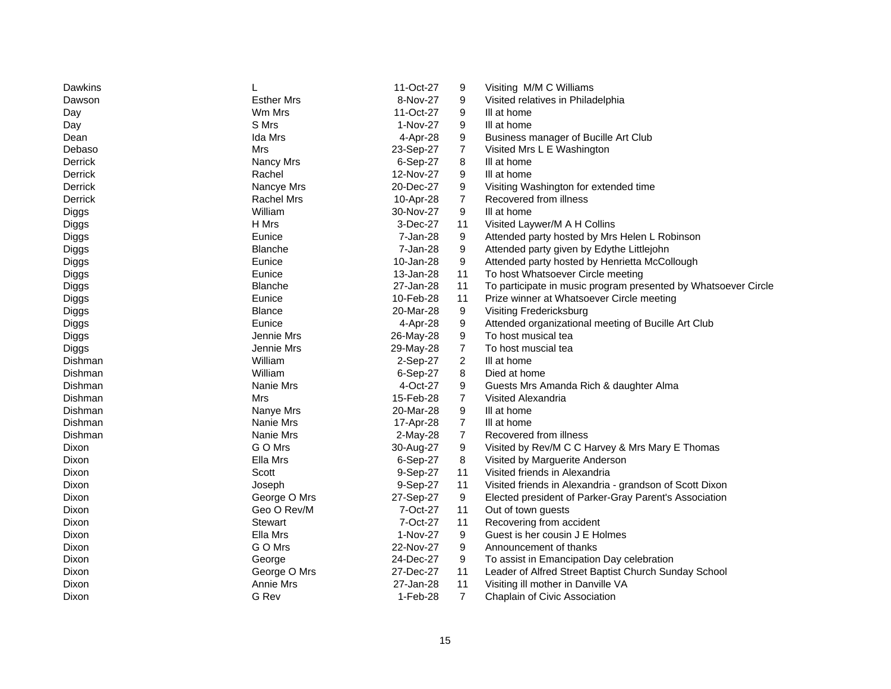| | | | | |
|---|---|---|---|---|
| Dawkins | L | 11-Oct-27 | 9 | Visiting M/M C Williams |
| Dawson | Esther Mrs | 8-Nov-27 | 9 | Visited relatives in Philadelphia |
| Day | Wm Mrs | 11-Oct-27 | 9 | Ill at home |
| Day | S Mrs | 1-Nov-27 | 9 | Ill at home |
| Dean | Ida Mrs | 4-Apr-28 | 9 | Business manager of Bucille Art Club |
| Debaso | Mrs | 23-Sep-27 | 7 | Visited Mrs L E Washington |
| Derrick | Nancy Mrs | 6-Sep-27 | 8 | Ill at home |
| Derrick | Rachel | 12-Nov-27 | 9 | Ill at home |
| Derrick | Nancye Mrs | 20-Dec-27 | 9 | Visiting Washington for extended time |
| Derrick | Rachel Mrs | 10-Apr-28 | 7 | Recovered from illness |
| Diggs | William | 30-Nov-27 | 9 | Ill at home |
| Diggs | H Mrs | 3-Dec-27 | 11 | Visited Laywer/M A H Collins |
| Diggs | Eunice | 7-Jan-28 | 9 | Attended party hosted by Mrs Helen L Robinson |
| Diggs | Blanche | 7-Jan-28 | 9 | Attended party given by Edythe Littlejohn |
| Diggs | Eunice | 10-Jan-28 | 9 | Attended party hosted by Henrietta McCollough |
| Diggs | Eunice | 13-Jan-28 | 11 | To host Whatsoever Circle meeting |
| Diggs | Blanche | 27-Jan-28 | 11 | To participate in music program presented by Whatsoever Circle |
| Diggs | Eunice | 10-Feb-28 | 11 | Prize winner at Whatsoever Circle meeting |
| Diggs | Blance | 20-Mar-28 | 9 | Visiting Fredericksburg |
| Diggs | Eunice | 4-Apr-28 | 9 | Attended organizational meeting of Bucille Art Club |
| Diggs | Jennie Mrs | 26-May-28 | 9 | To host musical tea |
| Diggs | Jennie Mrs | 29-May-28 | 7 | To host muscial tea |
| Dishman | William | 2-Sep-27 | 2 | Ill at home |
| Dishman | William | 6-Sep-27 | 8 | Died at home |
| Dishman | Nanie Mrs | 4-Oct-27 | 9 | Guests Mrs Amanda Rich & daughter Alma |
| Dishman | Mrs | 15-Feb-28 | 7 | Visited Alexandria |
| Dishman | Nanye Mrs | 20-Mar-28 | 9 | Ill at home |
| Dishman | Nanie Mrs | 17-Apr-28 | 7 | Ill at home |
| Dishman | Nanie Mrs | 2-May-28 | 7 | Recovered from illness |
| Dixon | G O Mrs | 30-Aug-27 | 9 | Visited by Rev/M C C Harvey & Mrs Mary E Thomas |
| Dixon | Ella Mrs | 6-Sep-27 | 8 | Visited by Marguerite Anderson |
| Dixon | Scott | 9-Sep-27 | 11 | Visited friends in Alexandria |
| Dixon | Joseph | 9-Sep-27 | 11 | Visited friends in Alexandria - grandson of Scott Dixon |
| Dixon | George O Mrs | 27-Sep-27 | 9 | Elected president of Parker-Gray Parent's Association |
| Dixon | Geo O Rev/M | 7-Oct-27 | 11 | Out of town guests |
| Dixon | Stewart | 7-Oct-27 | 11 | Recovering from accident |
| Dixon | Ella Mrs | 1-Nov-27 | 9 | Guest is her cousin J E Holmes |
| Dixon | G O Mrs | 22-Nov-27 | 9 | Announcement of thanks |
| Dixon | George | 24-Dec-27 | 9 | To assist in Emancipation Day celebration |
| Dixon | George O Mrs | 27-Dec-27 | 11 | Leader of Alfred Street Baptist Church Sunday School |
| Dixon | Annie Mrs | 27-Jan-28 | 11 | Visiting ill mother in Danville VA |
| Dixon | G Rev | 1-Feb-28 | 7 | Chaplain of Civic Association |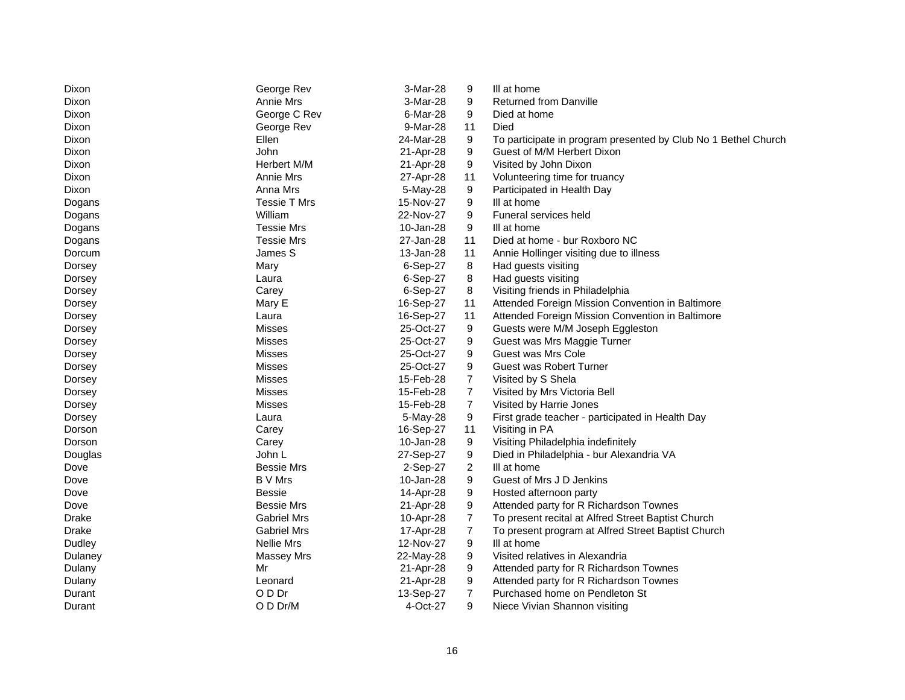| | | | | |
|---|---|---|---|---|
| Dixon | George Rev | 3-Mar-28 | 9 | Ill at home |
| Dixon | Annie Mrs | 3-Mar-28 | 9 | Returned from Danville |
| Dixon | George C Rev | 6-Mar-28 | 9 | Died at home |
| Dixon | George Rev | 9-Mar-28 | 11 | Died |
| Dixon | Ellen | 24-Mar-28 | 9 | To participate in program presented by Club No 1 Bethel Church |
| Dixon | John | 21-Apr-28 | 9 | Guest of M/M Herbert Dixon |
| Dixon | Herbert M/M | 21-Apr-28 | 9 | Visited by John Dixon |
| Dixon | Annie Mrs | 27-Apr-28 | 11 | Volunteering time for truancy |
| Dixon | Anna Mrs | 5-May-28 | 9 | Participated in Health Day |
| Dogans | Tessie T Mrs | 15-Nov-27 | 9 | Ill at home |
| Dogans | William | 22-Nov-27 | 9 | Funeral services held |
| Dogans | Tessie Mrs | 10-Jan-28 | 9 | Ill at home |
| Dogans | Tessie Mrs | 27-Jan-28 | 11 | Died at home - bur Roxboro NC |
| Dorcum | James S | 13-Jan-28 | 11 | Annie Hollinger visiting due to illness |
| Dorsey | Mary | 6-Sep-27 | 8 | Had guests visiting |
| Dorsey | Laura | 6-Sep-27 | 8 | Had guests visiting |
| Dorsey | Carey | 6-Sep-27 | 8 | Visiting friends in Philadelphia |
| Dorsey | Mary E | 16-Sep-27 | 11 | Attended Foreign Mission Convention in Baltimore |
| Dorsey | Laura | 16-Sep-27 | 11 | Attended Foreign Mission Convention in Baltimore |
| Dorsey | Misses | 25-Oct-27 | 9 | Guests were M/M Joseph Eggleston |
| Dorsey | Misses | 25-Oct-27 | 9 | Guest was Mrs Maggie Turner |
| Dorsey | Misses | 25-Oct-27 | 9 | Guest was Mrs Cole |
| Dorsey | Misses | 25-Oct-27 | 9 | Guest was Robert Turner |
| Dorsey | Misses | 15-Feb-28 | 7 | Visited by S Shela |
| Dorsey | Misses | 15-Feb-28 | 7 | Visited by Mrs Victoria Bell |
| Dorsey | Misses | 15-Feb-28 | 7 | Visited by Harrie Jones |
| Dorsey | Laura | 5-May-28 | 9 | First grade teacher - participated in Health Day |
| Dorson | Carey | 16-Sep-27 | 11 | Visiting in PA |
| Dorson | Carey | 10-Jan-28 | 9 | Visiting Philadelphia indefinitely |
| Douglas | John L | 27-Sep-27 | 9 | Died in Philadelphia - bur Alexandria VA |
| Dove | Bessie Mrs | 2-Sep-27 | 2 | Ill at home |
| Dove | B V Mrs | 10-Jan-28 | 9 | Guest of Mrs J D Jenkins |
| Dove | Bessie | 14-Apr-28 | 9 | Hosted afternoon party |
| Dove | Bessie Mrs | 21-Apr-28 | 9 | Attended party for R Richardson Townes |
| Drake | Gabriel Mrs | 10-Apr-28 | 7 | To present recital at Alfred Street Baptist Church |
| Drake | Gabriel Mrs | 17-Apr-28 | 7 | To present program at Alfred Street Baptist Church |
| Dudley | Nellie Mrs | 12-Nov-27 | 9 | Ill at home |
| Dulaney | Massey Mrs | 22-May-28 | 9 | Visited relatives in Alexandria |
| Dulany | Mr | 21-Apr-28 | 9 | Attended party for R Richardson Townes |
| Dulany | Leonard | 21-Apr-28 | 9 | Attended party for R Richardson Townes |
| Durant | O D Dr | 13-Sep-27 | 7 | Purchased home on Pendleton St |
| Durant | O D Dr/M | 4-Oct-27 | 9 | Niece Vivian Shannon visiting |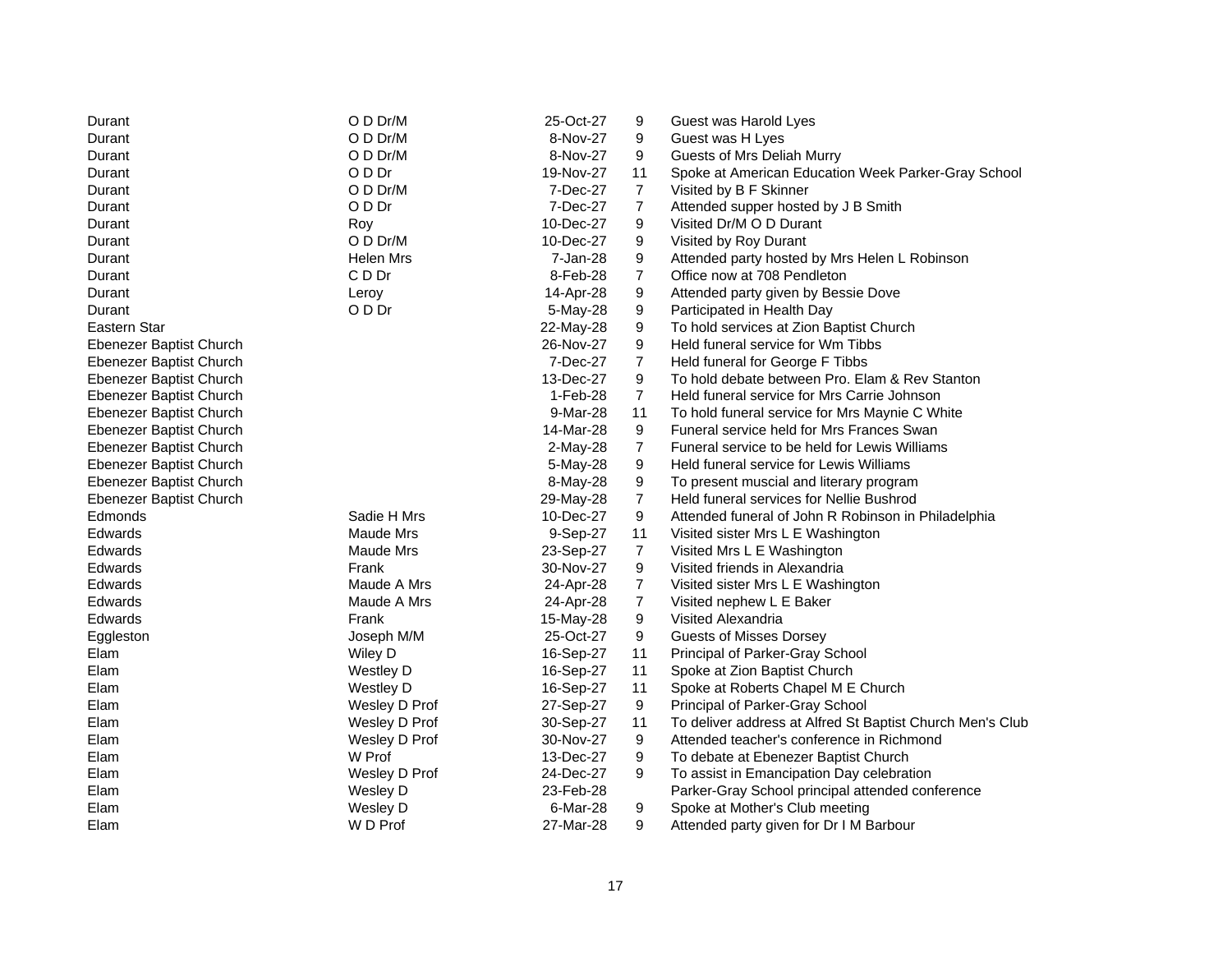| | | | | |
|---|---|---|---|---|
| Durant | O D Dr/M | 25-Oct-27 | 9 | Guest was Harold Lyes |
| Durant | O D Dr/M | 8-Nov-27 | 9 | Guest was H Lyes |
| Durant | O D Dr/M | 8-Nov-27 | 9 | Guests of Mrs Deliah Murry |
| Durant | O D Dr | 19-Nov-27 | 11 | Spoke at American Education Week Parker-Gray School |
| Durant | O D Dr/M | 7-Dec-27 | 7 | Visited by B F Skinner |
| Durant | O D Dr | 7-Dec-27 | 7 | Attended supper hosted by J B Smith |
| Durant | Roy | 10-Dec-27 | 9 | Visited Dr/M O D Durant |
| Durant | O D Dr/M | 10-Dec-27 | 9 | Visited by Roy Durant |
| Durant | Helen Mrs | 7-Jan-28 | 9 | Attended party hosted by Mrs Helen L Robinson |
| Durant | C D Dr | 8-Feb-28 | 7 | Office now at 708 Pendleton |
| Durant | Leroy | 14-Apr-28 | 9 | Attended party given by Bessie Dove |
| Durant | O D Dr | 5-May-28 | 9 | Participated in Health Day |
| Eastern Star | | 22-May-28 | 9 | To hold services at Zion Baptist Church |
| Ebenezer Baptist Church | | 26-Nov-27 | 9 | Held funeral service for Wm Tibbs |
| Ebenezer Baptist Church | | 7-Dec-27 | 7 | Held funeral for George F Tibbs |
| Ebenezer Baptist Church | | 13-Dec-27 | 9 | To hold debate between Pro. Elam & Rev Stanton |
| Ebenezer Baptist Church | | 1-Feb-28 | 7 | Held funeral service for Mrs Carrie Johnson |
| Ebenezer Baptist Church | | 9-Mar-28 | 11 | To hold funeral service for Mrs Maynie C White |
| Ebenezer Baptist Church | | 14-Mar-28 | 9 | Funeral service held for Mrs Frances Swan |
| Ebenezer Baptist Church | | 2-May-28 | 7 | Funeral service to be held for Lewis Williams |
| Ebenezer Baptist Church | | 5-May-28 | 9 | Held funeral service for Lewis Williams |
| Ebenezer Baptist Church | | 8-May-28 | 9 | To present muscial and literary program |
| Ebenezer Baptist Church | | 29-May-28 | 7 | Held funeral services for Nellie Bushrod |
| Edmonds | Sadie H Mrs | 10-Dec-27 | 9 | Attended funeral of John R Robinson in Philadelphia |
| Edwards | Maude Mrs | 9-Sep-27 | 11 | Visited sister Mrs L E Washington |
| Edwards | Maude Mrs | 23-Sep-27 | 7 | Visited Mrs L E Washington |
| Edwards | Frank | 30-Nov-27 | 9 | Visited friends in Alexandria |
| Edwards | Maude A Mrs | 24-Apr-28 | 7 | Visited sister Mrs L E Washington |
| Edwards | Maude A Mrs | 24-Apr-28 | 7 | Visited nephew L E Baker |
| Edwards | Frank | 15-May-28 | 9 | Visited Alexandria |
| Eggleston | Joseph M/M | 25-Oct-27 | 9 | Guests of Misses Dorsey |
| Elam | Wiley D | 16-Sep-27 | 11 | Principal of Parker-Gray School |
| Elam | Westley D | 16-Sep-27 | 11 | Spoke at Zion Baptist Church |
| Elam | Westley D | 16-Sep-27 | 11 | Spoke at Roberts Chapel M E Church |
| Elam | Wesley D Prof | 27-Sep-27 | 9 | Principal of Parker-Gray School |
| Elam | Wesley D Prof | 30-Sep-27 | 11 | To deliver address at Alfred St Baptist Church Men's Club |
| Elam | Wesley D Prof | 30-Nov-27 | 9 | Attended teacher's conference in Richmond |
| Elam | W Prof | 13-Dec-27 | 9 | To debate at Ebenezer Baptist Church |
| Elam | Wesley D Prof | 24-Dec-27 | 9 | To assist in Emancipation Day celebration |
| Elam | Wesley D | 23-Feb-28 | | Parker-Gray School principal attended conference |
| Elam | Wesley D | 6-Mar-28 | 9 | Spoke at Mother's Club meeting |
| Elam | W D Prof | 27-Mar-28 | 9 | Attended party given for Dr I M Barbour |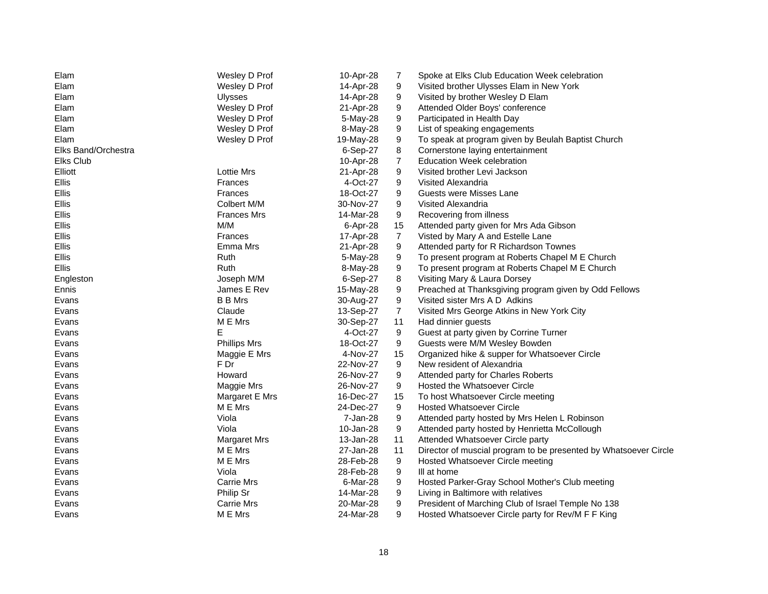| | | | | |
|---|---|---|---|---|
| Elam | Wesley D Prof | 10-Apr-28 | 7 | Spoke at Elks Club Education Week celebration |
| Elam | Wesley D Prof | 14-Apr-28 | 9 | Visited brother Ulysses Elam in New York |
| Elam | Ulysses | 14-Apr-28 | 9 | Visited by brother Wesley D Elam |
| Elam | Wesley D Prof | 21-Apr-28 | 9 | Attended Older Boys' conference |
| Elam | Wesley D Prof | 5-May-28 | 9 | Participated in Health Day |
| Elam | Wesley D Prof | 8-May-28 | 9 | List of speaking engagements |
| Elam | Wesley D Prof | 19-May-28 | 9 | To speak at program given by Beulah Baptist Church |
| Elks Band/Orchestra | | 6-Sep-27 | 8 | Cornerstone laying entertainment |
| Elks Club | | 10-Apr-28 | 7 | Education Week celebration |
| Elliott | Lottie Mrs | 21-Apr-28 | 9 | Visited brother Levi Jackson |
| Ellis | Frances | 4-Oct-27 | 9 | Visited Alexandria |
| Ellis | Frances | 18-Oct-27 | 9 | Guests were Misses Lane |
| Ellis | Colbert M/M | 30-Nov-27 | 9 | Visited Alexandria |
| Ellis | Frances Mrs | 14-Mar-28 | 9 | Recovering from illness |
| Ellis | M/M | 6-Apr-28 | 15 | Attended party given for Mrs Ada Gibson |
| Ellis | Frances | 17-Apr-28 | 7 | Visted by Mary A and Estelle Lane |
| Ellis | Emma Mrs | 21-Apr-28 | 9 | Attended party for R Richardson Townes |
| Ellis | Ruth | 5-May-28 | 9 | To present program at Roberts Chapel M E Church |
| Ellis | Ruth | 8-May-28 | 9 | To present program at Roberts Chapel M E Church |
| Engleston | Joseph M/M | 6-Sep-27 | 8 | Visiting Mary & Laura Dorsey |
| Ennis | James E Rev | 15-May-28 | 9 | Preached at Thanksgiving program given by Odd Fellows |
| Evans | B B Mrs | 30-Aug-27 | 9 | Visited sister Mrs A D Adkins |
| Evans | Claude | 13-Sep-27 | 7 | Visited Mrs George Atkins in New York City |
| Evans | M E Mrs | 30-Sep-27 | 11 | Had dinnier guests |
| Evans | E | 4-Oct-27 | 9 | Guest at party given by Corrine Turner |
| Evans | Phillips Mrs | 18-Oct-27 | 9 | Guests were M/M Wesley Bowden |
| Evans | Maggie E Mrs | 4-Nov-27 | 15 | Organized hike & supper for Whatsoever Circle |
| Evans | F Dr | 22-Nov-27 | 9 | New resident of Alexandria |
| Evans | Howard | 26-Nov-27 | 9 | Attended party for Charles Roberts |
| Evans | Maggie Mrs | 26-Nov-27 | 9 | Hosted the Whatsoever Circle |
| Evans | Margaret E Mrs | 16-Dec-27 | 15 | To host Whatsoever Circle meeting |
| Evans | M E Mrs | 24-Dec-27 | 9 | Hosted Whatsoever Circle |
| Evans | Viola | 7-Jan-28 | 9 | Attended party hosted by Mrs Helen L Robinson |
| Evans | Viola | 10-Jan-28 | 9 | Attended party hosted by Henrietta McCollough |
| Evans | Margaret Mrs | 13-Jan-28 | 11 | Attended Whatsoever Circle party |
| Evans | M E Mrs | 27-Jan-28 | 11 | Director of muscial program to be presented by Whatsoever Circle |
| Evans | M E Mrs | 28-Feb-28 | 9 | Hosted Whatsoever Circle meeting |
| Evans | Viola | 28-Feb-28 | 9 | Ill at home |
| Evans | Carrie Mrs | 6-Mar-28 | 9 | Hosted Parker-Gray School Mother's Club meeting |
| Evans | Philip Sr | 14-Mar-28 | 9 | Living in Baltimore with relatives |
| Evans | Carrie Mrs | 20-Mar-28 | 9 | President of Marching Club of Israel Temple No 138 |
| Evans | M E Mrs | 24-Mar-28 | 9 | Hosted Whatsoever Circle party for Rev/M F F King |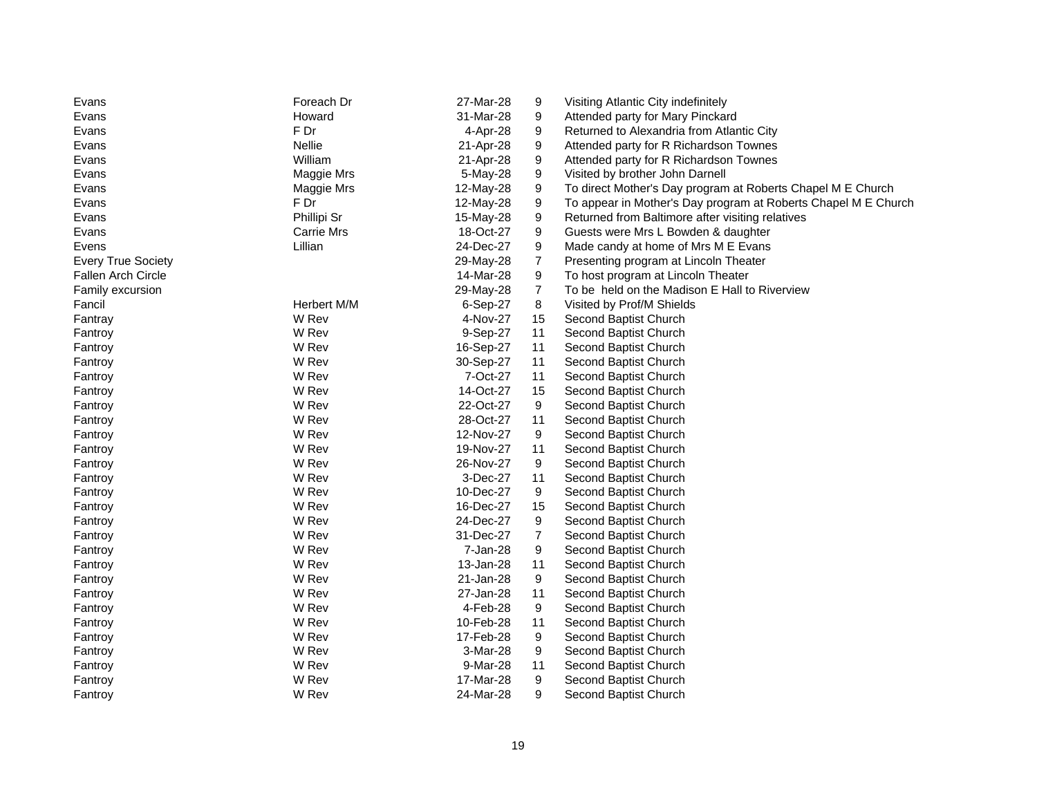| | | | | |
|---|---|---|---|---|
| Evans | Foreach Dr | 27-Mar-28 | 9 | Visiting Atlantic City indefinitely |
| Evans | Howard | 31-Mar-28 | 9 | Attended party for Mary Pinckard |
| Evans | F Dr | 4-Apr-28 | 9 | Returned to Alexandria from Atlantic City |
| Evans | Nellie | 21-Apr-28 | 9 | Attended party for R Richardson Townes |
| Evans | William | 21-Apr-28 | 9 | Attended party for R Richardson Townes |
| Evans | Maggie Mrs | 5-May-28 | 9 | Visited by brother John Darnell |
| Evans | Maggie Mrs | 12-May-28 | 9 | To direct Mother's Day program at Roberts Chapel M E Church |
| Evans | F Dr | 12-May-28 | 9 | To appear in Mother's Day program at Roberts Chapel M E Church |
| Evans | Phillipi Sr | 15-May-28 | 9 | Returned from Baltimore after visiting relatives |
| Evans | Carrie Mrs | 18-Oct-27 | 9 | Guests were Mrs L Bowden & daughter |
| Evens | Lillian | 24-Dec-27 | 9 | Made candy at home of Mrs M E Evans |
| Every True Society | | 29-May-28 | 7 | Presenting program at Lincoln Theater |
| Fallen Arch Circle | | 14-Mar-28 | 9 | To host program at Lincoln Theater |
| Family excursion | | 29-May-28 | 7 | To be held on the Madison E Hall to Riverview |
| Fancil | Herbert M/M | 6-Sep-27 | 8 | Visited by Prof/M Shields |
| Fantray | W Rev | 4-Nov-27 | 15 | Second Baptist Church |
| Fantroy | W Rev | 9-Sep-27 | 11 | Second Baptist Church |
| Fantroy | W Rev | 16-Sep-27 | 11 | Second Baptist Church |
| Fantroy | W Rev | 30-Sep-27 | 11 | Second Baptist Church |
| Fantroy | W Rev | 7-Oct-27 | 11 | Second Baptist Church |
| Fantroy | W Rev | 14-Oct-27 | 15 | Second Baptist Church |
| Fantroy | W Rev | 22-Oct-27 | 9 | Second Baptist Church |
| Fantroy | W Rev | 28-Oct-27 | 11 | Second Baptist Church |
| Fantroy | W Rev | 12-Nov-27 | 9 | Second Baptist Church |
| Fantroy | W Rev | 19-Nov-27 | 11 | Second Baptist Church |
| Fantroy | W Rev | 26-Nov-27 | 9 | Second Baptist Church |
| Fantroy | W Rev | 3-Dec-27 | 11 | Second Baptist Church |
| Fantroy | W Rev | 10-Dec-27 | 9 | Second Baptist Church |
| Fantroy | W Rev | 16-Dec-27 | 15 | Second Baptist Church |
| Fantroy | W Rev | 24-Dec-27 | 9 | Second Baptist Church |
| Fantroy | W Rev | 31-Dec-27 | 7 | Second Baptist Church |
| Fantroy | W Rev | 7-Jan-28 | 9 | Second Baptist Church |
| Fantroy | W Rev | 13-Jan-28 | 11 | Second Baptist Church |
| Fantroy | W Rev | 21-Jan-28 | 9 | Second Baptist Church |
| Fantroy | W Rev | 27-Jan-28 | 11 | Second Baptist Church |
| Fantroy | W Rev | 4-Feb-28 | 9 | Second Baptist Church |
| Fantroy | W Rev | 10-Feb-28 | 11 | Second Baptist Church |
| Fantroy | W Rev | 17-Feb-28 | 9 | Second Baptist Church |
| Fantroy | W Rev | 3-Mar-28 | 9 | Second Baptist Church |
| Fantroy | W Rev | 9-Mar-28 | 11 | Second Baptist Church |
| Fantroy | W Rev | 17-Mar-28 | 9 | Second Baptist Church |
| Fantroy | W Rev | 24-Mar-28 | 9 | Second Baptist Church |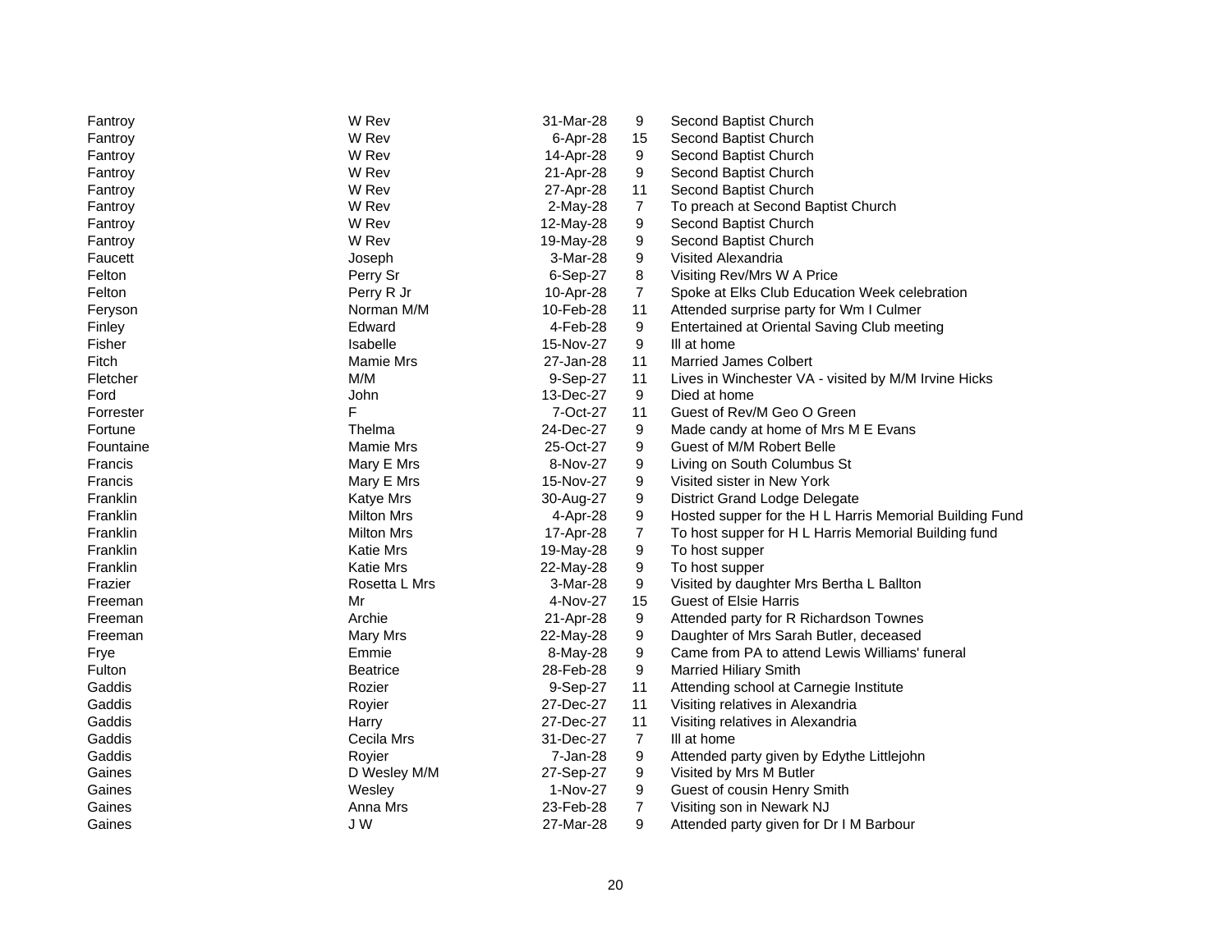| | | | | |
|---|---|---|---|---|
| Fantroy | W Rev | 31-Mar-28 | 9 | Second Baptist Church |
| Fantroy | W Rev | 6-Apr-28 | 15 | Second Baptist Church |
| Fantroy | W Rev | 14-Apr-28 | 9 | Second Baptist Church |
| Fantroy | W Rev | 21-Apr-28 | 9 | Second Baptist Church |
| Fantroy | W Rev | 27-Apr-28 | 11 | Second Baptist Church |
| Fantroy | W Rev | 2-May-28 | 7 | To preach at Second Baptist Church |
| Fantroy | W Rev | 12-May-28 | 9 | Second Baptist Church |
| Fantroy | W Rev | 19-May-28 | 9 | Second Baptist Church |
| Faucett | Joseph | 3-Mar-28 | 9 | Visited Alexandria |
| Felton | Perry Sr | 6-Sep-27 | 8 | Visiting Rev/Mrs W A Price |
| Felton | Perry R Jr | 10-Apr-28 | 7 | Spoke at Elks Club Education Week celebration |
| Feryson | Norman M/M | 10-Feb-28 | 11 | Attended surprise party for Wm I Culmer |
| Finley | Edward | 4-Feb-28 | 9 | Entertained at Oriental Saving Club meeting |
| Fisher | Isabelle | 15-Nov-27 | 9 | Ill at home |
| Fitch | Mamie Mrs | 27-Jan-28 | 11 | Married James Colbert |
| Fletcher | M/M | 9-Sep-27 | 11 | Lives in Winchester VA - visited by M/M Irvine Hicks |
| Ford | John | 13-Dec-27 | 9 | Died at home |
| Forrester | F | 7-Oct-27 | 11 | Guest of Rev/M Geo O Green |
| Fortune | Thelma | 24-Dec-27 | 9 | Made candy at home of Mrs M E Evans |
| Fountaine | Mamie Mrs | 25-Oct-27 | 9 | Guest of M/M Robert Belle |
| Francis | Mary E Mrs | 8-Nov-27 | 9 | Living on South Columbus St |
| Francis | Mary E Mrs | 15-Nov-27 | 9 | Visited sister in New York |
| Franklin | Katye Mrs | 30-Aug-27 | 9 | District Grand Lodge Delegate |
| Franklin | Milton Mrs | 4-Apr-28 | 9 | Hosted supper for the H L Harris Memorial Building Fund |
| Franklin | Milton Mrs | 17-Apr-28 | 7 | To host supper for H L Harris Memorial Building fund |
| Franklin | Katie Mrs | 19-May-28 | 9 | To host supper |
| Franklin | Katie Mrs | 22-May-28 | 9 | To host supper |
| Frazier | Rosetta L Mrs | 3-Mar-28 | 9 | Visited by daughter Mrs Bertha L Ballton |
| Freeman | Mr | 4-Nov-27 | 15 | Guest of Elsie Harris |
| Freeman | Archie | 21-Apr-28 | 9 | Attended party for R Richardson Townes |
| Freeman | Mary Mrs | 22-May-28 | 9 | Daughter of Mrs Sarah Butler, deceased |
| Frye | Emmie | 8-May-28 | 9 | Came from PA to attend Lewis Williams' funeral |
| Fulton | Beatrice | 28-Feb-28 | 9 | Married Hiliary Smith |
| Gaddis | Rozier | 9-Sep-27 | 11 | Attending school at Carnegie Institute |
| Gaddis | Royier | 27-Dec-27 | 11 | Visiting relatives in Alexandria |
| Gaddis | Harry | 27-Dec-27 | 11 | Visiting relatives in Alexandria |
| Gaddis | Cecila Mrs | 31-Dec-27 | 7 | Ill at home |
| Gaddis | Royier | 7-Jan-28 | 9 | Attended party given by Edythe Littlejohn |
| Gaines | D Wesley M/M | 27-Sep-27 | 9 | Visited by Mrs M Butler |
| Gaines | Wesley | 1-Nov-27 | 9 | Guest of cousin Henry Smith |
| Gaines | Anna Mrs | 23-Feb-28 | 7 | Visiting son in Newark NJ |
| Gaines | J W | 27-Mar-28 | 9 | Attended party given for Dr I M Barbour |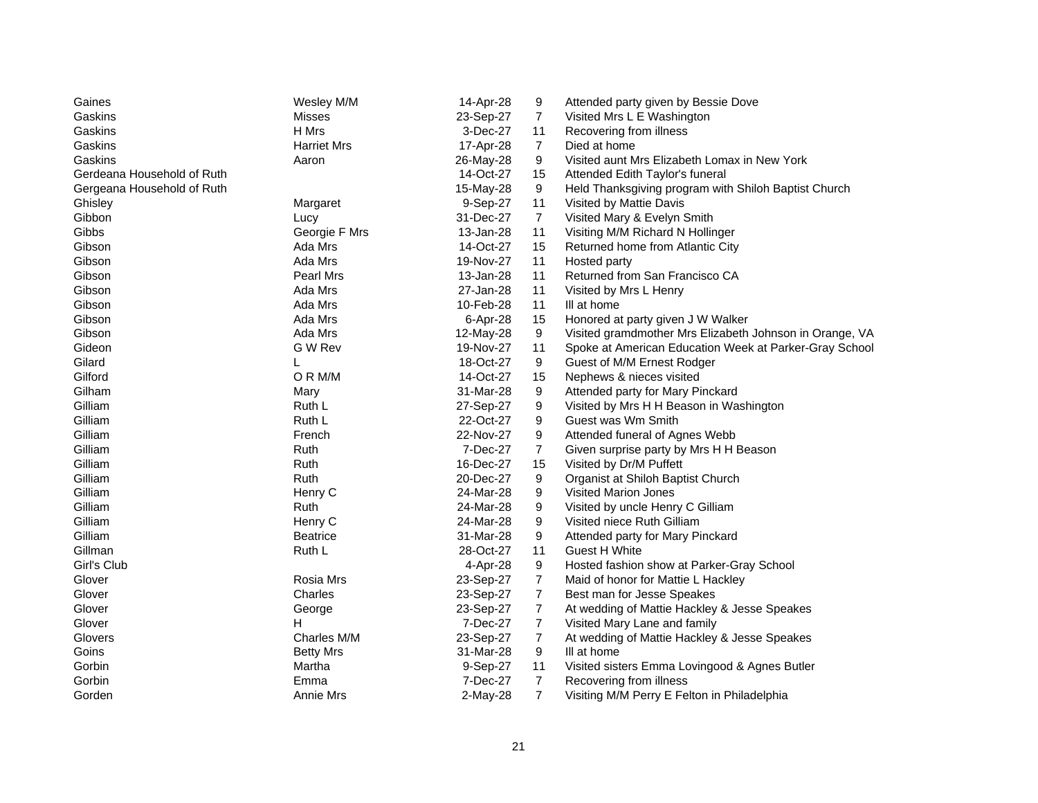| | | | | |
|---|---|---|---|---|
| Gaines | Wesley M/M | 14-Apr-28 | 9 | Attended party given by Bessie Dove |
| Gaskins | Misses | 23-Sep-27 | 7 | Visited Mrs L E Washington |
| Gaskins | H Mrs | 3-Dec-27 | 11 | Recovering from illness |
| Gaskins | Harriet Mrs | 17-Apr-28 | 7 | Died at home |
| Gaskins | Aaron | 26-May-28 | 9 | Visited aunt Mrs Elizabeth Lomax in New York |
| Gerdeana Household of Ruth | | 14-Oct-27 | 15 | Attended Edith Taylor's funeral |
| Gergeana Household of Ruth | | 15-May-28 | 9 | Held Thanksgiving program with Shiloh Baptist Church |
| Ghisley | Margaret | 9-Sep-27 | 11 | Visited by Mattie Davis |
| Gibbon | Lucy | 31-Dec-27 | 7 | Visited Mary & Evelyn Smith |
| Gibbs | Georgie F Mrs | 13-Jan-28 | 11 | Visiting M/M Richard N Hollinger |
| Gibson | Ada Mrs | 14-Oct-27 | 15 | Returned home from Atlantic City |
| Gibson | Ada Mrs | 19-Nov-27 | 11 | Hosted party |
| Gibson | Pearl Mrs | 13-Jan-28 | 11 | Returned from San Francisco CA |
| Gibson | Ada Mrs | 27-Jan-28 | 11 | Visited by Mrs L Henry |
| Gibson | Ada Mrs | 10-Feb-28 | 11 | Ill at home |
| Gibson | Ada Mrs | 6-Apr-28 | 15 | Honored at party given J W Walker |
| Gibson | Ada Mrs | 12-May-28 | 9 | Visited gramdmother Mrs Elizabeth Johnson in Orange, VA |
| Gideon | G W Rev | 19-Nov-27 | 11 | Spoke at American Education Week at Parker-Gray School |
| Gilard | L | 18-Oct-27 | 9 | Guest of M/M Ernest Rodger |
| Gilford | O R M/M | 14-Oct-27 | 15 | Nephews & nieces visited |
| Gilham | Mary | 31-Mar-28 | 9 | Attended party for Mary Pinckard |
| Gilliam | Ruth L | 27-Sep-27 | 9 | Visited by Mrs H H Beason in Washington |
| Gilliam | Ruth L | 22-Oct-27 | 9 | Guest was Wm Smith |
| Gilliam | French | 22-Nov-27 | 9 | Attended funeral of Agnes Webb |
| Gilliam | Ruth | 7-Dec-27 | 7 | Given surprise party by Mrs H H Beason |
| Gilliam | Ruth | 16-Dec-27 | 15 | Visited by Dr/M Puffett |
| Gilliam | Ruth | 20-Dec-27 | 9 | Organist at Shiloh Baptist Church |
| Gilliam | Henry C | 24-Mar-28 | 9 | Visited Marion Jones |
| Gilliam | Ruth | 24-Mar-28 | 9 | Visited by uncle Henry C Gilliam |
| Gilliam | Henry C | 24-Mar-28 | 9 | Visited niece Ruth Gilliam |
| Gilliam | Beatrice | 31-Mar-28 | 9 | Attended party for Mary Pinckard |
| Gillman | Ruth L | 28-Oct-27 | 11 | Guest H White |
| Girl's Club | | 4-Apr-28 | 9 | Hosted fashion show at Parker-Gray School |
| Glover | Rosia Mrs | 23-Sep-27 | 7 | Maid of honor for Mattie L Hackley |
| Glover | Charles | 23-Sep-27 | 7 | Best man for Jesse Speakes |
| Glover | George | 23-Sep-27 | 7 | At wedding of Mattie Hackley & Jesse Speakes |
| Glover | H | 7-Dec-27 | 7 | Visited Mary Lane and family |
| Glovers | Charles M/M | 23-Sep-27 | 7 | At wedding of Mattie Hackley & Jesse Speakes |
| Goins | Betty Mrs | 31-Mar-28 | 9 | Ill at home |
| Gorbin | Martha | 9-Sep-27 | 11 | Visited sisters Emma Lovingood & Agnes Butler |
| Gorbin | Emma | 7-Dec-27 | 7 | Recovering from illness |
| Gorden | Annie Mrs | 2-May-28 | 7 | Visiting M/M Perry E Felton in Philadelphia |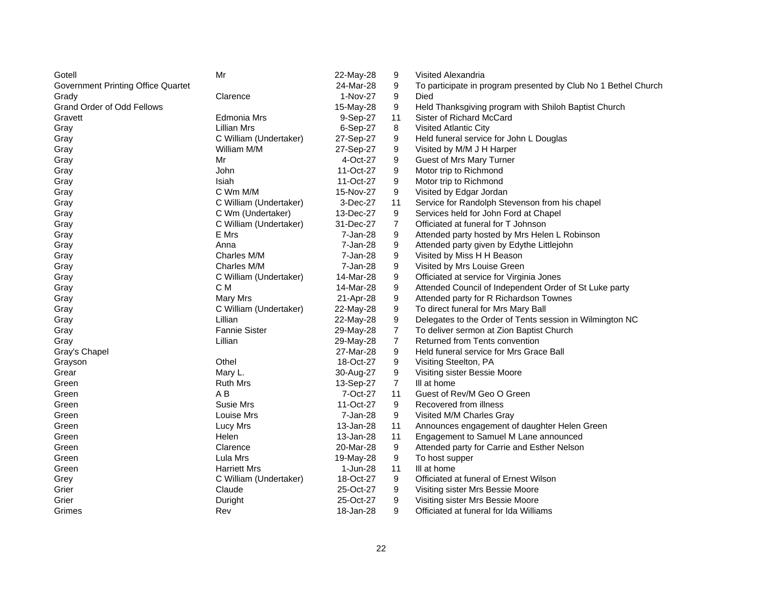| | | | | |
|---|---|---|---|---|
| Gotell | Mr | 22-May-28 | 9 | Visited Alexandria |
| Government Printing Office Quartet | | 24-Mar-28 | 9 | To participate in program presented by Club No 1 Bethel Church |
| Grady | Clarence | 1-Nov-27 | 9 | Died |
| Grand Order of Odd Fellows | | 15-May-28 | 9 | Held Thanksgiving program with Shiloh Baptist Church |
| Gravett | Edmonia Mrs | 9-Sep-27 | 11 | Sister of Richard McCard |
| Gray | Lillian Mrs | 6-Sep-27 | 8 | Visited Atlantic City |
| Gray | C William (Undertaker) | 27-Sep-27 | 9 | Held funeral service for John L Douglas |
| Gray | William M/M | 27-Sep-27 | 9 | Visited by M/M J H Harper |
| Gray | Mr | 4-Oct-27 | 9 | Guest of Mrs Mary Turner |
| Gray | John | 11-Oct-27 | 9 | Motor trip to Richmond |
| Gray | Isiah | 11-Oct-27 | 9 | Motor trip to Richmond |
| Gray | C Wm M/M | 15-Nov-27 | 9 | Visited by Edgar Jordan |
| Gray | C William (Undertaker) | 3-Dec-27 | 11 | Service for Randolph Stevenson from his chapel |
| Gray | C Wm (Undertaker) | 13-Dec-27 | 9 | Services held for John Ford at Chapel |
| Gray | C William (Undertaker) | 31-Dec-27 | 7 | Officiated at funeral for T Johnson |
| Gray | E Mrs | 7-Jan-28 | 9 | Attended party hosted by Mrs Helen L Robinson |
| Gray | Anna | 7-Jan-28 | 9 | Attended party given by Edythe Littlejohn |
| Gray | Charles M/M | 7-Jan-28 | 9 | Visited by Miss H H Beason |
| Gray | Charles M/M | 7-Jan-28 | 9 | Visited by Mrs Louise Green |
| Gray | C William (Undertaker) | 14-Mar-28 | 9 | Officiated at service for Virginia Jones |
| Gray | C M | 14-Mar-28 | 9 | Attended Council of Independent Order of St Luke party |
| Gray | Mary Mrs | 21-Apr-28 | 9 | Attended party for R Richardson Townes |
| Gray | C William (Undertaker) | 22-May-28 | 9 | To direct funeral for Mrs Mary Ball |
| Gray | Lillian | 22-May-28 | 9 | Delegates to the Order of Tents session in Wilmington NC |
| Gray | Fannie Sister | 29-May-28 | 7 | To deliver sermon at Zion Baptist Church |
| Gray | Lillian | 29-May-28 | 7 | Returned from Tents convention |
| Gray's Chapel | | 27-Mar-28 | 9 | Held funeral service for Mrs Grace Ball |
| Grayson | Othel | 18-Oct-27 | 9 | Visiting Steelton, PA |
| Grear | Mary L. | 30-Aug-27 | 9 | Visiting sister Bessie Moore |
| Green | Ruth Mrs | 13-Sep-27 | 7 | Ill at home |
| Green | A B | 7-Oct-27 | 11 | Guest of Rev/M Geo O Green |
| Green | Susie Mrs | 11-Oct-27 | 9 | Recovered from illness |
| Green | Louise Mrs | 7-Jan-28 | 9 | Visited M/M Charles Gray |
| Green | Lucy Mrs | 13-Jan-28 | 11 | Announces engagement of daughter Helen Green |
| Green | Helen | 13-Jan-28 | 11 | Engagement to Samuel M Lane announced |
| Green | Clarence | 20-Mar-28 | 9 | Attended party for Carrie and Esther Nelson |
| Green | Lula Mrs | 19-May-28 | 9 | To host supper |
| Green | Harriett Mrs | 1-Jun-28 | 11 | Ill at home |
| Grey | C William (Undertaker) | 18-Oct-27 | 9 | Officiated at funeral of Ernest Wilson |
| Grier | Claude | 25-Oct-27 | 9 | Visiting sister Mrs Bessie Moore |
| Grier | Duright | 25-Oct-27 | 9 | Visiting sister Mrs Bessie Moore |
| Grimes | Rev | 18-Jan-28 | 9 | Officiated at funeral for Ida Williams |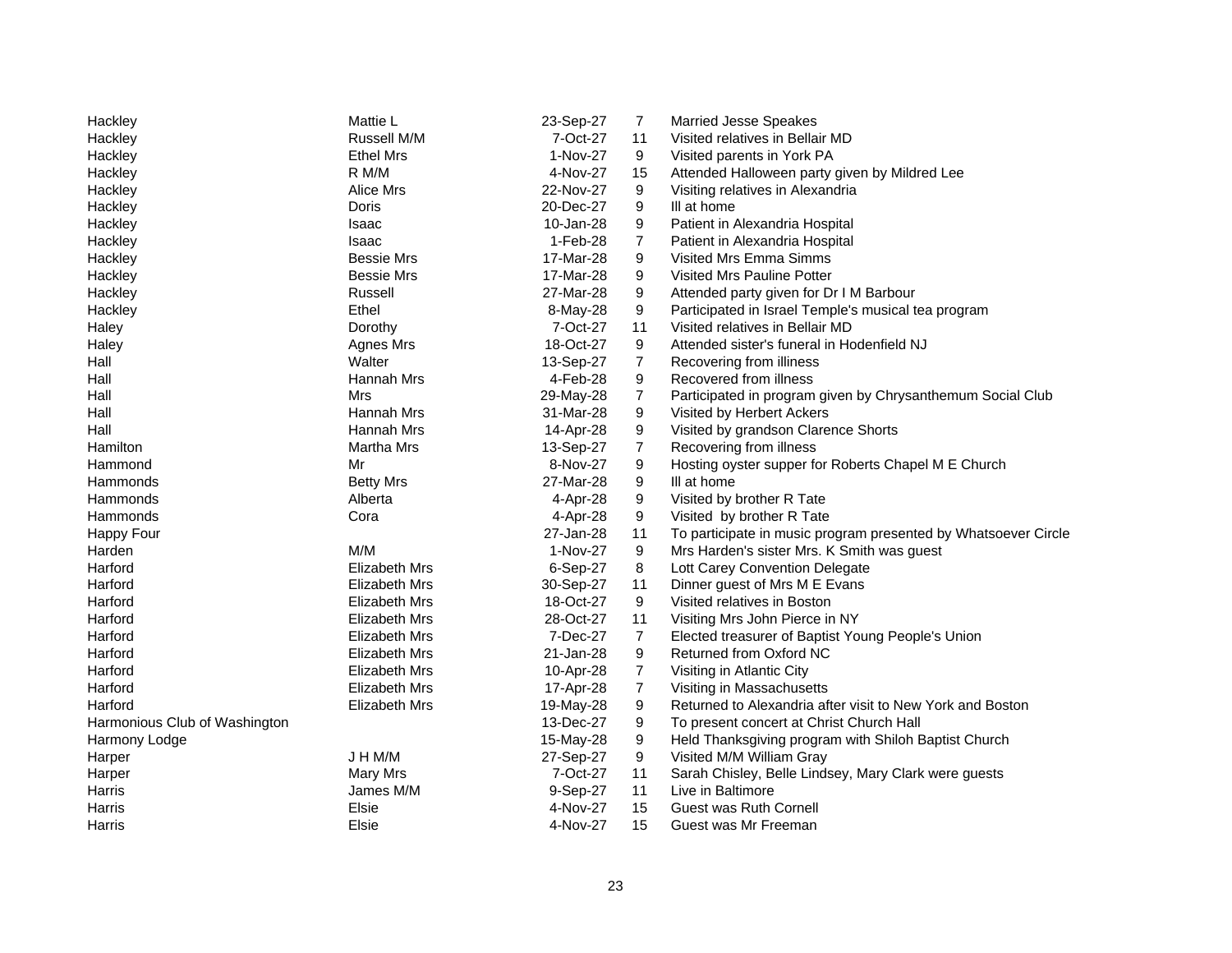| | | | | |
|---|---|---|---|---|
| Hackley | Mattie L | 23-Sep-27 | 7 | Married Jesse Speakes |
| Hackley | Russell M/M | 7-Oct-27 | 11 | Visited relatives in Bellair MD |
| Hackley | Ethel Mrs | 1-Nov-27 | 9 | Visited parents in York PA |
| Hackley | R M/M | 4-Nov-27 | 15 | Attended Halloween party given by Mildred Lee |
| Hackley | Alice Mrs | 22-Nov-27 | 9 | Visiting relatives in Alexandria |
| Hackley | Doris | 20-Dec-27 | 9 | Ill at home |
| Hackley | Isaac | 10-Jan-28 | 9 | Patient in Alexandria Hospital |
| Hackley | Isaac | 1-Feb-28 | 7 | Patient in Alexandria Hospital |
| Hackley | Bessie Mrs | 17-Mar-28 | 9 | Visited Mrs Emma Simms |
| Hackley | Bessie Mrs | 17-Mar-28 | 9 | Visited Mrs Pauline Potter |
| Hackley | Russell | 27-Mar-28 | 9 | Attended party given for Dr I M Barbour |
| Hackley | Ethel | 8-May-28 | 9 | Participated in Israel Temple's musical tea program |
| Haley | Dorothy | 7-Oct-27 | 11 | Visited relatives in Bellair MD |
| Haley | Agnes Mrs | 18-Oct-27 | 9 | Attended sister's funeral in Hodenfield NJ |
| Hall | Walter | 13-Sep-27 | 7 | Recovering from illness |
| Hall | Hannah Mrs | 4-Feb-28 | 9 | Recovered from illness |
| Hall | Mrs | 29-May-28 | 7 | Participated in program given by Chrysanthemum Social Club |
| Hall | Hannah Mrs | 31-Mar-28 | 9 | Visited by Herbert Ackers |
| Hall | Hannah Mrs | 14-Apr-28 | 9 | Visited by grandson Clarence Shorts |
| Hamilton | Martha Mrs | 13-Sep-27 | 7 | Recovering from illness |
| Hammond | Mr | 8-Nov-27 | 9 | Hosting oyster supper for Roberts Chapel M E Church |
| Hammonds | Betty Mrs | 27-Mar-28 | 9 | Ill at home |
| Hammonds | Alberta | 4-Apr-28 | 9 | Visited by brother R Tate |
| Hammonds | Cora | 4-Apr-28 | 9 | Visited by brother R Tate |
| Happy Four | | 27-Jan-28 | 11 | To participate in music program presented by Whatsoever Circle |
| Harden | M/M | 1-Nov-27 | 9 | Mrs Harden's sister Mrs. K Smith was guest |
| Harford | Elizabeth Mrs | 6-Sep-27 | 8 | Lott Carey Convention Delegate |
| Harford | Elizabeth Mrs | 30-Sep-27 | 11 | Dinner guest of Mrs M E Evans |
| Harford | Elizabeth Mrs | 18-Oct-27 | 9 | Visited relatives in Boston |
| Harford | Elizabeth Mrs | 28-Oct-27 | 11 | Visiting Mrs John Pierce in NY |
| Harford | Elizabeth Mrs | 7-Dec-27 | 7 | Elected treasurer of Baptist Young People's Union |
| Harford | Elizabeth Mrs | 21-Jan-28 | 9 | Returned from Oxford NC |
| Harford | Elizabeth Mrs | 10-Apr-28 | 7 | Visiting in Atlantic City |
| Harford | Elizabeth Mrs | 17-Apr-28 | 7 | Visiting in Massachusetts |
| Harford | Elizabeth Mrs | 19-May-28 | 9 | Returned to Alexandria after visit to New York and Boston |
| Harmonious Club of Washington | | 13-Dec-27 | 9 | To present concert at Christ Church Hall |
| Harmony Lodge | | 15-May-28 | 9 | Held Thanksgiving program with Shiloh Baptist Church |
| Harper | J H M/M | 27-Sep-27 | 9 | Visited M/M William Gray |
| Harper | Mary Mrs | 7-Oct-27 | 11 | Sarah Chisley, Belle Lindsey, Mary Clark were guests |
| Harris | James M/M | 9-Sep-27 | 11 | Live in Baltimore |
| Harris | Elsie | 4-Nov-27 | 15 | Guest was Ruth Cornell |
| Harris | Elsie | 4-Nov-27 | 15 | Guest was Mr Freeman |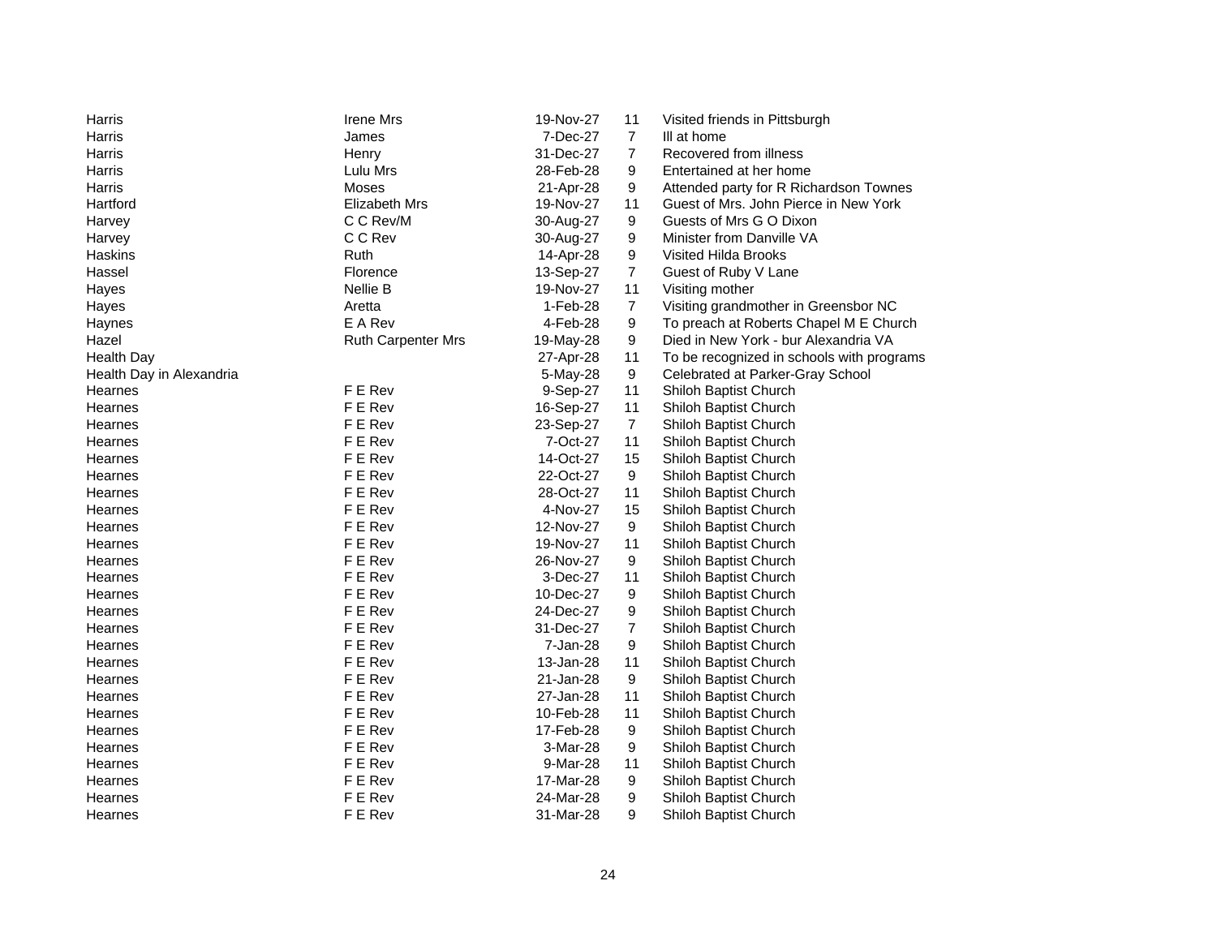| | | | | |
|---|---|---|---|---|
| Harris | Irene Mrs | 19-Nov-27 | 11 | Visited friends in Pittsburgh |
| Harris | James | 7-Dec-27 | 7 | Ill at home |
| Harris | Henry | 31-Dec-27 | 7 | Recovered from illness |
| Harris | Lulu Mrs | 28-Feb-28 | 9 | Entertained at her home |
| Harris | Moses | 21-Apr-28 | 9 | Attended party for R Richardson Townes |
| Hartford | Elizabeth Mrs | 19-Nov-27 | 11 | Guest of Mrs. John Pierce in New York |
| Harvey | C C Rev/M | 30-Aug-27 | 9 | Guests of Mrs G O Dixon |
| Harvey | C C Rev | 30-Aug-27 | 9 | Minister from Danville VA |
| Haskins | Ruth | 14-Apr-28 | 9 | Visited Hilda Brooks |
| Hassel | Florence | 13-Sep-27 | 7 | Guest of Ruby V Lane |
| Hayes | Nellie B | 19-Nov-27 | 11 | Visiting mother |
| Hayes | Aretta | 1-Feb-28 | 7 | Visiting grandmother in Greensbor NC |
| Haynes | E A Rev | 4-Feb-28 | 9 | To preach at Roberts Chapel M E Church |
| Hazel | Ruth Carpenter Mrs | 19-May-28 | 9 | Died in New York - bur Alexandria VA |
| Health Day | | 27-Apr-28 | 11 | To be recognized in schools with programs |
| Health Day in Alexandria | | 5-May-28 | 9 | Celebrated at Parker-Gray School |
| Hearnes | F E Rev | 9-Sep-27 | 11 | Shiloh Baptist Church |
| Hearnes | F E Rev | 16-Sep-27 | 11 | Shiloh Baptist Church |
| Hearnes | F E Rev | 23-Sep-27 | 7 | Shiloh Baptist Church |
| Hearnes | F E Rev | 7-Oct-27 | 11 | Shiloh Baptist Church |
| Hearnes | F E Rev | 14-Oct-27 | 15 | Shiloh Baptist Church |
| Hearnes | F E Rev | 22-Oct-27 | 9 | Shiloh Baptist Church |
| Hearnes | F E Rev | 28-Oct-27 | 11 | Shiloh Baptist Church |
| Hearnes | F E Rev | 4-Nov-27 | 15 | Shiloh Baptist Church |
| Hearnes | F E Rev | 12-Nov-27 | 9 | Shiloh Baptist Church |
| Hearnes | F E Rev | 19-Nov-27 | 11 | Shiloh Baptist Church |
| Hearnes | F E Rev | 26-Nov-27 | 9 | Shiloh Baptist Church |
| Hearnes | F E Rev | 3-Dec-27 | 11 | Shiloh Baptist Church |
| Hearnes | F E Rev | 10-Dec-27 | 9 | Shiloh Baptist Church |
| Hearnes | F E Rev | 24-Dec-27 | 9 | Shiloh Baptist Church |
| Hearnes | F E Rev | 31-Dec-27 | 7 | Shiloh Baptist Church |
| Hearnes | F E Rev | 7-Jan-28 | 9 | Shiloh Baptist Church |
| Hearnes | F E Rev | 13-Jan-28 | 11 | Shiloh Baptist Church |
| Hearnes | F E Rev | 21-Jan-28 | 9 | Shiloh Baptist Church |
| Hearnes | F E Rev | 27-Jan-28 | 11 | Shiloh Baptist Church |
| Hearnes | F E Rev | 10-Feb-28 | 11 | Shiloh Baptist Church |
| Hearnes | F E Rev | 17-Feb-28 | 9 | Shiloh Baptist Church |
| Hearnes | F E Rev | 3-Mar-28 | 9 | Shiloh Baptist Church |
| Hearnes | F E Rev | 9-Mar-28 | 11 | Shiloh Baptist Church |
| Hearnes | F E Rev | 17-Mar-28 | 9 | Shiloh Baptist Church |
| Hearnes | F E Rev | 24-Mar-28 | 9 | Shiloh Baptist Church |
| Hearnes | F E Rev | 31-Mar-28 | 9 | Shiloh Baptist Church |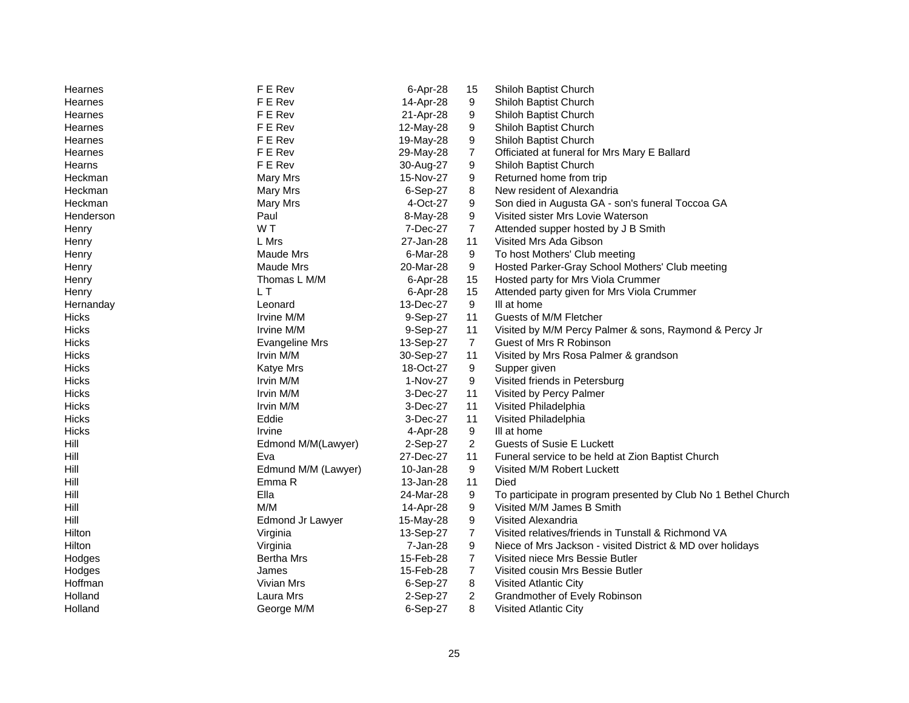| | | | | |
|---|---|---|---|---|
| Hearnes | F E Rev | 6-Apr-28 | 15 | Shiloh Baptist Church |
| Hearnes | F E Rev | 14-Apr-28 | 9 | Shiloh Baptist Church |
| Hearnes | F E Rev | 21-Apr-28 | 9 | Shiloh Baptist Church |
| Hearnes | F E Rev | 12-May-28 | 9 | Shiloh Baptist Church |
| Hearnes | F E Rev | 19-May-28 | 9 | Shiloh Baptist Church |
| Hearnes | F E Rev | 29-May-28 | 7 | Officiated at funeral for Mrs Mary E Ballard |
| Hearns | F E Rev | 30-Aug-27 | 9 | Shiloh Baptist Church |
| Heckman | Mary Mrs | 15-Nov-27 | 9 | Returned home from trip |
| Heckman | Mary Mrs | 6-Sep-27 | 8 | New resident of Alexandria |
| Heckman | Mary Mrs | 4-Oct-27 | 9 | Son died in Augusta GA - son's funeral Toccoa GA |
| Henderson | Paul | 8-May-28 | 9 | Visited sister Mrs Lovie Waterson |
| Henry | W T | 7-Dec-27 | 7 | Attended supper hosted by J B Smith |
| Henry | L Mrs | 27-Jan-28 | 11 | Visited Mrs Ada Gibson |
| Henry | Maude Mrs | 6-Mar-28 | 9 | To host Mothers' Club meeting |
| Henry | Maude Mrs | 20-Mar-28 | 9 | Hosted Parker-Gray School Mothers' Club meeting |
| Henry | Thomas L M/M | 6-Apr-28 | 15 | Hosted party for Mrs Viola Crummer |
| Henry | L T | 6-Apr-28 | 15 | Attended party given for Mrs Viola Crummer |
| Hernanday | Leonard | 13-Dec-27 | 9 | Ill at home |
| Hicks | Irvine M/M | 9-Sep-27 | 11 | Guests of M/M Fletcher |
| Hicks | Irvine M/M | 9-Sep-27 | 11 | Visited by M/M Percy Palmer & sons, Raymond & Percy Jr |
| Hicks | Evangeline Mrs | 13-Sep-27 | 7 | Guest of Mrs R Robinson |
| Hicks | Irvin M/M | 30-Sep-27 | 11 | Visited by Mrs Rosa Palmer & grandson |
| Hicks | Katye Mrs | 18-Oct-27 | 9 | Supper given |
| Hicks | Irvin M/M | 1-Nov-27 | 9 | Visited friends in Petersburg |
| Hicks | Irvin M/M | 3-Dec-27 | 11 | Visited by Percy Palmer |
| Hicks | Irvin M/M | 3-Dec-27 | 11 | Visited Philadelphia |
| Hicks | Eddie | 3-Dec-27 | 11 | Visited Philadelphia |
| Hicks | Irvine | 4-Apr-28 | 9 | Ill at home |
| Hill | Edmond M/M(Lawyer) | 2-Sep-27 | 2 | Guests of Susie E Luckett |
| Hill | Eva | 27-Dec-27 | 11 | Funeral service to be held at Zion Baptist Church |
| Hill | Edmund M/M (Lawyer) | 10-Jan-28 | 9 | Visited M/M Robert Luckett |
| Hill | Emma R | 13-Jan-28 | 11 | Died |
| Hill | Ella | 24-Mar-28 | 9 | To participate in program presented by Club No 1 Bethel Church |
| Hill | M/M | 14-Apr-28 | 9 | Visited M/M James B Smith |
| Hill | Edmond Jr Lawyer | 15-May-28 | 9 | Visited Alexandria |
| Hilton | Virginia | 13-Sep-27 | 7 | Visited relatives/friends in Tunstall & Richmond VA |
| Hilton | Virginia | 7-Jan-28 | 9 | Niece of Mrs Jackson - visited District & MD over holidays |
| Hodges | Bertha Mrs | 15-Feb-28 | 7 | Visited niece Mrs Bessie Butler |
| Hodges | James | 15-Feb-28 | 7 | Visited cousin Mrs Bessie Butler |
| Hoffman | Vivian Mrs | 6-Sep-27 | 8 | Visited Atlantic City |
| Holland | Laura Mrs | 2-Sep-27 | 2 | Grandmother of Evely Robinson |
| Holland | George M/M | 6-Sep-27 | 8 | Visited Atlantic City |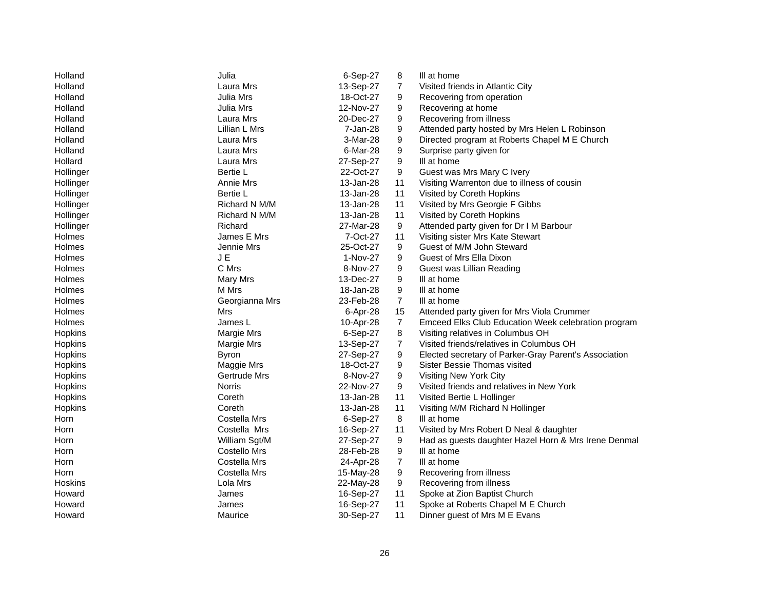| | | | | |
|---|---|---|---|---|
| Holland | Julia | 6-Sep-27 | 8 | Ill at home |
| Holland | Laura Mrs | 13-Sep-27 | 7 | Visited friends in Atlantic City |
| Holland | Julia Mrs | 18-Oct-27 | 9 | Recovering from operation |
| Holland | Julia Mrs | 12-Nov-27 | 9 | Recovering at home |
| Holland | Laura Mrs | 20-Dec-27 | 9 | Recovering from illness |
| Holland | Lillian L Mrs | 7-Jan-28 | 9 | Attended party hosted by Mrs Helen L Robinson |
| Holland | Laura Mrs | 3-Mar-28 | 9 | Directed program at Roberts Chapel M E Church |
| Holland | Laura Mrs | 6-Mar-28 | 9 | Surprise party given for |
| Hollard | Laura Mrs | 27-Sep-27 | 9 | Ill at home |
| Hollinger | Bertie L | 22-Oct-27 | 9 | Guest was Mrs Mary C Ivery |
| Hollinger | Annie Mrs | 13-Jan-28 | 11 | Visiting Warrenton due to illness of cousin |
| Hollinger | Bertie L | 13-Jan-28 | 11 | Visited by Coreth Hopkins |
| Hollinger | Richard N M/M | 13-Jan-28 | 11 | Visited by Mrs Georgie F Gibbs |
| Hollinger | Richard N M/M | 13-Jan-28 | 11 | Visited by Coreth Hopkins |
| Hollinger | Richard | 27-Mar-28 | 9 | Attended party given for Dr I M Barbour |
| Holmes | James E Mrs | 7-Oct-27 | 11 | Visiting sister Mrs Kate Stewart |
| Holmes | Jennie Mrs | 25-Oct-27 | 9 | Guest of M/M John Steward |
| Holmes | J E | 1-Nov-27 | 9 | Guest of Mrs Ella Dixon |
| Holmes | C Mrs | 8-Nov-27 | 9 | Guest was Lillian Reading |
| Holmes | Mary Mrs | 13-Dec-27 | 9 | Ill at home |
| Holmes | M Mrs | 18-Jan-28 | 9 | Ill at home |
| Holmes | Georgianna Mrs | 23-Feb-28 | 7 | Ill at home |
| Holmes | Mrs | 6-Apr-28 | 15 | Attended party given for Mrs Viola Crummer |
| Holmes | James L | 10-Apr-28 | 7 | Emceed Elks Club Education Week celebration program |
| Hopkins | Margie Mrs | 6-Sep-27 | 8 | Visiting relatives in Columbus OH |
| Hopkins | Margie Mrs | 13-Sep-27 | 7 | Visited friends/relatives in Columbus OH |
| Hopkins | Byron | 27-Sep-27 | 9 | Elected secretary of Parker-Gray Parent's Association |
| Hopkins | Maggie Mrs | 18-Oct-27 | 9 | Sister Bessie Thomas visited |
| Hopkins | Gertrude Mrs | 8-Nov-27 | 9 | Visiting New York City |
| Hopkins | Norris | 22-Nov-27 | 9 | Visited friends and relatives in New York |
| Hopkins | Coreth | 13-Jan-28 | 11 | Visited Bertie L Hollinger |
| Hopkins | Coreth | 13-Jan-28 | 11 | Visiting M/M Richard N Hollinger |
| Horn | Costella Mrs | 6-Sep-27 | 8 | Ill at home |
| Horn | Costella Mrs | 16-Sep-27 | 11 | Visited by Mrs Robert D Neal & daughter |
| Horn | William Sgt/M | 27-Sep-27 | 9 | Had as guests daughter Hazel Horn & Mrs Irene Denmal |
| Horn | Costello Mrs | 28-Feb-28 | 9 | Ill at home |
| Horn | Costella Mrs | 24-Apr-28 | 7 | Ill at home |
| Horn | Costella Mrs | 15-May-28 | 9 | Recovering from illness |
| Hoskins | Lola Mrs | 22-May-28 | 9 | Recovering from illness |
| Howard | James | 16-Sep-27 | 11 | Spoke at Zion Baptist Church |
| Howard | James | 16-Sep-27 | 11 | Spoke at Roberts Chapel M E Church |
| Howard | Maurice | 30-Sep-27 | 11 | Dinner guest of Mrs M E Evans |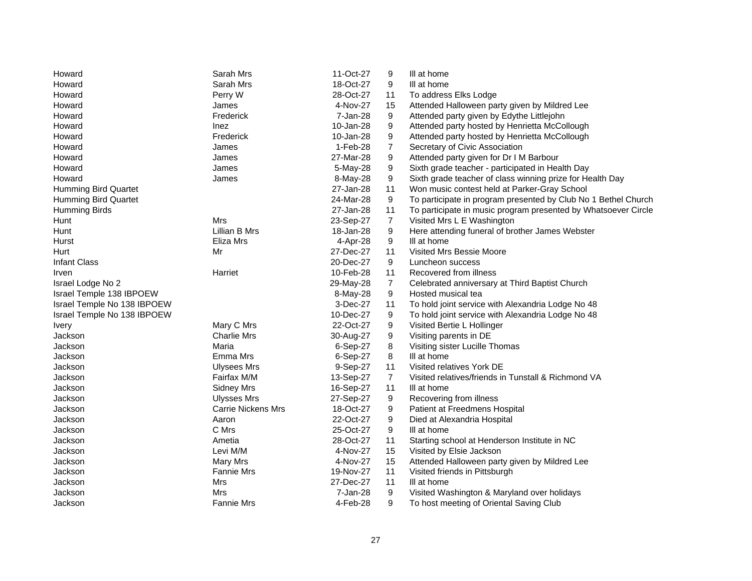| | | | | |
|---|---|---|---|---|
| Howard | Sarah Mrs | 11-Oct-27 | 9 | Ill at home |
| Howard | Sarah Mrs | 18-Oct-27 | 9 | Ill at home |
| Howard | Perry W | 28-Oct-27 | 11 | To address Elks Lodge |
| Howard | James | 4-Nov-27 | 15 | Attended Halloween party given by Mildred Lee |
| Howard | Frederick | 7-Jan-28 | 9 | Attended party given by Edythe Littlejohn |
| Howard | Inez | 10-Jan-28 | 9 | Attended party hosted by Henrietta McCollough |
| Howard | Frederick | 10-Jan-28 | 9 | Attended party hosted by Henrietta McCollough |
| Howard | James | 1-Feb-28 | 7 | Secretary of Civic Association |
| Howard | James | 27-Mar-28 | 9 | Attended party given for Dr I M Barbour |
| Howard | James | 5-May-28 | 9 | Sixth grade teacher - participated in Health Day |
| Howard | James | 8-May-28 | 9 | Sixth grade teacher of class winning prize for Health Day |
| Humming Bird Quartet | | 27-Jan-28 | 11 | Won music contest held at Parker-Gray School |
| Humming Bird Quartet | | 24-Mar-28 | 9 | To participate in program presented by Club No 1 Bethel Church |
| Humming Birds | | 27-Jan-28 | 11 | To participate in music program presented by Whatsoever Circle |
| Hunt | Mrs | 23-Sep-27 | 7 | Visited Mrs L E Washington |
| Hunt | Lillian B Mrs | 18-Jan-28 | 9 | Here attending funeral of brother James Webster |
| Hurst | Eliza Mrs | 4-Apr-28 | 9 | Ill at home |
| Hurt | Mr | 27-Dec-27 | 11 | Visited Mrs Bessie Moore |
| Infant Class | | 20-Dec-27 | 9 | Luncheon success |
| Irven | Harriet | 10-Feb-28 | 11 | Recovered from illness |
| Israel Lodge No 2 | | 29-May-28 | 7 | Celebrated anniversary at Third Baptist Church |
| Israel Temple 138 IBPOEW | | 8-May-28 | 9 | Hosted musical tea |
| Israel Temple No 138 IBPOEW | | 3-Dec-27 | 11 | To hold joint service with Alexandria Lodge No 48 |
| Israel Temple No 138 IBPOEW | | 10-Dec-27 | 9 | To hold joint service with Alexandria Lodge No 48 |
| Ivery | Mary C Mrs | 22-Oct-27 | 9 | Visited Bertie L Hollinger |
| Jackson | Charlie Mrs | 30-Aug-27 | 9 | Visiting parents in DE |
| Jackson | Maria | 6-Sep-27 | 8 | Visiting sister Lucille Thomas |
| Jackson | Emma Mrs | 6-Sep-27 | 8 | Ill at home |
| Jackson | Ulysees Mrs | 9-Sep-27 | 11 | Visited relatives York DE |
| Jackson | Fairfax M/M | 13-Sep-27 | 7 | Visited relatives/friends in Tunstall & Richmond VA |
| Jackson | Sidney Mrs | 16-Sep-27 | 11 | Ill at home |
| Jackson | Ulysses Mrs | 27-Sep-27 | 9 | Recovering from illness |
| Jackson | Carrie Nickens Mrs | 18-Oct-27 | 9 | Patient at Freedmens Hospital |
| Jackson | Aaron | 22-Oct-27 | 9 | Died at Alexandria Hospital |
| Jackson | C Mrs | 25-Oct-27 | 9 | Ill at home |
| Jackson | Ametia | 28-Oct-27 | 11 | Starting school at Henderson Institute in NC |
| Jackson | Levi M/M | 4-Nov-27 | 15 | Visited by Elsie Jackson |
| Jackson | Mary Mrs | 4-Nov-27 | 15 | Attended Halloween party given by Mildred Lee |
| Jackson | Fannie Mrs | 19-Nov-27 | 11 | Visited friends in Pittsburgh |
| Jackson | Mrs | 27-Dec-27 | 11 | Ill at home |
| Jackson | Mrs | 7-Jan-28 | 9 | Visited Washington & Maryland over holidays |
| Jackson | Fannie Mrs | 4-Feb-28 | 9 | To host meeting of Oriental Saving Club |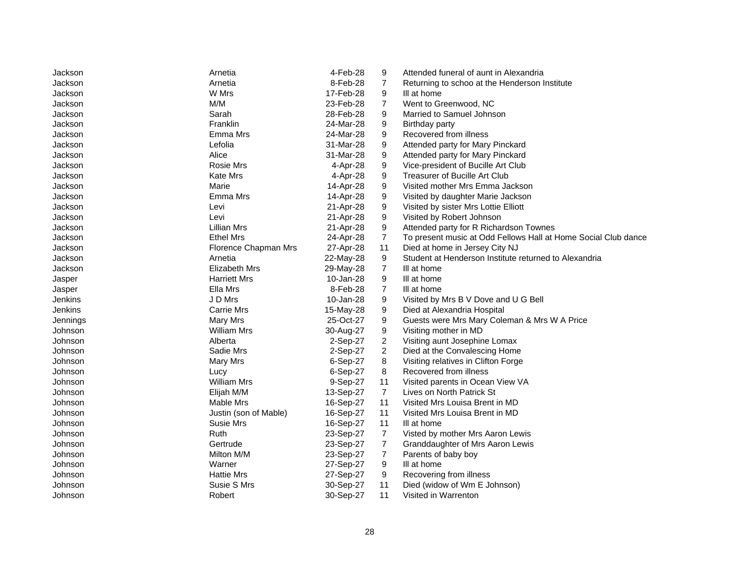| | | | | |
|---|---|---|---|---|
| Jackson | Arnetia | 4-Feb-28 | 9 | Attended funeral of aunt in Alexandria |
| Jackson | Arnetia | 8-Feb-28 | 7 | Returning to schoo at the Henderson Institute |
| Jackson | W Mrs | 17-Feb-28 | 9 | Ill at home |
| Jackson | M/M | 23-Feb-28 | 7 | Went to Greenwood, NC |
| Jackson | Sarah | 28-Feb-28 | 9 | Married to Samuel Johnson |
| Jackson | Franklin | 24-Mar-28 | 9 | Birthday party |
| Jackson | Emma Mrs | 24-Mar-28 | 9 | Recovered from illness |
| Jackson | Lefolia | 31-Mar-28 | 9 | Attended party for Mary Pinckard |
| Jackson | Alice | 31-Mar-28 | 9 | Attended party for Mary Pinckard |
| Jackson | Rosie Mrs | 4-Apr-28 | 9 | Vice-president of Bucille Art Club |
| Jackson | Kate Mrs | 4-Apr-28 | 9 | Treasurer of Bucille Art Club |
| Jackson | Marie | 14-Apr-28 | 9 | Visited mother Mrs Emma Jackson |
| Jackson | Emma Mrs | 14-Apr-28 | 9 | Visited by daughter Marie Jackson |
| Jackson | Levi | 21-Apr-28 | 9 | Visited by sister Mrs Lottie Elliott |
| Jackson | Levi | 21-Apr-28 | 9 | Visited by Robert Johnson |
| Jackson | Lillian Mrs | 21-Apr-28 | 9 | Attended party for R Richardson Townes |
| Jackson | Ethel Mrs | 24-Apr-28 | 7 | To present music at Odd Fellows Hall at Home Social Club dance |
| Jackson | Florence Chapman Mrs | 27-Apr-28 | 11 | Died at home in Jersey City NJ |
| Jackson | Arnetia | 22-May-28 | 9 | Student at Henderson Institute returned to Alexandria |
| Jackson | Elizabeth Mrs | 29-May-28 | 7 | Ill at home |
| Jasper | Harriett Mrs | 10-Jan-28 | 9 | Ill at home |
| Jasper | Ella Mrs | 8-Feb-28 | 7 | Ill at home |
| Jenkins | J D Mrs | 10-Jan-28 | 9 | Visited by Mrs B V Dove and U G Bell |
| Jenkins | Carrie Mrs | 15-May-28 | 9 | Died at Alexandria Hospital |
| Jennings | Mary Mrs | 25-Oct-27 | 9 | Guests were Mrs Mary Coleman & Mrs W A Price |
| Johnson | William Mrs | 30-Aug-27 | 9 | Visiting mother in MD |
| Johnson | Alberta | 2-Sep-27 | 2 | Visiting aunt Josephine Lomax |
| Johnson | Sadie Mrs | 2-Sep-27 | 2 | Died at the Convalescing Home |
| Johnson | Mary Mrs | 6-Sep-27 | 8 | Visiting relatives in Clifton Forge |
| Johnson | Lucy | 6-Sep-27 | 8 | Recovered from illness |
| Johnson | William Mrs | 9-Sep-27 | 11 | Visited parents in Ocean View VA |
| Johnson | Elijah M/M | 13-Sep-27 | 7 | Lives on North Patrick St |
| Johnson | Mable Mrs | 16-Sep-27 | 11 | Visited Mrs Louisa Brent in MD |
| Johnson | Justin (son of Mable) | 16-Sep-27 | 11 | Visited Mrs Louisa Brent in MD |
| Johnson | Susie Mrs | 16-Sep-27 | 11 | Ill at home |
| Johnson | Ruth | 23-Sep-27 | 7 | Visted by mother Mrs Aaron Lewis |
| Johnson | Gertrude | 23-Sep-27 | 7 | Granddaughter of Mrs Aaron Lewis |
| Johnson | Milton M/M | 23-Sep-27 | 7 | Parents of baby boy |
| Johnson | Warner | 27-Sep-27 | 9 | Ill at home |
| Johnson | Hattie Mrs | 27-Sep-27 | 9 | Recovering from illness |
| Johnson | Susie S Mrs | 30-Sep-27 | 11 | Died (widow of Wm E Johnson) |
| Johnson | Robert | 30-Sep-27 | 11 | Visited in Warrenton |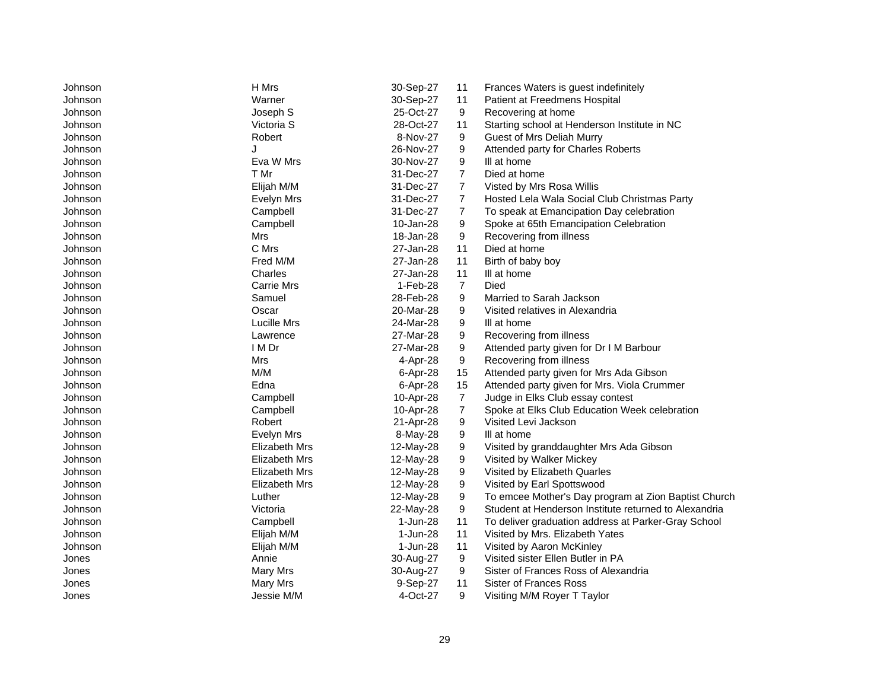| | | | | |
|---|---|---|---|---|
| Johnson | H Mrs | 30-Sep-27 | 11 | Frances Waters is guest indefinitely |
| Johnson | Warner | 30-Sep-27 | 11 | Patient at Freedmens Hospital |
| Johnson | Joseph S | 25-Oct-27 | 9 | Recovering at home |
| Johnson | Victoria S | 28-Oct-27 | 11 | Starting school at Henderson Institute in NC |
| Johnson | Robert | 8-Nov-27 | 9 | Guest of Mrs Deliah Murry |
| Johnson | J | 26-Nov-27 | 9 | Attended party for Charles Roberts |
| Johnson | Eva W Mrs | 30-Nov-27 | 9 | Ill at home |
| Johnson | T Mr | 31-Dec-27 | 7 | Died at home |
| Johnson | Elijah M/M | 31-Dec-27 | 7 | Visted by Mrs Rosa Willis |
| Johnson | Evelyn Mrs | 31-Dec-27 | 7 | Hosted Lela Wala Social Club Christmas Party |
| Johnson | Campbell | 31-Dec-27 | 7 | To speak at Emancipation Day celebration |
| Johnson | Campbell | 10-Jan-28 | 9 | Spoke at 65th Emancipation Celebration |
| Johnson | Mrs | 18-Jan-28 | 9 | Recovering from illness |
| Johnson | C Mrs | 27-Jan-28 | 11 | Died at home |
| Johnson | Fred M/M | 27-Jan-28 | 11 | Birth of baby boy |
| Johnson | Charles | 27-Jan-28 | 11 | Ill at home |
| Johnson | Carrie Mrs | 1-Feb-28 | 7 | Died |
| Johnson | Samuel | 28-Feb-28 | 9 | Married to Sarah Jackson |
| Johnson | Oscar | 20-Mar-28 | 9 | Visited relatives in Alexandria |
| Johnson | Lucille Mrs | 24-Mar-28 | 9 | Ill at home |
| Johnson | Lawrence | 27-Mar-28 | 9 | Recovering from illness |
| Johnson | I M Dr | 27-Mar-28 | 9 | Attended party given for Dr I M Barbour |
| Johnson | Mrs | 4-Apr-28 | 9 | Recovering from illness |
| Johnson | M/M | 6-Apr-28 | 15 | Attended party given for Mrs Ada Gibson |
| Johnson | Edna | 6-Apr-28 | 15 | Attended party given for Mrs. Viola Crummer |
| Johnson | Campbell | 10-Apr-28 | 7 | Judge in Elks Club essay contest |
| Johnson | Campbell | 10-Apr-28 | 7 | Spoke at Elks Club Education Week celebration |
| Johnson | Robert | 21-Apr-28 | 9 | Visited Levi Jackson |
| Johnson | Evelyn Mrs | 8-May-28 | 9 | Ill at home |
| Johnson | Elizabeth Mrs | 12-May-28 | 9 | Visited by granddaughter Mrs Ada Gibson |
| Johnson | Elizabeth Mrs | 12-May-28 | 9 | Visited by Walker Mickey |
| Johnson | Elizabeth Mrs | 12-May-28 | 9 | Visited by Elizabeth Quarles |
| Johnson | Elizabeth Mrs | 12-May-28 | 9 | Visited by Earl Spottswood |
| Johnson | Luther | 12-May-28 | 9 | To emcee Mother's Day program at Zion Baptist Church |
| Johnson | Victoria | 22-May-28 | 9 | Student at Henderson Institute returned to Alexandria |
| Johnson | Campbell | 1-Jun-28 | 11 | To deliver graduation address at Parker-Gray School |
| Johnson | Elijah M/M | 1-Jun-28 | 11 | Visited by Mrs. Elizabeth Yates |
| Johnson | Elijah M/M | 1-Jun-28 | 11 | Visited by Aaron McKinley |
| Jones | Annie | 30-Aug-27 | 9 | Visited sister Ellen Butler in PA |
| Jones | Mary Mrs | 30-Aug-27 | 9 | Sister of Frances Ross of Alexandria |
| Jones | Mary Mrs | 9-Sep-27 | 11 | Sister of Frances Ross |
| Jones | Jessie M/M | 4-Oct-27 | 9 | Visiting M/M Royer T Taylor |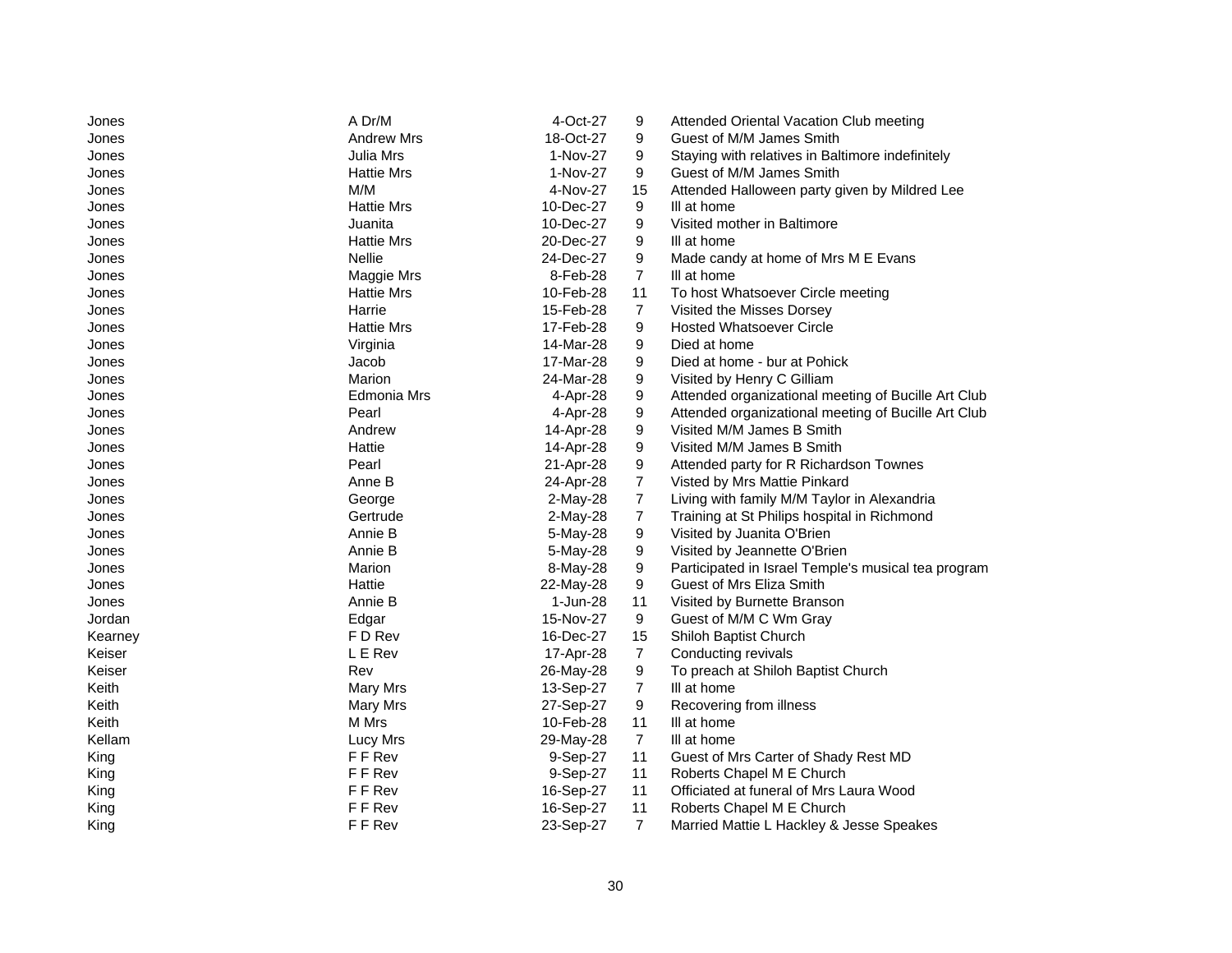| | | | | |
|---|---|---|---|---|
| Jones | A Dr/M | 4-Oct-27 | 9 | Attended Oriental Vacation Club meeting |
| Jones | Andrew Mrs | 18-Oct-27 | 9 | Guest of M/M James Smith |
| Jones | Julia Mrs | 1-Nov-27 | 9 | Staying with relatives in Baltimore indefinitely |
| Jones | Hattie Mrs | 1-Nov-27 | 9 | Guest of M/M James Smith |
| Jones | M/M | 4-Nov-27 | 15 | Attended Halloween party given by Mildred Lee |
| Jones | Hattie Mrs | 10-Dec-27 | 9 | Ill at home |
| Jones | Juanita | 10-Dec-27 | 9 | Visited mother in Baltimore |
| Jones | Hattie Mrs | 20-Dec-27 | 9 | Ill at home |
| Jones | Nellie | 24-Dec-27 | 9 | Made candy at home of Mrs M E Evans |
| Jones | Maggie Mrs | 8-Feb-28 | 7 | Ill at home |
| Jones | Hattie Mrs | 10-Feb-28 | 11 | To host Whatsoever Circle meeting |
| Jones | Harrie | 15-Feb-28 | 7 | Visited the Misses Dorsey |
| Jones | Hattie Mrs | 17-Feb-28 | 9 | Hosted Whatsoever Circle |
| Jones | Virginia | 14-Mar-28 | 9 | Died at home |
| Jones | Jacob | 17-Mar-28 | 9 | Died at home - bur at Pohick |
| Jones | Marion | 24-Mar-28 | 9 | Visited by Henry C Gilliam |
| Jones | Edmonia Mrs | 4-Apr-28 | 9 | Attended organizational meeting of Bucille Art Club |
| Jones | Pearl | 4-Apr-28 | 9 | Attended organizational meeting of Bucille Art Club |
| Jones | Andrew | 14-Apr-28 | 9 | Visited M/M James B Smith |
| Jones | Hattie | 14-Apr-28 | 9 | Visited M/M James B Smith |
| Jones | Pearl | 21-Apr-28 | 9 | Attended party for R Richardson Townes |
| Jones | Anne B | 24-Apr-28 | 7 | Visted by Mrs Mattie Pinkard |
| Jones | George | 2-May-28 | 7 | Living with family M/M Taylor in Alexandria |
| Jones | Gertrude | 2-May-28 | 7 | Training at St Philips hospital in Richmond |
| Jones | Annie B | 5-May-28 | 9 | Visited by Juanita O'Brien |
| Jones | Annie B | 5-May-28 | 9 | Visited by Jeannette O'Brien |
| Jones | Marion | 8-May-28 | 9 | Participated in Israel Temple's musical tea program |
| Jones | Hattie | 22-May-28 | 9 | Guest of Mrs Eliza Smith |
| Jones | Annie B | 1-Jun-28 | 11 | Visited by Burnette Branson |
| Jordan | Edgar | 15-Nov-27 | 9 | Guest of M/M C Wm Gray |
| Kearney | F D Rev | 16-Dec-27 | 15 | Shiloh Baptist Church |
| Keiser | L E Rev | 17-Apr-28 | 7 | Conducting revivals |
| Keiser | Rev | 26-May-28 | 9 | To preach at Shiloh Baptist Church |
| Keith | Mary Mrs | 13-Sep-27 | 7 | Ill at home |
| Keith | Mary Mrs | 27-Sep-27 | 9 | Recovering from illness |
| Keith | M Mrs | 10-Feb-28 | 11 | Ill at home |
| Kellam | Lucy Mrs | 29-May-28 | 7 | Ill at home |
| King | F F Rev | 9-Sep-27 | 11 | Guest of Mrs Carter of Shady Rest MD |
| King | F F Rev | 9-Sep-27 | 11 | Roberts Chapel M E Church |
| King | F F Rev | 16-Sep-27 | 11 | Officiated at funeral of Mrs Laura Wood |
| King | F F Rev | 16-Sep-27 | 11 | Roberts Chapel M E Church |
| King | F F Rev | 23-Sep-27 | 7 | Married Mattie L Hackley & Jesse Speakes |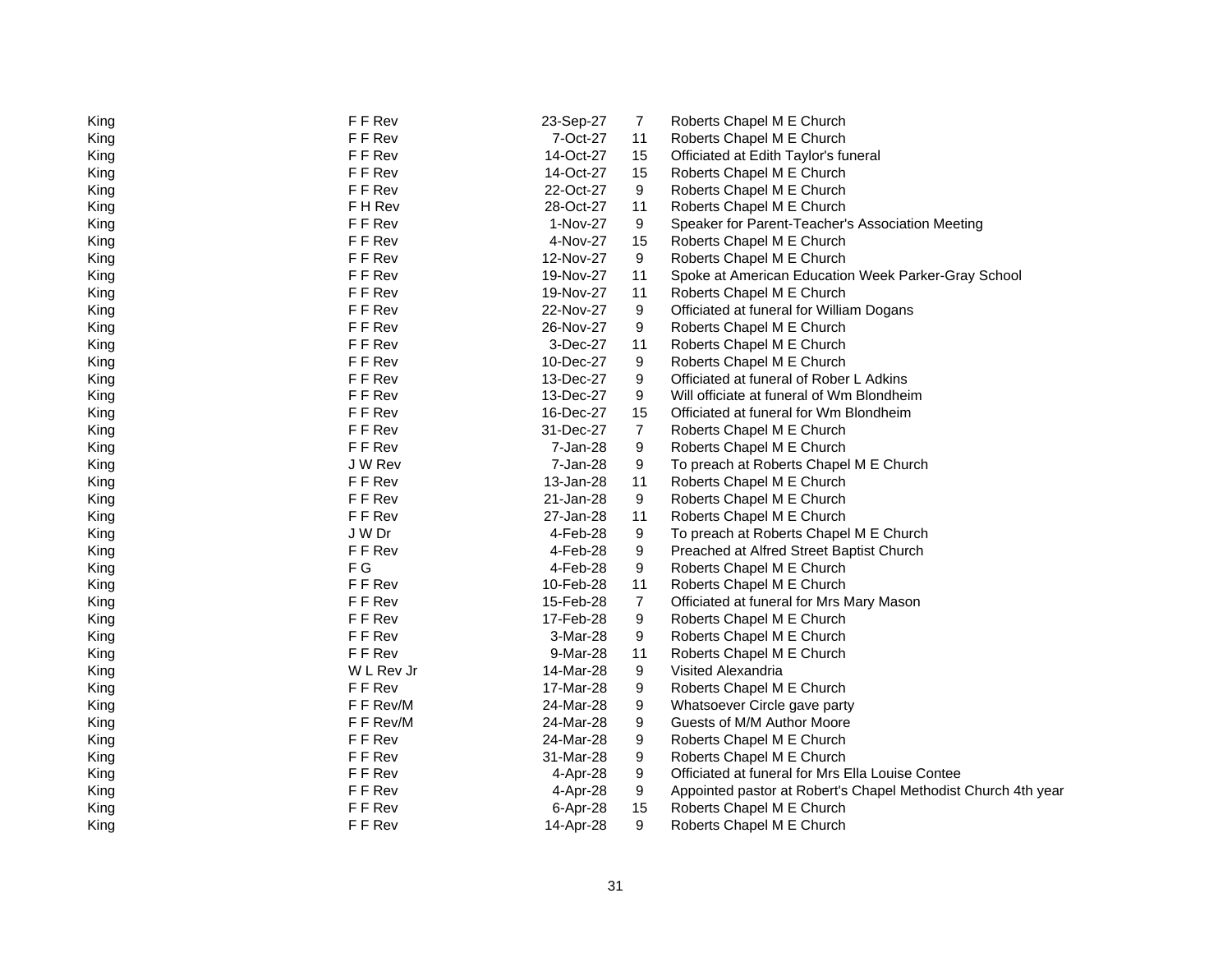| | | | | |
|---|---|---|---|---|
| King | F F Rev | 23-Sep-27 | 7 | Roberts Chapel M E Church |
| King | F F Rev | 7-Oct-27 | 11 | Roberts Chapel M E Church |
| King | F F Rev | 14-Oct-27 | 15 | Officiated at Edith Taylor's funeral |
| King | F F Rev | 14-Oct-27 | 15 | Roberts Chapel M E Church |
| King | F F Rev | 22-Oct-27 | 9 | Roberts Chapel M E Church |
| King | F H Rev | 28-Oct-27 | 11 | Roberts Chapel M E Church |
| King | F F Rev | 1-Nov-27 | 9 | Speaker for Parent-Teacher's Association Meeting |
| King | F F Rev | 4-Nov-27 | 15 | Roberts Chapel M E Church |
| King | F F Rev | 12-Nov-27 | 9 | Roberts Chapel M E Church |
| King | F F Rev | 19-Nov-27 | 11 | Spoke at American Education Week Parker-Gray School |
| King | F F Rev | 19-Nov-27 | 11 | Roberts Chapel M E Church |
| King | F F Rev | 22-Nov-27 | 9 | Officiated at funeral for William Dogans |
| King | F F Rev | 26-Nov-27 | 9 | Roberts Chapel M E Church |
| King | F F Rev | 3-Dec-27 | 11 | Roberts Chapel M E Church |
| King | F F Rev | 10-Dec-27 | 9 | Roberts Chapel M E Church |
| King | F F Rev | 13-Dec-27 | 9 | Officiated at funeral of Rober L Adkins |
| King | F F Rev | 13-Dec-27 | 9 | Will officiate at funeral of Wm Blondheim |
| King | F F Rev | 16-Dec-27 | 15 | Officiated at funeral for Wm Blondheim |
| King | F F Rev | 31-Dec-27 | 7 | Roberts Chapel M E Church |
| King | F F Rev | 7-Jan-28 | 9 | Roberts Chapel M E Church |
| King | J W Rev | 7-Jan-28 | 9 | To preach at Roberts Chapel M E Church |
| King | F F Rev | 13-Jan-28 | 11 | Roberts Chapel M E Church |
| King | F F Rev | 21-Jan-28 | 9 | Roberts Chapel M E Church |
| King | F F Rev | 27-Jan-28 | 11 | Roberts Chapel M E Church |
| King | J W Dr | 4-Feb-28 | 9 | To preach at Roberts Chapel M E Church |
| King | F F Rev | 4-Feb-28 | 9 | Preached at Alfred Street Baptist Church |
| King | F G | 4-Feb-28 | 9 | Roberts Chapel M E Church |
| King | F F Rev | 10-Feb-28 | 11 | Roberts Chapel M E Church |
| King | F F Rev | 15-Feb-28 | 7 | Officiated at funeral for Mrs Mary Mason |
| King | F F Rev | 17-Feb-28 | 9 | Roberts Chapel M E Church |
| King | F F Rev | 3-Mar-28 | 9 | Roberts Chapel M E Church |
| King | F F Rev | 9-Mar-28 | 11 | Roberts Chapel M E Church |
| King | W L Rev Jr | 14-Mar-28 | 9 | Visited Alexandria |
| King | F F Rev | 17-Mar-28 | 9 | Roberts Chapel M E Church |
| King | F F Rev/M | 24-Mar-28 | 9 | Whatsoever Circle gave party |
| King | F F Rev/M | 24-Mar-28 | 9 | Guests of M/M Author Moore |
| King | F F Rev | 24-Mar-28 | 9 | Roberts Chapel M E Church |
| King | F F Rev | 31-Mar-28 | 9 | Roberts Chapel M E Church |
| King | F F Rev | 4-Apr-28 | 9 | Officiated at funeral for Mrs Ella Louise Contee |
| King | F F Rev | 4-Apr-28 | 9 | Appointed pastor at Robert's Chapel Methodist Church 4th year |
| King | F F Rev | 6-Apr-28 | 15 | Roberts Chapel M E Church |
| King | F F Rev | 14-Apr-28 | 9 | Roberts Chapel M E Church |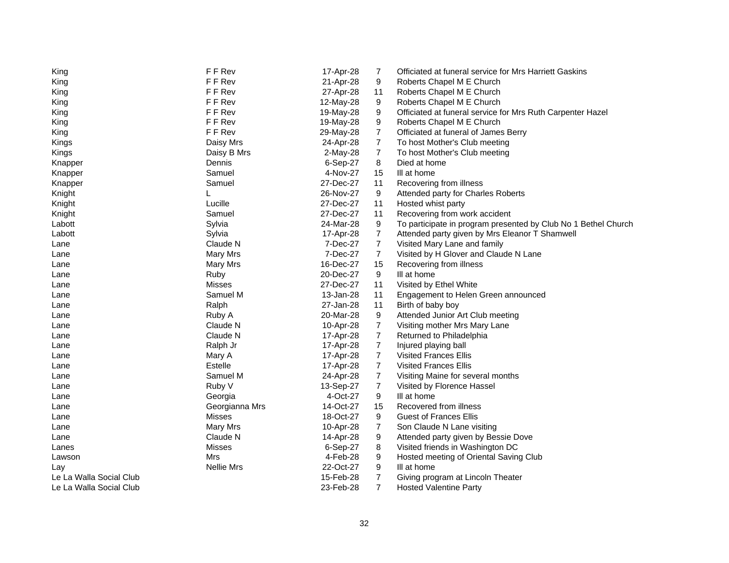| | | | | |
|---|---|---|---|---|
| King | F F Rev | 17-Apr-28 | 7 | Officiated at funeral service for Mrs Harriett Gaskins |
| King | F F Rev | 21-Apr-28 | 9 | Roberts Chapel M E Church |
| King | F F Rev | 27-Apr-28 | 11 | Roberts Chapel M E Church |
| King | F F Rev | 12-May-28 | 9 | Roberts Chapel M E Church |
| King | F F Rev | 19-May-28 | 9 | Officiated at funeral service for Mrs Ruth Carpenter Hazel |
| King | F F Rev | 19-May-28 | 9 | Roberts Chapel M E Church |
| King | F F Rev | 29-May-28 | 7 | Officiated at funeral of James Berry |
| Kings | Daisy Mrs | 24-Apr-28 | 7 | To host Mother's Club meeting |
| Kings | Daisy B Mrs | 2-May-28 | 7 | To host Mother's Club meeting |
| Knapper | Dennis | 6-Sep-27 | 8 | Died at home |
| Knapper | Samuel | 4-Nov-27 | 15 | Ill at home |
| Knapper | Samuel | 27-Dec-27 | 11 | Recovering from illness |
| Knight | L | 26-Nov-27 | 9 | Attended party for Charles Roberts |
| Knight | Lucille | 27-Dec-27 | 11 | Hosted whist party |
| Knight | Samuel | 27-Dec-27 | 11 | Recovering from work accident |
| Labott | Sylvia | 24-Mar-28 | 9 | To participate in program presented by Club No 1 Bethel Church |
| Labott | Sylvia | 17-Apr-28 | 7 | Attended party given by Mrs Eleanor T Shamwell |
| Lane | Claude N | 7-Dec-27 | 7 | Visited Mary Lane and family |
| Lane | Mary Mrs | 7-Dec-27 | 7 | Visited by H Glover and Claude N Lane |
| Lane | Mary Mrs | 16-Dec-27 | 15 | Recovering from illness |
| Lane | Ruby | 20-Dec-27 | 9 | Ill at home |
| Lane | Misses | 27-Dec-27 | 11 | Visited by Ethel White |
| Lane | Samuel M | 13-Jan-28 | 11 | Engagement to Helen Green announced |
| Lane | Ralph | 27-Jan-28 | 11 | Birth of baby boy |
| Lane | Ruby A | 20-Mar-28 | 9 | Attended Junior Art Club meeting |
| Lane | Claude N | 10-Apr-28 | 7 | Visiting mother Mrs Mary Lane |
| Lane | Claude N | 17-Apr-28 | 7 | Returned to Philadelphia |
| Lane | Ralph Jr | 17-Apr-28 | 7 | Injured playing ball |
| Lane | Mary A | 17-Apr-28 | 7 | Visited Frances Ellis |
| Lane | Estelle | 17-Apr-28 | 7 | Visited Frances Ellis |
| Lane | Samuel M | 24-Apr-28 | 7 | Visiting Maine for several months |
| Lane | Ruby V | 13-Sep-27 | 7 | Visited by Florence Hassel |
| Lane | Georgia | 4-Oct-27 | 9 | Ill at home |
| Lane | Georgianna Mrs | 14-Oct-27 | 15 | Recovered from illness |
| Lane | Misses | 18-Oct-27 | 9 | Guest of Frances Ellis |
| Lane | Mary Mrs | 10-Apr-28 | 7 | Son Claude N Lane visiting |
| Lane | Claude N | 14-Apr-28 | 9 | Attended party given by Bessie Dove |
| Lanes | Misses | 6-Sep-27 | 8 | Visited friends in Washington DC |
| Lawson | Mrs | 4-Feb-28 | 9 | Hosted meeting of Oriental Saving Club |
| Lay | Nellie Mrs | 22-Oct-27 | 9 | Ill at home |
| Le La Walla Social Club | | 15-Feb-28 | 7 | Giving program at Lincoln Theater |
| Le La Walla Social Club | | 23-Feb-28 | 7 | Hosted Valentine Party |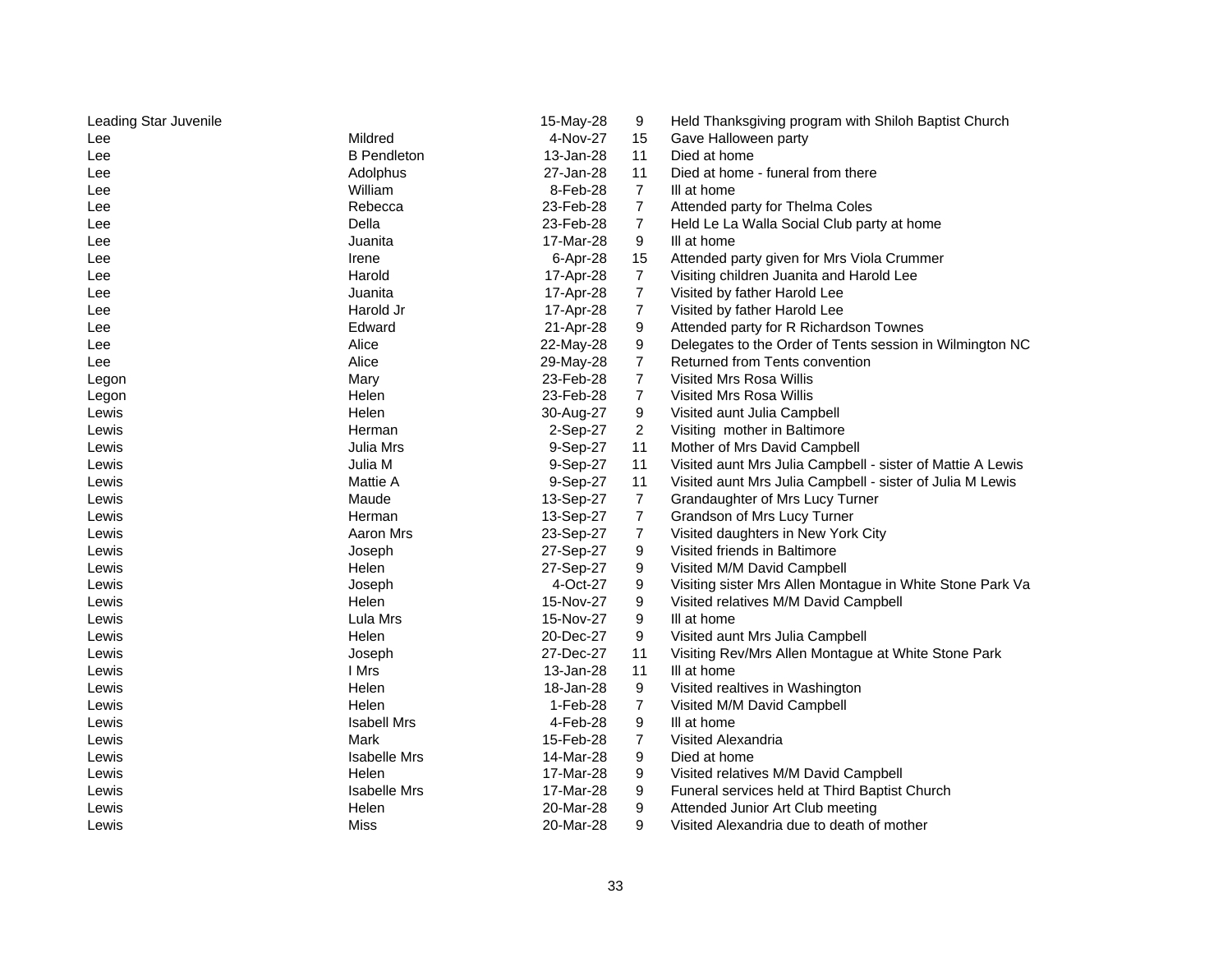| | | | | |
|---|---|---|---|---|
| Leading Star Juvenile | | 15-May-28 | 9 | Held Thanksgiving program with Shiloh Baptist Church |
| Lee | Mildred | 4-Nov-27 | 15 | Gave Halloween party |
| Lee | B Pendleton | 13-Jan-28 | 11 | Died at home |
| Lee | Adolphus | 27-Jan-28 | 11 | Died at home - funeral from there |
| Lee | William | 8-Feb-28 | 7 | Ill at home |
| Lee | Rebecca | 23-Feb-28 | 7 | Attended party for Thelma Coles |
| Lee | Della | 23-Feb-28 | 7 | Held Le La Walla Social Club party at home |
| Lee | Juanita | 17-Mar-28 | 9 | Ill at home |
| Lee | Irene | 6-Apr-28 | 15 | Attended party given for Mrs Viola Crummer |
| Lee | Harold | 17-Apr-28 | 7 | Visiting children Juanita and Harold Lee |
| Lee | Juanita | 17-Apr-28 | 7 | Visited by father Harold Lee |
| Lee | Harold Jr | 17-Apr-28 | 7 | Visited by father Harold Lee |
| Lee | Edward | 21-Apr-28 | 9 | Attended party for R Richardson Townes |
| Lee | Alice | 22-May-28 | 9 | Delegates to the Order of Tents session in Wilmington NC |
| Lee | Alice | 29-May-28 | 7 | Returned from Tents convention |
| Legon | Mary | 23-Feb-28 | 7 | Visited Mrs Rosa Willis |
| Legon | Helen | 23-Feb-28 | 7 | Visited Mrs Rosa Willis |
| Lewis | Helen | 30-Aug-27 | 9 | Visited aunt Julia Campbell |
| Lewis | Herman | 2-Sep-27 | 2 | Visiting mother in Baltimore |
| Lewis | Julia Mrs | 9-Sep-27 | 11 | Mother of Mrs David Campbell |
| Lewis | Julia M | 9-Sep-27 | 11 | Visited aunt Mrs Julia Campbell - sister of Mattie A Lewis |
| Lewis | Mattie A | 9-Sep-27 | 11 | Visited aunt Mrs Julia Campbell - sister of Julia M Lewis |
| Lewis | Maude | 13-Sep-27 | 7 | Grandaughter of Mrs Lucy Turner |
| Lewis | Herman | 13-Sep-27 | 7 | Grandson of Mrs Lucy Turner |
| Lewis | Aaron Mrs | 23-Sep-27 | 7 | Visited daughters in New York City |
| Lewis | Joseph | 27-Sep-27 | 9 | Visited friends in Baltimore |
| Lewis | Helen | 27-Sep-27 | 9 | Visited M/M David Campbell |
| Lewis | Joseph | 4-Oct-27 | 9 | Visiting sister Mrs Allen Montague in White Stone Park Va |
| Lewis | Helen | 15-Nov-27 | 9 | Visited relatives M/M David Campbell |
| Lewis | Lula Mrs | 15-Nov-27 | 9 | Ill at home |
| Lewis | Helen | 20-Dec-27 | 9 | Visited aunt Mrs Julia Campbell |
| Lewis | Joseph | 27-Dec-27 | 11 | Visiting Rev/Mrs Allen Montague at White Stone Park |
| Lewis | I Mrs | 13-Jan-28 | 11 | Ill at home |
| Lewis | Helen | 18-Jan-28 | 9 | Visited realtives in Washington |
| Lewis | Helen | 1-Feb-28 | 7 | Visited M/M David Campbell |
| Lewis | Isabell Mrs | 4-Feb-28 | 9 | Ill at home |
| Lewis | Mark | 15-Feb-28 | 7 | Visited Alexandria |
| Lewis | Isabelle Mrs | 14-Mar-28 | 9 | Died at home |
| Lewis | Helen | 17-Mar-28 | 9 | Visited relatives M/M David Campbell |
| Lewis | Isabelle Mrs | 17-Mar-28 | 9 | Funeral services held at Third Baptist Church |
| Lewis | Helen | 20-Mar-28 | 9 | Attended Junior Art Club meeting |
| Lewis | Miss | 20-Mar-28 | 9 | Visited Alexandria due to death of mother |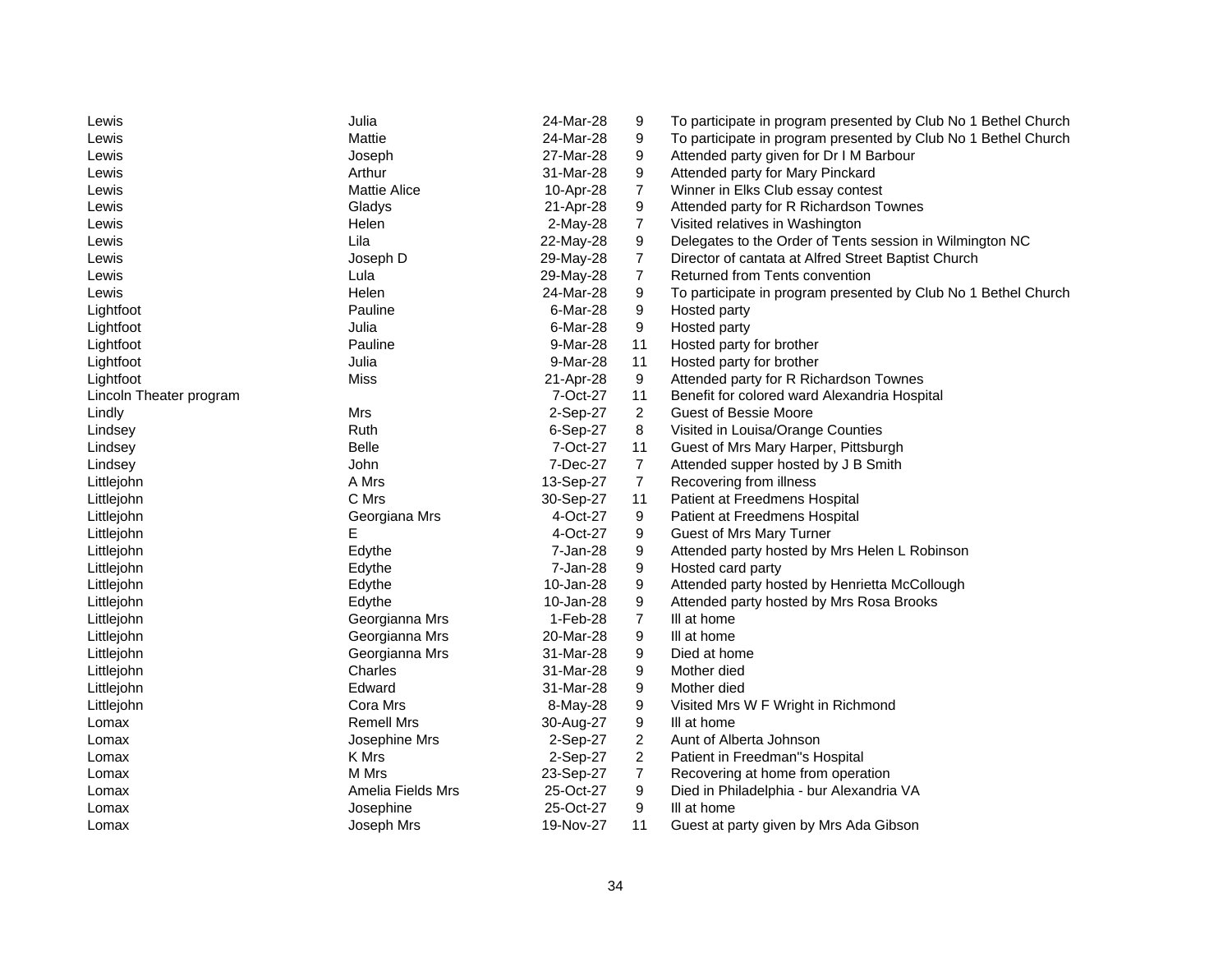| | | | | |
|---|---|---|---|---|
| Lewis | Julia | 24-Mar-28 | 9 | To participate in program presented by Club No 1 Bethel Church |
| Lewis | Mattie | 24-Mar-28 | 9 | To participate in program presented by Club No 1 Bethel Church |
| Lewis | Joseph | 27-Mar-28 | 9 | Attended party given for Dr I M Barbour |
| Lewis | Arthur | 31-Mar-28 | 9 | Attended party for Mary Pinckard |
| Lewis | Mattie Alice | 10-Apr-28 | 7 | Winner in Elks Club essay contest |
| Lewis | Gladys | 21-Apr-28 | 9 | Attended party for R Richardson Townes |
| Lewis | Helen | 2-May-28 | 7 | Visited relatives in Washington |
| Lewis | Lila | 22-May-28 | 9 | Delegates to the Order of Tents session in Wilmington NC |
| Lewis | Joseph D | 29-May-28 | 7 | Director of cantata at Alfred Street Baptist Church |
| Lewis | Lula | 29-May-28 | 7 | Returned from Tents convention |
| Lewis | Helen | 24-Mar-28 | 9 | To participate in program presented by Club No 1 Bethel Church |
| Lightfoot | Pauline | 6-Mar-28 | 9 | Hosted party |
| Lightfoot | Julia | 6-Mar-28 | 9 | Hosted party |
| Lightfoot | Pauline | 9-Mar-28 | 11 | Hosted party for brother |
| Lightfoot | Julia | 9-Mar-28 | 11 | Hosted party for brother |
| Lightfoot | Miss | 21-Apr-28 | 9 | Attended party for R Richardson Townes |
| Lincoln Theater program | | 7-Oct-27 | 11 | Benefit for colored ward Alexandria Hospital |
| Lindly | Mrs | 2-Sep-27 | 2 | Guest of Bessie Moore |
| Lindsey | Ruth | 6-Sep-27 | 8 | Visited in Louisa/Orange Counties |
| Lindsey | Belle | 7-Oct-27 | 11 | Guest of Mrs Mary Harper, Pittsburgh |
| Lindsey | John | 7-Dec-27 | 7 | Attended supper hosted by J B Smith |
| Littlejohn | A Mrs | 13-Sep-27 | 7 | Recovering from illness |
| Littlejohn | C Mrs | 30-Sep-27 | 11 | Patient at Freedmens Hospital |
| Littlejohn | Georgiana Mrs | 4-Oct-27 | 9 | Patient at Freedmens Hospital |
| Littlejohn | E | 4-Oct-27 | 9 | Guest of Mrs Mary Turner |
| Littlejohn | Edythe | 7-Jan-28 | 9 | Attended party hosted by Mrs Helen L Robinson |
| Littlejohn | Edythe | 7-Jan-28 | 9 | Hosted card party |
| Littlejohn | Edythe | 10-Jan-28 | 9 | Attended party hosted by Henrietta McCollough |
| Littlejohn | Edythe | 10-Jan-28 | 9 | Attended party hosted by Mrs Rosa Brooks |
| Littlejohn | Georgianna Mrs | 1-Feb-28 | 7 | Ill at home |
| Littlejohn | Georgianna Mrs | 20-Mar-28 | 9 | Ill at home |
| Littlejohn | Georgianna Mrs | 31-Mar-28 | 9 | Died at home |
| Littlejohn | Charles | 31-Mar-28 | 9 | Mother died |
| Littlejohn | Edward | 31-Mar-28 | 9 | Mother died |
| Littlejohn | Cora Mrs | 8-May-28 | 9 | Visited Mrs W F Wright in Richmond |
| Lomax | Remell Mrs | 30-Aug-27 | 9 | Ill at home |
| Lomax | Josephine Mrs | 2-Sep-27 | 2 | Aunt of Alberta Johnson |
| Lomax | K Mrs | 2-Sep-27 | 2 | Patient in Freedman"s Hospital |
| Lomax | M Mrs | 23-Sep-27 | 7 | Recovering at home from operation |
| Lomax | Amelia Fields Mrs | 25-Oct-27 | 9 | Died in Philadelphia - bur Alexandria VA |
| Lomax | Josephine | 25-Oct-27 | 9 | Ill at home |
| Lomax | Joseph Mrs | 19-Nov-27 | 11 | Guest at party given by Mrs Ada Gibson |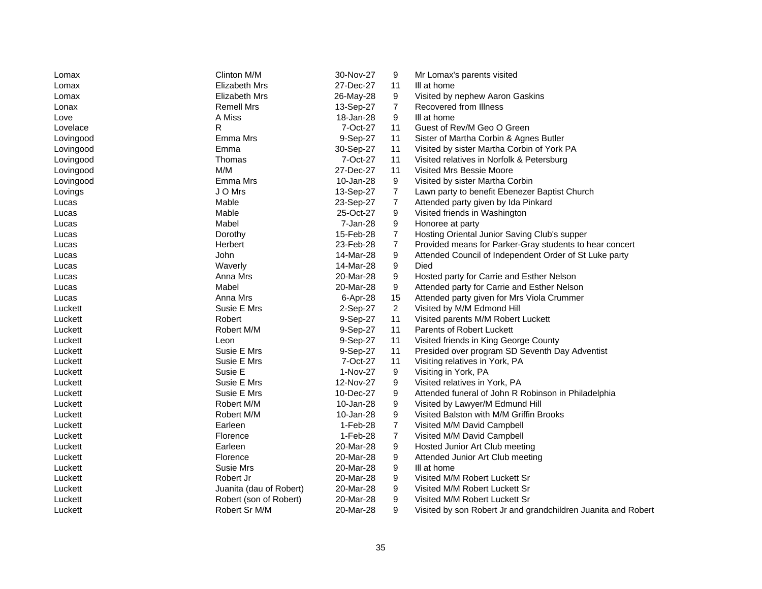| | | | | |
|---|---|---|---|---|
| Lomax | Clinton M/M | 30-Nov-27 | 9 | Mr Lomax's parents visited |
| Lomax | Elizabeth Mrs | 27-Dec-27 | 11 | Ill at home |
| Lomax | Elizabeth Mrs | 26-May-28 | 9 | Visited by nephew Aaron Gaskins |
| Lonax | Remell Mrs | 13-Sep-27 | 7 | Recovered from Illness |
| Love | A Miss | 18-Jan-28 | 9 | Ill at home |
| Lovelace | R | 7-Oct-27 | 11 | Guest of Rev/M Geo O Green |
| Lovingood | Emma Mrs | 9-Sep-27 | 11 | Sister of Martha Corbin & Agnes Butler |
| Lovingood | Emma | 30-Sep-27 | 11 | Visited by sister Martha Corbin of York PA |
| Lovingood | Thomas | 7-Oct-27 | 11 | Visited relatives in Norfolk & Petersburg |
| Lovingood | M/M | 27-Dec-27 | 11 | Visited Mrs Bessie Moore |
| Lovingood | Emma Mrs | 10-Jan-28 | 9 | Visited by sister Martha Corbin |
| Lovings | J O Mrs | 13-Sep-27 | 7 | Lawn party to benefit Ebenezer Baptist Church |
| Lucas | Mable | 23-Sep-27 | 7 | Attended party given by Ida Pinkard |
| Lucas | Mable | 25-Oct-27 | 9 | Visited friends in Washington |
| Lucas | Mabel | 7-Jan-28 | 9 | Honoree at party |
| Lucas | Dorothy | 15-Feb-28 | 7 | Hosting Oriental Junior Saving Club's supper |
| Lucas | Herbert | 23-Feb-28 | 7 | Provided means for Parker-Gray students to hear concert |
| Lucas | John | 14-Mar-28 | 9 | Attended Council of Independent Order of St Luke party |
| Lucas | Waverly | 14-Mar-28 | 9 | Died |
| Lucas | Anna Mrs | 20-Mar-28 | 9 | Hosted party for Carrie and Esther Nelson |
| Lucas | Mabel | 20-Mar-28 | 9 | Attended party for Carrie and Esther Nelson |
| Lucas | Anna Mrs | 6-Apr-28 | 15 | Attended party given for Mrs Viola Crummer |
| Luckett | Susie E Mrs | 2-Sep-27 | 2 | Visited by M/M Edmond Hill |
| Luckett | Robert | 9-Sep-27 | 11 | Visited parents M/M Robert Luckett |
| Luckett | Robert M/M | 9-Sep-27 | 11 | Parents of Robert Luckett |
| Luckett | Leon | 9-Sep-27 | 11 | Visited friends in King George County |
| Luckett | Susie E Mrs | 9-Sep-27 | 11 | Presided over program SD Seventh Day Adventist |
| Luckett | Susie E Mrs | 7-Oct-27 | 11 | Visiting relatives in York, PA |
| Luckett | Susie E | 1-Nov-27 | 9 | Visiting in York, PA |
| Luckett | Susie E Mrs | 12-Nov-27 | 9 | Visited relatives in York, PA |
| Luckett | Susie E Mrs | 10-Dec-27 | 9 | Attended funeral of John R Robinson in Philadelphia |
| Luckett | Robert M/M | 10-Jan-28 | 9 | Visited by Lawyer/M Edmund Hill |
| Luckett | Robert M/M | 10-Jan-28 | 9 | Visited Balston with M/M Griffin Brooks |
| Luckett | Earleen | 1-Feb-28 | 7 | Visited M/M David Campbell |
| Luckett | Florence | 1-Feb-28 | 7 | Visited M/M David Campbell |
| Luckett | Earleen | 20-Mar-28 | 9 | Hosted Junior Art Club meeting |
| Luckett | Florence | 20-Mar-28 | 9 | Attended Junior Art Club meeting |
| Luckett | Susie Mrs | 20-Mar-28 | 9 | Ill at home |
| Luckett | Robert Jr | 20-Mar-28 | 9 | Visited M/M Robert Luckett Sr |
| Luckett | Juanita (dau of Robert) | 20-Mar-28 | 9 | Visited M/M Robert Luckett Sr |
| Luckett | Robert (son of Robert) | 20-Mar-28 | 9 | Visited M/M Robert Luckett Sr |
| Luckett | Robert Sr M/M | 20-Mar-28 | 9 | Visited by son Robert Jr and grandchildren Juanita and Robert |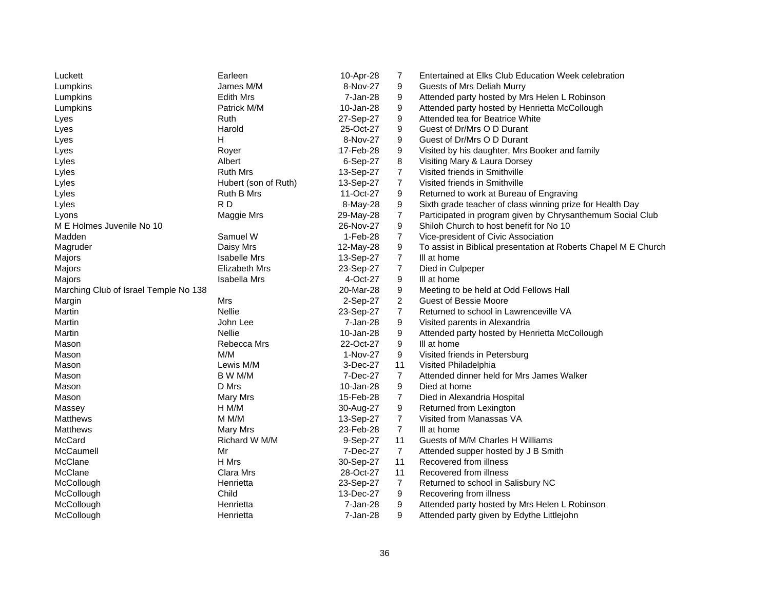| | | | | |
|---|---|---|---|---|
| Luckett | Earleen | 10-Apr-28 | 7 | Entertained at Elks Club Education Week celebration |
| Lumpkins | James M/M | 8-Nov-27 | 9 | Guests of Mrs Deliah Murry |
| Lumpkins | Edith Mrs | 7-Jan-28 | 9 | Attended party hosted by Mrs Helen L Robinson |
| Lumpkins | Patrick M/M | 10-Jan-28 | 9 | Attended party hosted by Henrietta McCollough |
| Lyes | Ruth | 27-Sep-27 | 9 | Attended tea for Beatrice White |
| Lyes | Harold | 25-Oct-27 | 9 | Guest of Dr/Mrs O D Durant |
| Lyes | H | 8-Nov-27 | 9 | Guest of Dr/Mrs O D Durant |
| Lyes | Royer | 17-Feb-28 | 9 | Visited by his daughter, Mrs Booker and family |
| Lyles | Albert | 6-Sep-27 | 8 | Visiting Mary & Laura Dorsey |
| Lyles | Ruth Mrs | 13-Sep-27 | 7 | Visited friends in Smithville |
| Lyles | Hubert (son of Ruth) | 13-Sep-27 | 7 | Visited friends in Smithville |
| Lyles | Ruth B Mrs | 11-Oct-27 | 9 | Returned to work at Bureau of Engraving |
| Lyles | R D | 8-May-28 | 9 | Sixth grade teacher of class winning prize for Health Day |
| Lyons | Maggie Mrs | 29-May-28 | 7 | Participated in program given by Chrysanthemum Social Club |
| M E Holmes Juvenile No 10 | | 26-Nov-27 | 9 | Shiloh Church to host benefit for No 10 |
| Madden | Samuel W | 1-Feb-28 | 7 | Vice-president of Civic Association |
| Magruder | Daisy Mrs | 12-May-28 | 9 | To assist in Biblical presentation at Roberts Chapel M E Church |
| Majors | Isabelle Mrs | 13-Sep-27 | 7 | Ill at home |
| Majors | Elizabeth Mrs | 23-Sep-27 | 7 | Died in Culpeper |
| Majors | Isabella Mrs | 4-Oct-27 | 9 | Ill at home |
| Marching Club of Israel Temple No 138 | | 20-Mar-28 | 9 | Meeting to be held at Odd Fellows Hall |
| Margin | Mrs | 2-Sep-27 | 2 | Guest of Bessie Moore |
| Martin | Nellie | 23-Sep-27 | 7 | Returned to school in Lawrenceville VA |
| Martin | John Lee | 7-Jan-28 | 9 | Visited parents in Alexandria |
| Martin | Nellie | 10-Jan-28 | 9 | Attended party hosted by Henrietta McCollough |
| Mason | Rebecca Mrs | 22-Oct-27 | 9 | Ill at home |
| Mason | M/M | 1-Nov-27 | 9 | Visited friends in Petersburg |
| Mason | Lewis M/M | 3-Dec-27 | 11 | Visited Philadelphia |
| Mason | B W M/M | 7-Dec-27 | 7 | Attended dinner held for Mrs James Walker |
| Mason | D Mrs | 10-Jan-28 | 9 | Died at home |
| Mason | Mary Mrs | 15-Feb-28 | 7 | Died in Alexandria Hospital |
| Massey | H M/M | 30-Aug-27 | 9 | Returned from Lexington |
| Matthews | M M/M | 13-Sep-27 | 7 | Visited from Manassas VA |
| Matthews | Mary Mrs | 23-Feb-28 | 7 | Ill at home |
| McCard | Richard W M/M | 9-Sep-27 | 11 | Guests of M/M Charles H Williams |
| McCaumell | Mr | 7-Dec-27 | 7 | Attended supper hosted by J B Smith |
| McClane | H Mrs | 30-Sep-27 | 11 | Recovered from illness |
| McClane | Clara Mrs | 28-Oct-27 | 11 | Recovered from illness |
| McCollough | Henrietta | 23-Sep-27 | 7 | Returned to school in Salisbury NC |
| McCollough | Child | 13-Dec-27 | 9 | Recovering from illness |
| McCollough | Henrietta | 7-Jan-28 | 9 | Attended party hosted by Mrs Helen L Robinson |
| McCollough | Henrietta | 7-Jan-28 | 9 | Attended party given by Edythe Littlejohn |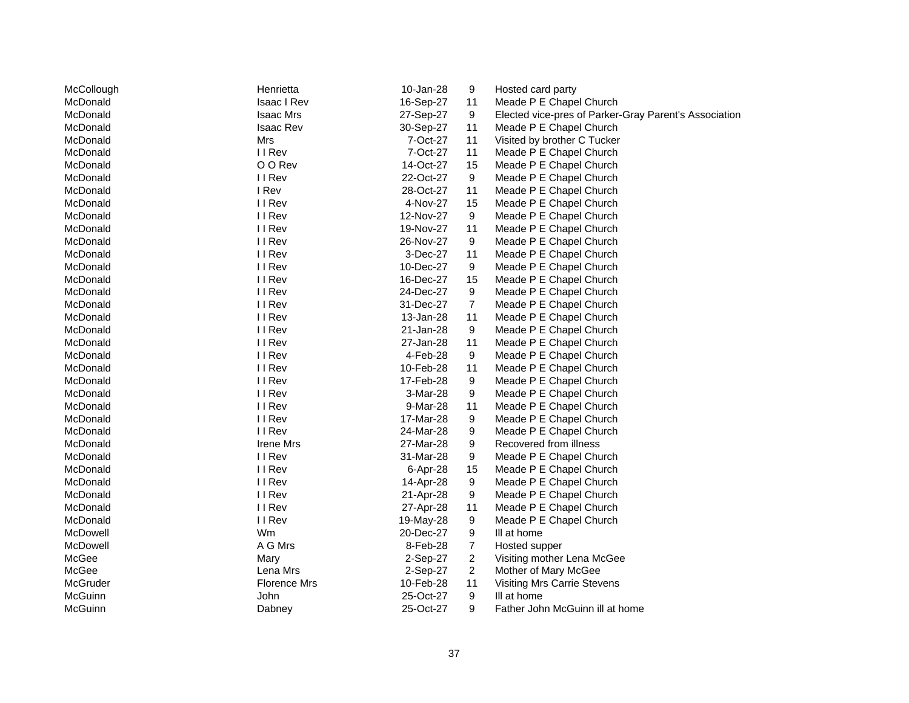| | | | | |
|---|---|---|---|---|
| McCollough | Henrietta | 10-Jan-28 | 9 | Hosted card party |
| McDonald | Isaac I Rev | 16-Sep-27 | 11 | Meade P E Chapel Church |
| McDonald | Isaac Mrs | 27-Sep-27 | 9 | Elected vice-pres of Parker-Gray Parent's Association |
| McDonald | Isaac Rev | 30-Sep-27 | 11 | Meade P E Chapel Church |
| McDonald | Mrs | 7-Oct-27 | 11 | Visited by brother C Tucker |
| McDonald | I I Rev | 7-Oct-27 | 11 | Meade P E Chapel Church |
| McDonald | O O Rev | 14-Oct-27 | 15 | Meade P E Chapel Church |
| McDonald | I I Rev | 22-Oct-27 | 9 | Meade P E Chapel Church |
| McDonald | I Rev | 28-Oct-27 | 11 | Meade P E Chapel Church |
| McDonald | I I Rev | 4-Nov-27 | 15 | Meade P E Chapel Church |
| McDonald | I I Rev | 12-Nov-27 | 9 | Meade P E Chapel Church |
| McDonald | I I Rev | 19-Nov-27 | 11 | Meade P E Chapel Church |
| McDonald | I I Rev | 26-Nov-27 | 9 | Meade P E Chapel Church |
| McDonald | I I Rev | 3-Dec-27 | 11 | Meade P E Chapel Church |
| McDonald | I I Rev | 10-Dec-27 | 9 | Meade P E Chapel Church |
| McDonald | I I Rev | 16-Dec-27 | 15 | Meade P E Chapel Church |
| McDonald | I I Rev | 24-Dec-27 | 9 | Meade P E Chapel Church |
| McDonald | I I Rev | 31-Dec-27 | 7 | Meade P E Chapel Church |
| McDonald | I I Rev | 13-Jan-28 | 11 | Meade P E Chapel Church |
| McDonald | I I Rev | 21-Jan-28 | 9 | Meade P E Chapel Church |
| McDonald | I I Rev | 27-Jan-28 | 11 | Meade P E Chapel Church |
| McDonald | I I Rev | 4-Feb-28 | 9 | Meade P E Chapel Church |
| McDonald | I I Rev | 10-Feb-28 | 11 | Meade P E Chapel Church |
| McDonald | I I Rev | 17-Feb-28 | 9 | Meade P E Chapel Church |
| McDonald | I I Rev | 3-Mar-28 | 9 | Meade P E Chapel Church |
| McDonald | I I Rev | 9-Mar-28 | 11 | Meade P E Chapel Church |
| McDonald | I I Rev | 17-Mar-28 | 9 | Meade P E Chapel Church |
| McDonald | I I Rev | 24-Mar-28 | 9 | Meade P E Chapel Church |
| McDonald | Irene Mrs | 27-Mar-28 | 9 | Recovered from illness |
| McDonald | I I Rev | 31-Mar-28 | 9 | Meade P E Chapel Church |
| McDonald | I I Rev | 6-Apr-28 | 15 | Meade P E Chapel Church |
| McDonald | I I Rev | 14-Apr-28 | 9 | Meade P E Chapel Church |
| McDonald | I I Rev | 21-Apr-28 | 9 | Meade P E Chapel Church |
| McDonald | I I Rev | 27-Apr-28 | 11 | Meade P E Chapel Church |
| McDonald | I I Rev | 19-May-28 | 9 | Meade P E Chapel Church |
| McDowell | Wm | 20-Dec-27 | 9 | Ill at home |
| McDowell | A G Mrs | 8-Feb-28 | 7 | Hosted supper |
| McGee | Mary | 2-Sep-27 | 2 | Visiting mother Lena McGee |
| McGee | Lena Mrs | 2-Sep-27 | 2 | Mother of Mary McGee |
| McGruder | Florence Mrs | 10-Feb-28 | 11 | Visiting Mrs Carrie Stevens |
| McGuinn | John | 25-Oct-27 | 9 | Ill at home |
| McGuinn | Dabney | 25-Oct-27 | 9 | Father John McGuinn ill at home |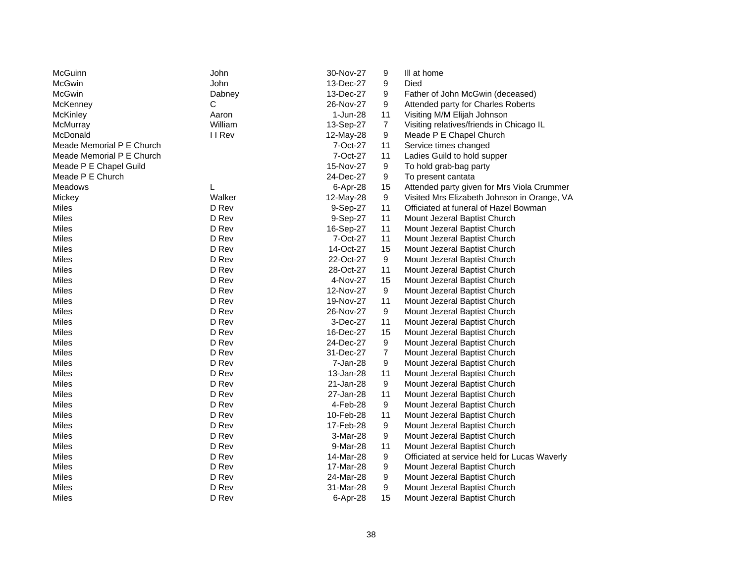| | | | | |
|---|---|---|---|---|
| McGuinn | John | 30-Nov-27 | 9 | Ill at home |
| McGwin | John | 13-Dec-27 | 9 | Died |
| McGwin | Dabney | 13-Dec-27 | 9 | Father of John McGwin (deceased) |
| McKenney | C | 26-Nov-27 | 9 | Attended party for Charles Roberts |
| McKinley | Aaron | 1-Jun-28 | 11 | Visiting M/M Elijah Johnson |
| McMurray | William | 13-Sep-27 | 7 | Visiting relatives/friends in Chicago IL |
| McDonald | I I Rev | 12-May-28 | 9 | Meade P E Chapel Church |
| Meade Memorial P E Church | | 7-Oct-27 | 11 | Service times changed |
| Meade Memorial P E Church | | 7-Oct-27 | 11 | Ladies Guild to hold supper |
| Meade P E Chapel Guild | | 15-Nov-27 | 9 | To hold grab-bag party |
| Meade P E Church | | 24-Dec-27 | 9 | To present cantata |
| Meadows | L | 6-Apr-28 | 15 | Attended party given for Mrs Viola Crummer |
| Mickey | Walker | 12-May-28 | 9 | Visited Mrs Elizabeth Johnson in Orange, VA |
| Miles | D Rev | 9-Sep-27 | 11 | Officiated at funeral of Hazel Bowman |
| Miles | D Rev | 9-Sep-27 | 11 | Mount Jezeral Baptist Church |
| Miles | D Rev | 16-Sep-27 | 11 | Mount Jezeral Baptist Church |
| Miles | D Rev | 7-Oct-27 | 11 | Mount Jezeral Baptist Church |
| Miles | D Rev | 14-Oct-27 | 15 | Mount Jezeral Baptist Church |
| Miles | D Rev | 22-Oct-27 | 9 | Mount Jezeral Baptist Church |
| Miles | D Rev | 28-Oct-27 | 11 | Mount Jezeral Baptist Church |
| Miles | D Rev | 4-Nov-27 | 15 | Mount Jezeral Baptist Church |
| Miles | D Rev | 12-Nov-27 | 9 | Mount Jezeral Baptist Church |
| Miles | D Rev | 19-Nov-27 | 11 | Mount Jezeral Baptist Church |
| Miles | D Rev | 26-Nov-27 | 9 | Mount Jezeral Baptist Church |
| Miles | D Rev | 3-Dec-27 | 11 | Mount Jezeral Baptist Church |
| Miles | D Rev | 16-Dec-27 | 15 | Mount Jezeral Baptist Church |
| Miles | D Rev | 24-Dec-27 | 9 | Mount Jezeral Baptist Church |
| Miles | D Rev | 31-Dec-27 | 7 | Mount Jezeral Baptist Church |
| Miles | D Rev | 7-Jan-28 | 9 | Mount Jezeral Baptist Church |
| Miles | D Rev | 13-Jan-28 | 11 | Mount Jezeral Baptist Church |
| Miles | D Rev | 21-Jan-28 | 9 | Mount Jezeral Baptist Church |
| Miles | D Rev | 27-Jan-28 | 11 | Mount Jezeral Baptist Church |
| Miles | D Rev | 4-Feb-28 | 9 | Mount Jezeral Baptist Church |
| Miles | D Rev | 10-Feb-28 | 11 | Mount Jezeral Baptist Church |
| Miles | D Rev | 17-Feb-28 | 9 | Mount Jezeral Baptist Church |
| Miles | D Rev | 3-Mar-28 | 9 | Mount Jezeral Baptist Church |
| Miles | D Rev | 9-Mar-28 | 11 | Mount Jezeral Baptist Church |
| Miles | D Rev | 14-Mar-28 | 9 | Officiated at service held for Lucas Waverly |
| Miles | D Rev | 17-Mar-28 | 9 | Mount Jezeral Baptist Church |
| Miles | D Rev | 24-Mar-28 | 9 | Mount Jezeral Baptist Church |
| Miles | D Rev | 31-Mar-28 | 9 | Mount Jezeral Baptist Church |
| Miles | D Rev | 6-Apr-28 | 15 | Mount Jezeral Baptist Church |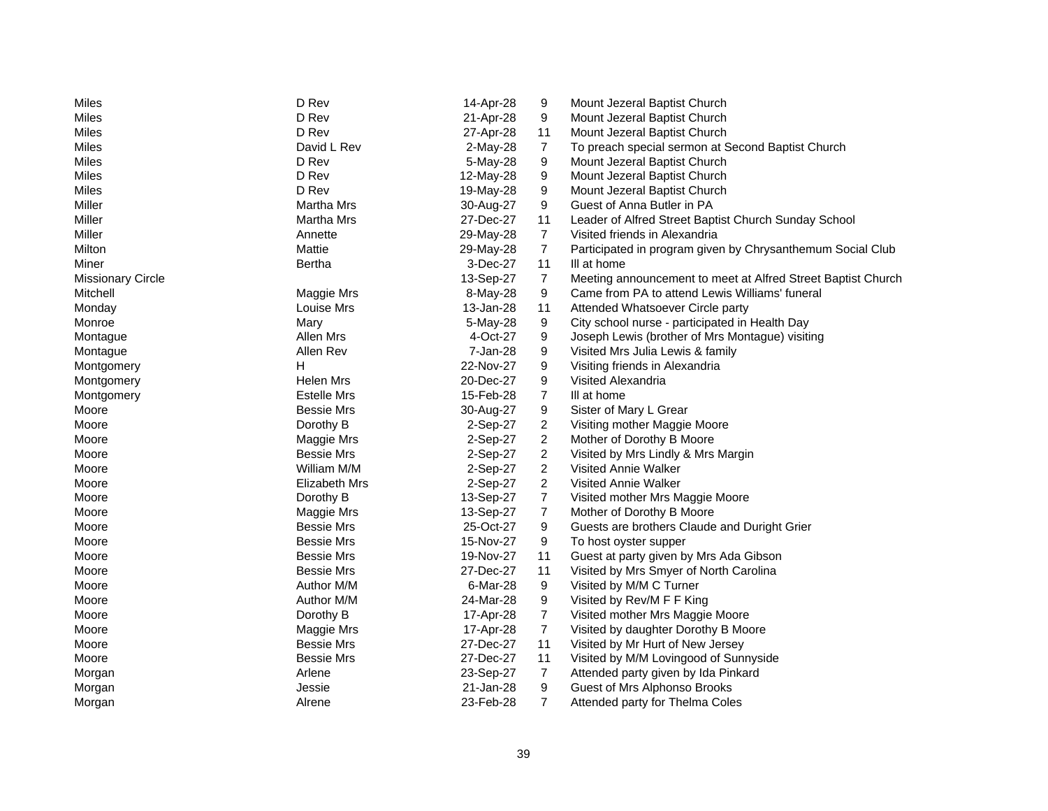| | | | | |
|---|---|---|---|---|
| Miles | D Rev | 14-Apr-28 | 9 | Mount Jezeral Baptist Church |
| Miles | D Rev | 21-Apr-28 | 9 | Mount Jezeral Baptist Church |
| Miles | D Rev | 27-Apr-28 | 11 | Mount Jezeral Baptist Church |
| Miles | David L Rev | 2-May-28 | 7 | To preach special sermon at Second Baptist Church |
| Miles | D Rev | 5-May-28 | 9 | Mount Jezeral Baptist Church |
| Miles | D Rev | 12-May-28 | 9 | Mount Jezeral Baptist Church |
| Miles | D Rev | 19-May-28 | 9 | Mount Jezeral Baptist Church |
| Miller | Martha Mrs | 30-Aug-27 | 9 | Guest of Anna Butler in PA |
| Miller | Martha Mrs | 27-Dec-27 | 11 | Leader of Alfred Street Baptist Church Sunday School |
| Miller | Annette | 29-May-28 | 7 | Visited friends in Alexandria |
| Milton | Mattie | 29-May-28 | 7 | Participated in program given by Chrysanthemum Social Club |
| Miner | Bertha | 3-Dec-27 | 11 | Ill at home |
| Missionary Circle | | 13-Sep-27 | 7 | Meeting announcement to meet at Alfred Street Baptist Church |
| Mitchell | Maggie Mrs | 8-May-28 | 9 | Came from PA to attend Lewis Williams' funeral |
| Monday | Louise Mrs | 13-Jan-28 | 11 | Attended Whatsoever Circle party |
| Monroe | Mary | 5-May-28 | 9 | City school nurse - participated in Health Day |
| Montague | Allen Mrs | 4-Oct-27 | 9 | Joseph Lewis (brother of Mrs Montague) visiting |
| Montague | Allen Rev | 7-Jan-28 | 9 | Visited Mrs Julia Lewis & family |
| Montgomery | H | 22-Nov-27 | 9 | Visiting friends in Alexandria |
| Montgomery | Helen Mrs | 20-Dec-27 | 9 | Visited Alexandria |
| Montgomery | Estelle Mrs | 15-Feb-28 | 7 | Ill at home |
| Moore | Bessie Mrs | 30-Aug-27 | 9 | Sister of Mary L Grear |
| Moore | Dorothy B | 2-Sep-27 | 2 | Visiting mother Maggie Moore |
| Moore | Maggie Mrs | 2-Sep-27 | 2 | Mother of Dorothy B Moore |
| Moore | Bessie Mrs | 2-Sep-27 | 2 | Visited by Mrs Lindly & Mrs Margin |
| Moore | William M/M | 2-Sep-27 | 2 | Visited Annie Walker |
| Moore | Elizabeth Mrs | 2-Sep-27 | 2 | Visited Annie Walker |
| Moore | Dorothy B | 13-Sep-27 | 7 | Visited mother Mrs Maggie Moore |
| Moore | Maggie Mrs | 13-Sep-27 | 7 | Mother of Dorothy B Moore |
| Moore | Bessie Mrs | 25-Oct-27 | 9 | Guests are brothers Claude and Duright Grier |
| Moore | Bessie Mrs | 15-Nov-27 | 9 | To host oyster supper |
| Moore | Bessie Mrs | 19-Nov-27 | 11 | Guest at party given by Mrs Ada Gibson |
| Moore | Bessie Mrs | 27-Dec-27 | 11 | Visited by Mrs Smyer of North Carolina |
| Moore | Author M/M | 6-Mar-28 | 9 | Visited by M/M C Turner |
| Moore | Author M/M | 24-Mar-28 | 9 | Visited by Rev/M F F King |
| Moore | Dorothy B | 17-Apr-28 | 7 | Visited mother Mrs Maggie Moore |
| Moore | Maggie Mrs | 17-Apr-28 | 7 | Visited by daughter Dorothy B Moore |
| Moore | Bessie Mrs | 27-Dec-27 | 11 | Visited by Mr Hurt of New Jersey |
| Moore | Bessie Mrs | 27-Dec-27 | 11 | Visited by M/M Lovingood of Sunnyside |
| Morgan | Arlene | 23-Sep-27 | 7 | Attended party given by Ida Pinkard |
| Morgan | Jessie | 21-Jan-28 | 9 | Guest of Mrs Alphonso Brooks |
| Morgan | Alrene | 23-Feb-28 | 7 | Attended party for Thelma Coles |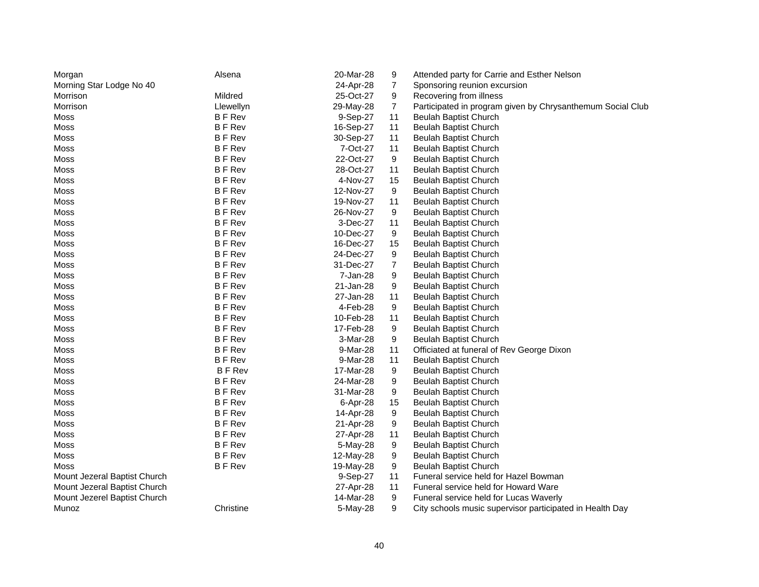| | | | | |
|---|---|---|---|---|
| Morgan | Alsena | 20-Mar-28 | 9 | Attended party for Carrie and Esther Nelson |
| Morning Star Lodge No 40 | | 24-Apr-28 | 7 | Sponsoring reunion excursion |
| Morrison | Mildred | 25-Oct-27 | 9 | Recovering from illness |
| Morrison | Llewellyn | 29-May-28 | 7 | Participated in program given by Chrysanthemum Social Club |
| Moss | B F Rev | 9-Sep-27 | 11 | Beulah Baptist Church |
| Moss | B F Rev | 16-Sep-27 | 11 | Beulah Baptist Church |
| Moss | B F Rev | 30-Sep-27 | 11 | Beulah Baptist Church |
| Moss | B F Rev | 7-Oct-27 | 11 | Beulah Baptist Church |
| Moss | B F Rev | 22-Oct-27 | 9 | Beulah Baptist Church |
| Moss | B F Rev | 28-Oct-27 | 11 | Beulah Baptist Church |
| Moss | B F Rev | 4-Nov-27 | 15 | Beulah Baptist Church |
| Moss | B F Rev | 12-Nov-27 | 9 | Beulah Baptist Church |
| Moss | B F Rev | 19-Nov-27 | 11 | Beulah Baptist Church |
| Moss | B F Rev | 26-Nov-27 | 9 | Beulah Baptist Church |
| Moss | B F Rev | 3-Dec-27 | 11 | Beulah Baptist Church |
| Moss | B F Rev | 10-Dec-27 | 9 | Beulah Baptist Church |
| Moss | B F Rev | 16-Dec-27 | 15 | Beulah Baptist Church |
| Moss | B F Rev | 24-Dec-27 | 9 | Beulah Baptist Church |
| Moss | B F Rev | 31-Dec-27 | 7 | Beulah Baptist Church |
| Moss | B F Rev | 7-Jan-28 | 9 | Beulah Baptist Church |
| Moss | B F Rev | 21-Jan-28 | 9 | Beulah Baptist Church |
| Moss | B F Rev | 27-Jan-28 | 11 | Beulah Baptist Church |
| Moss | B F Rev | 4-Feb-28 | 9 | Beulah Baptist Church |
| Moss | B F Rev | 10-Feb-28 | 11 | Beulah Baptist Church |
| Moss | B F Rev | 17-Feb-28 | 9 | Beulah Baptist Church |
| Moss | B F Rev | 3-Mar-28 | 9 | Beulah Baptist Church |
| Moss | B F Rev | 9-Mar-28 | 11 | Officiated at funeral of Rev George Dixon |
| Moss | B F Rev | 9-Mar-28 | 11 | Beulah Baptist Church |
| Moss | B F Rev | 17-Mar-28 | 9 | Beulah Baptist Church |
| Moss | B F Rev | 24-Mar-28 | 9 | Beulah Baptist Church |
| Moss | B F Rev | 31-Mar-28 | 9 | Beulah Baptist Church |
| Moss | B F Rev | 6-Apr-28 | 15 | Beulah Baptist Church |
| Moss | B F Rev | 14-Apr-28 | 9 | Beulah Baptist Church |
| Moss | B F Rev | 21-Apr-28 | 9 | Beulah Baptist Church |
| Moss | B F Rev | 27-Apr-28 | 11 | Beulah Baptist Church |
| Moss | B F Rev | 5-May-28 | 9 | Beulah Baptist Church |
| Moss | B F Rev | 12-May-28 | 9 | Beulah Baptist Church |
| Moss | B F Rev | 19-May-28 | 9 | Beulah Baptist Church |
| Mount Jezeral Baptist Church | | 9-Sep-27 | 11 | Funeral service held for Hazel Bowman |
| Mount Jezeral Baptist Church | | 27-Apr-28 | 11 | Funeral service held for Howard Ware |
| Mount Jezerel Baptist Church | | 14-Mar-28 | 9 | Funeral service held for Lucas Waverly |
| Munoz | Christine | 5-May-28 | 9 | City schools music supervisor participated in Health Day |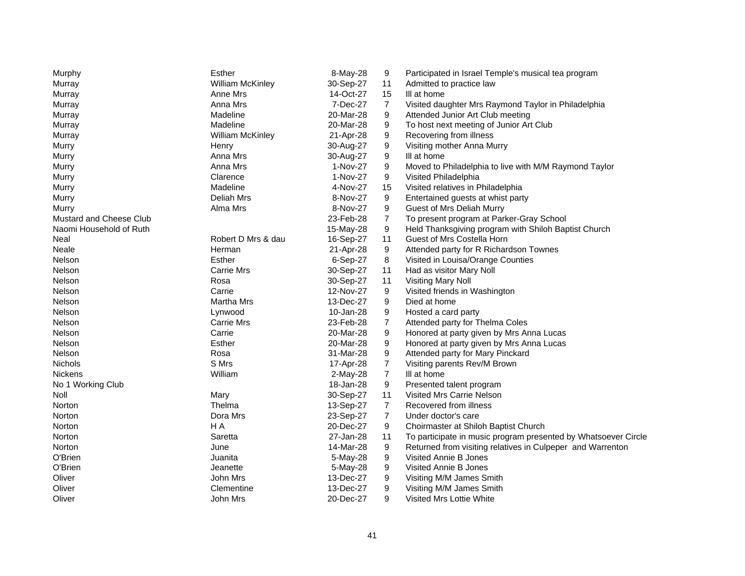| | | | | |
|---|---|---|---|---|
| Murphy | Esther | 8-May-28 | 9 | Participated in Israel Temple's musical tea program |
| Murray | William McKinley | 30-Sep-27 | 11 | Admitted to practice law |
| Murray | Anne Mrs | 14-Oct-27 | 15 | Ill at home |
| Murray | Anna Mrs | 7-Dec-27 | 7 | Visited daughter Mrs Raymond Taylor in Philadelphia |
| Murray | Madeline | 20-Mar-28 | 9 | Attended Junior Art Club meeting |
| Murray | Madeline | 20-Mar-28 | 9 | To host next meeting of Junior Art Club |
| Murray | William McKinley | 21-Apr-28 | 9 | Recovering from illness |
| Murry | Henry | 30-Aug-27 | 9 | Visiting mother Anna Murry |
| Murry | Anna Mrs | 30-Aug-27 | 9 | Ill at home |
| Murry | Anna Mrs | 1-Nov-27 | 9 | Moved to Philadelphia to live with M/M Raymond Taylor |
| Murry | Clarence | 1-Nov-27 | 9 | Visited Philadelphia |
| Murry | Madeline | 4-Nov-27 | 15 | Visited relatives in Philadelphia |
| Murry | Deliah Mrs | 8-Nov-27 | 9 | Entertained guests at whist party |
| Murry | Alma Mrs | 8-Nov-27 | 9 | Guest of Mrs Deliah Murry |
| Mustard and Cheese Club | | 23-Feb-28 | 7 | To present program at Parker-Gray School |
| Naomi Household of Ruth | | 15-May-28 | 9 | Held Thanksgiving program with Shiloh Baptist Church |
| Neal | Robert D Mrs & dau | 16-Sep-27 | 11 | Guest of Mrs Costella Horn |
| Neale | Herman | 21-Apr-28 | 9 | Attended party for R Richardson Townes |
| Nelson | Esther | 6-Sep-27 | 8 | Visited in Louisa/Orange Counties |
| Nelson | Carrie Mrs | 30-Sep-27 | 11 | Had as visitor Mary Noll |
| Nelson | Rosa | 30-Sep-27 | 11 | Visiting Mary Noll |
| Nelson | Carrie | 12-Nov-27 | 9 | Visited friends in Washington |
| Nelson | Martha Mrs | 13-Dec-27 | 9 | Died at home |
| Nelson | Lynwood | 10-Jan-28 | 9 | Hosted a card party |
| Nelson | Carrie Mrs | 23-Feb-28 | 7 | Attended party for Thelma Coles |
| Nelson | Carrie | 20-Mar-28 | 9 | Honored at party given by Mrs Anna Lucas |
| Nelson | Esther | 20-Mar-28 | 9 | Honored at party given by Mrs Anna Lucas |
| Nelson | Rosa | 31-Mar-28 | 9 | Attended party for Mary Pinckard |
| Nichols | S Mrs | 17-Apr-28 | 7 | Visiting parents Rev/M Brown |
| Nickens | William | 2-May-28 | 7 | Ill at home |
| No 1 Working Club | | 18-Jan-28 | 9 | Presented talent program |
| Noll | Mary | 30-Sep-27 | 11 | Visited Mrs Carrie Nelson |
| Norton | Thelma | 13-Sep-27 | 7 | Recovered from illness |
| Norton | Dora Mrs | 23-Sep-27 | 7 | Under doctor's care |
| Norton | H A | 20-Dec-27 | 9 | Choirmaster at Shiloh Baptist Church |
| Norton | Saretta | 27-Jan-28 | 11 | To participate in music program presented by Whatsoever Circle |
| Norton | June | 14-Mar-28 | 9 | Returned from visiting relatives in Culpeper and Warrenton |
| O'Brien | Juanita | 5-May-28 | 9 | Visited Annie B Jones |
| O'Brien | Jeanette | 5-May-28 | 9 | Visited Annie B Jones |
| Oliver | John Mrs | 13-Dec-27 | 9 | Visiting M/M James Smith |
| Oliver | Clementine | 13-Dec-27 | 9 | Visiting M/M James Smith |
| Oliver | John Mrs | 20-Dec-27 | 9 | Visited Mrs Lottie White |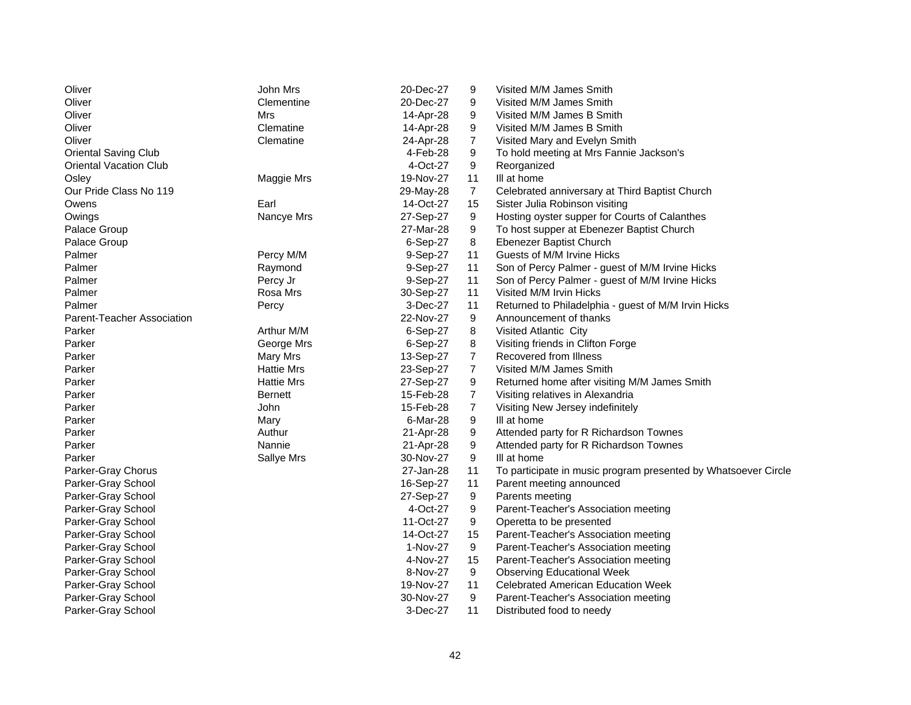| | | | | |
|---|---|---|---|---|
| Oliver | John Mrs | 20-Dec-27 | 9 | Visited M/M James Smith |
| Oliver | Clementine | 20-Dec-27 | 9 | Visited M/M James Smith |
| Oliver | Mrs | 14-Apr-28 | 9 | Visited M/M James B Smith |
| Oliver | Clematine | 14-Apr-28 | 9 | Visited M/M James B Smith |
| Oliver | Clematine | 24-Apr-28 | 7 | Visited Mary and Evelyn Smith |
| Oriental Saving Club | | 4-Feb-28 | 9 | To hold meeting at Mrs Fannie Jackson's |
| Oriental Vacation Club | | 4-Oct-27 | 9 | Reorganized |
| Osley | Maggie Mrs | 19-Nov-27 | 11 | Ill at home |
| Our Pride Class No 119 | | 29-May-28 | 7 | Celebrated anniversary at Third Baptist Church |
| Owens | Earl | 14-Oct-27 | 15 | Sister Julia Robinson visiting |
| Owings | Nancye Mrs | 27-Sep-27 | 9 | Hosting oyster supper for Courts of Calanthes |
| Palace Group | | 27-Mar-28 | 9 | To host supper at Ebenezer Baptist Church |
| Palace Group | | 6-Sep-27 | 8 | Ebenezer Baptist Church |
| Palmer | Percy M/M | 9-Sep-27 | 11 | Guests of M/M Irvine Hicks |
| Palmer | Raymond | 9-Sep-27 | 11 | Son of Percy Palmer - guest of M/M Irvine Hicks |
| Palmer | Percy Jr | 9-Sep-27 | 11 | Son of Percy Palmer - guest of M/M Irvine Hicks |
| Palmer | Rosa Mrs | 30-Sep-27 | 11 | Visited M/M Irvin Hicks |
| Palmer | Percy | 3-Dec-27 | 11 | Returned to Philadelphia - guest of M/M Irvin Hicks |
| Parent-Teacher Association | | 22-Nov-27 | 9 | Announcement of thanks |
| Parker | Arthur M/M | 6-Sep-27 | 8 | Visited Atlantic City |
| Parker | George Mrs | 6-Sep-27 | 8 | Visiting friends in Clifton Forge |
| Parker | Mary Mrs | 13-Sep-27 | 7 | Recovered from Illness |
| Parker | Hattie Mrs | 23-Sep-27 | 7 | Visited M/M James Smith |
| Parker | Hattie Mrs | 27-Sep-27 | 9 | Returned home after visiting M/M James Smith |
| Parker | Bernett | 15-Feb-28 | 7 | Visiting relatives in Alexandria |
| Parker | John | 15-Feb-28 | 7 | Visiting New Jersey indefinitely |
| Parker | Mary | 6-Mar-28 | 9 | Ill at home |
| Parker | Authur | 21-Apr-28 | 9 | Attended party for R Richardson Townes |
| Parker | Nannie | 21-Apr-28 | 9 | Attended party for R Richardson Townes |
| Parker | Sallye Mrs | 30-Nov-27 | 9 | Ill at home |
| Parker-Gray Chorus | | 27-Jan-28 | 11 | To participate in music program presented by Whatsoever Circle |
| Parker-Gray School | | 16-Sep-27 | 11 | Parent meeting announced |
| Parker-Gray School | | 27-Sep-27 | 9 | Parents meeting |
| Parker-Gray School | | 4-Oct-27 | 9 | Parent-Teacher's Association meeting |
| Parker-Gray School | | 11-Oct-27 | 9 | Operetta to be presented |
| Parker-Gray School | | 14-Oct-27 | 15 | Parent-Teacher's Association meeting |
| Parker-Gray School | | 1-Nov-27 | 9 | Parent-Teacher's Association meeting |
| Parker-Gray School | | 4-Nov-27 | 15 | Parent-Teacher's Association meeting |
| Parker-Gray School | | 8-Nov-27 | 9 | Observing Educational Week |
| Parker-Gray School | | 19-Nov-27 | 11 | Celebrated American Education Week |
| Parker-Gray School | | 30-Nov-27 | 9 | Parent-Teacher's Association meeting |
| Parker-Gray School | | 3-Dec-27 | 11 | Distributed food to needy |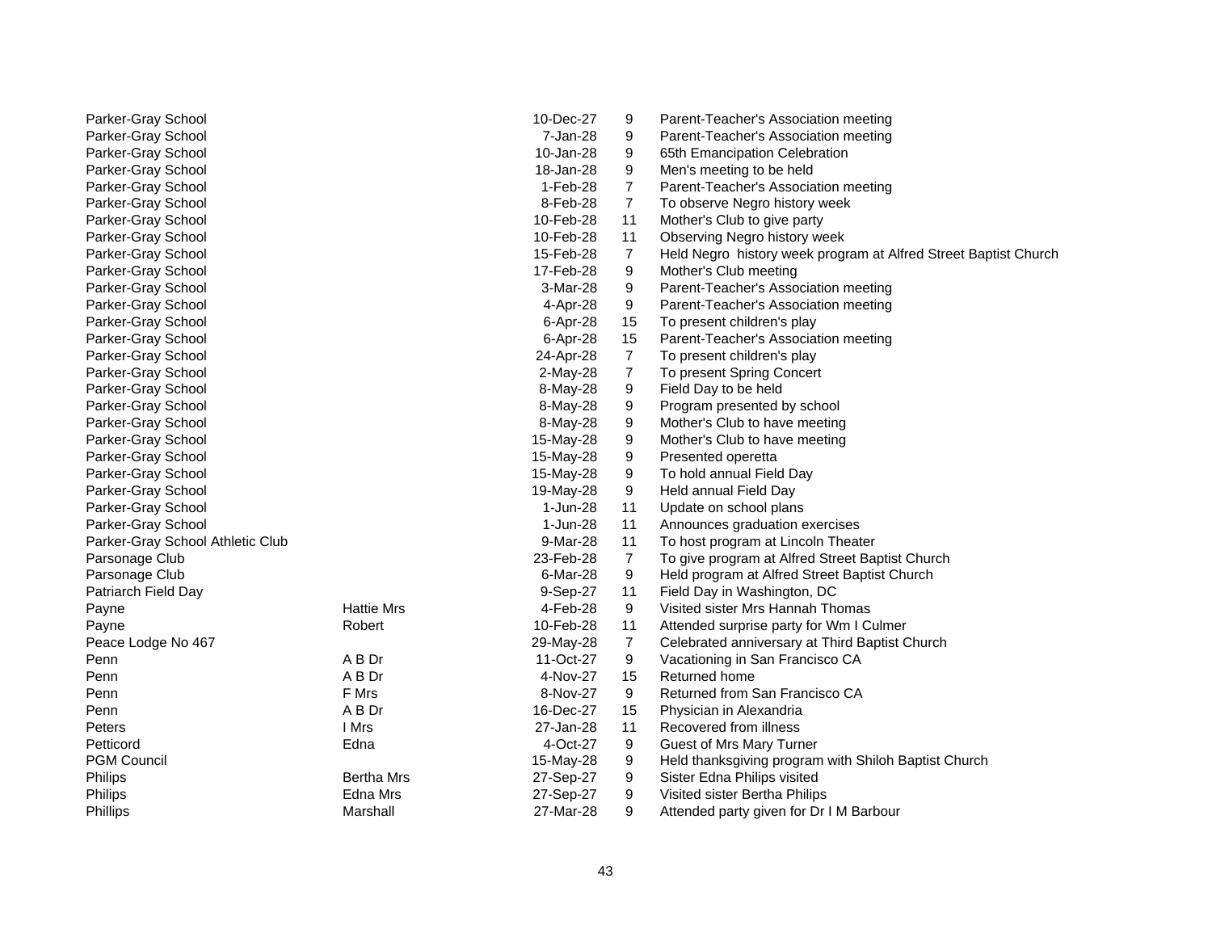| | | | | |
|---|---|---|---|---|
| Parker-Gray School | | 10-Dec-27 | 9 | Parent-Teacher's Association meeting |
| Parker-Gray School | | 7-Jan-28 | 9 | Parent-Teacher's Association meeting |
| Parker-Gray School | | 10-Jan-28 | 9 | 65th Emancipation Celebration |
| Parker-Gray School | | 18-Jan-28 | 9 | Men's meeting to be held |
| Parker-Gray School | | 1-Feb-28 | 7 | Parent-Teacher's Association meeting |
| Parker-Gray School | | 8-Feb-28 | 7 | To observe Negro history week |
| Parker-Gray School | | 10-Feb-28 | 11 | Mother's Club to give party |
| Parker-Gray School | | 10-Feb-28 | 11 | Observing Negro history week |
| Parker-Gray School | | 15-Feb-28 | 7 | Held Negro history week program at Alfred Street Baptist Church |
| Parker-Gray School | | 17-Feb-28 | 9 | Mother's Club meeting |
| Parker-Gray School | | 3-Mar-28 | 9 | Parent-Teacher's Association meeting |
| Parker-Gray School | | 4-Apr-28 | 9 | Parent-Teacher's Association meeting |
| Parker-Gray School | | 6-Apr-28 | 15 | To present children's play |
| Parker-Gray School | | 6-Apr-28 | 15 | Parent-Teacher's Association meeting |
| Parker-Gray School | | 24-Apr-28 | 7 | To present children's play |
| Parker-Gray School | | 2-May-28 | 7 | To present Spring Concert |
| Parker-Gray School | | 8-May-28 | 9 | Field Day to be held |
| Parker-Gray School | | 8-May-28 | 9 | Program presented by school |
| Parker-Gray School | | 8-May-28 | 9 | Mother's Club to have meeting |
| Parker-Gray School | | 15-May-28 | 9 | Mother's Club to have meeting |
| Parker-Gray School | | 15-May-28 | 9 | Presented operetta |
| Parker-Gray School | | 15-May-28 | 9 | To hold annual Field Day |
| Parker-Gray School | | 19-May-28 | 9 | Held annual Field Day |
| Parker-Gray School | | 1-Jun-28 | 11 | Update on school plans |
| Parker-Gray School | | 1-Jun-28 | 11 | Announces graduation exercises |
| Parker-Gray School Athletic Club | | 9-Mar-28 | 11 | To host program at Lincoln Theater |
| Parsonage Club | | 23-Feb-28 | 7 | To give program at Alfred Street Baptist Church |
| Parsonage Club | | 6-Mar-28 | 9 | Held program at Alfred Street Baptist Church |
| Patriarch Field Day | | 9-Sep-27 | 11 | Field Day in Washington, DC |
| Payne | Hattie Mrs | 4-Feb-28 | 9 | Visited sister Mrs Hannah Thomas |
| Payne | Robert | 10-Feb-28 | 11 | Attended surprise party for Wm I Culmer |
| Peace Lodge No 467 | | 29-May-28 | 7 | Celebrated anniversary at Third Baptist Church |
| Penn | A B Dr | 11-Oct-27 | 9 | Vacationing in San Francisco CA |
| Penn | A B Dr | 4-Nov-27 | 15 | Returned home |
| Penn | F Mrs | 8-Nov-27 | 9 | Returned from San Francisco CA |
| Penn | A B Dr | 16-Dec-27 | 15 | Physician in Alexandria |
| Peters | I Mrs | 27-Jan-28 | 11 | Recovered from illness |
| Petticord | Edna | 4-Oct-27 | 9 | Guest of Mrs Mary Turner |
| PGM Council | | 15-May-28 | 9 | Held thanksgiving program with Shiloh Baptist Church |
| Philips | Bertha Mrs | 27-Sep-27 | 9 | Sister Edna Philips visited |
| Philips | Edna Mrs | 27-Sep-27 | 9 | Visited sister Bertha Philips |
| Phillips | Marshall | 27-Mar-28 | 9 | Attended party given for Dr I M Barbour |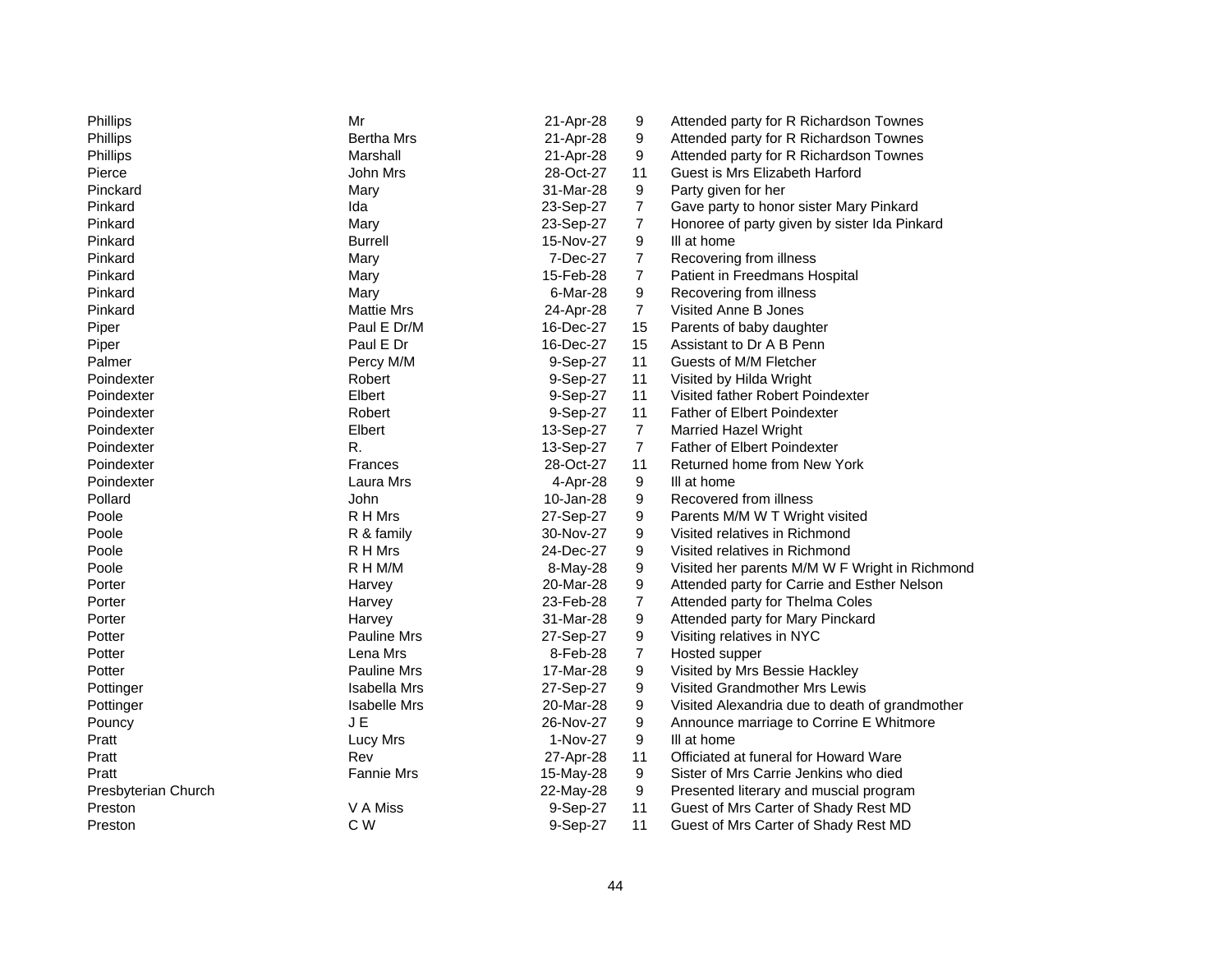| | | | | |
|---|---|---|---|---|
| Phillips | Mr | 21-Apr-28 | 9 | Attended party for R Richardson Townes |
| Phillips | Bertha Mrs | 21-Apr-28 | 9 | Attended party for R Richardson Townes |
| Phillips | Marshall | 21-Apr-28 | 9 | Attended party for R Richardson Townes |
| Pierce | John Mrs | 28-Oct-27 | 11 | Guest is Mrs Elizabeth Harford |
| Pinckard | Mary | 31-Mar-28 | 9 | Party given for her |
| Pinkard | Ida | 23-Sep-27 | 7 | Gave party to honor sister Mary Pinkard |
| Pinkard | Mary | 23-Sep-27 | 7 | Honoree of party given by sister Ida Pinkard |
| Pinkard | Burrell | 15-Nov-27 | 9 | Ill at home |
| Pinkard | Mary | 7-Dec-27 | 7 | Recovering from illness |
| Pinkard | Mary | 15-Feb-28 | 7 | Patient in Freedmans Hospital |
| Pinkard | Mary | 6-Mar-28 | 9 | Recovering from illness |
| Pinkard | Mattie Mrs | 24-Apr-28 | 7 | Visited Anne B Jones |
| Piper | Paul E Dr/M | 16-Dec-27 | 15 | Parents of baby daughter |
| Piper | Paul E Dr | 16-Dec-27 | 15 | Assistant to Dr A B Penn |
| Palmer | Percy M/M | 9-Sep-27 | 11 | Guests of M/M Fletcher |
| Poindexter | Robert | 9-Sep-27 | 11 | Visited by Hilda Wright |
| Poindexter | Elbert | 9-Sep-27 | 11 | Visited father Robert Poindexter |
| Poindexter | Robert | 9-Sep-27 | 11 | Father of Elbert Poindexter |
| Poindexter | Elbert | 13-Sep-27 | 7 | Married Hazel Wright |
| Poindexter | R. | 13-Sep-27 | 7 | Father of Elbert Poindexter |
| Poindexter | Frances | 28-Oct-27 | 11 | Returned home from New York |
| Poindexter | Laura Mrs | 4-Apr-28 | 9 | Ill at home |
| Pollard | John | 10-Jan-28 | 9 | Recovered from illness |
| Poole | R H Mrs | 27-Sep-27 | 9 | Parents M/M W T Wright visited |
| Poole | R & family | 30-Nov-27 | 9 | Visited relatives in Richmond |
| Poole | R H Mrs | 24-Dec-27 | 9 | Visited relatives in Richmond |
| Poole | R H M/M | 8-May-28 | 9 | Visited her parents M/M W F Wright in Richmond |
| Porter | Harvey | 20-Mar-28 | 9 | Attended party for Carrie and Esther Nelson |
| Porter | Harvey | 23-Feb-28 | 7 | Attended party for Thelma Coles |
| Porter | Harvey | 31-Mar-28 | 9 | Attended party for Mary Pinckard |
| Potter | Pauline Mrs | 27-Sep-27 | 9 | Visiting relatives in NYC |
| Potter | Lena Mrs | 8-Feb-28 | 7 | Hosted supper |
| Potter | Pauline Mrs | 17-Mar-28 | 9 | Visited by Mrs Bessie Hackley |
| Pottinger | Isabella Mrs | 27-Sep-27 | 9 | Visited Grandmother Mrs Lewis |
| Pottinger | Isabelle Mrs | 20-Mar-28 | 9 | Visited Alexandria due to death of grandmother |
| Pouncy | J E | 26-Nov-27 | 9 | Announce marriage to Corrine E Whitmore |
| Pratt | Lucy Mrs | 1-Nov-27 | 9 | Ill at home |
| Pratt | Rev | 27-Apr-28 | 11 | Officiated at funeral for Howard Ware |
| Pratt | Fannie Mrs | 15-May-28 | 9 | Sister of Mrs Carrie Jenkins who died |
| Presbyterian Church | | 22-May-28 | 9 | Presented literary and muscial program |
| Preston | V A Miss | 9-Sep-27 | 11 | Guest of Mrs Carter of Shady Rest MD |
| Preston | C W | 9-Sep-27 | 11 | Guest of Mrs Carter of Shady Rest MD |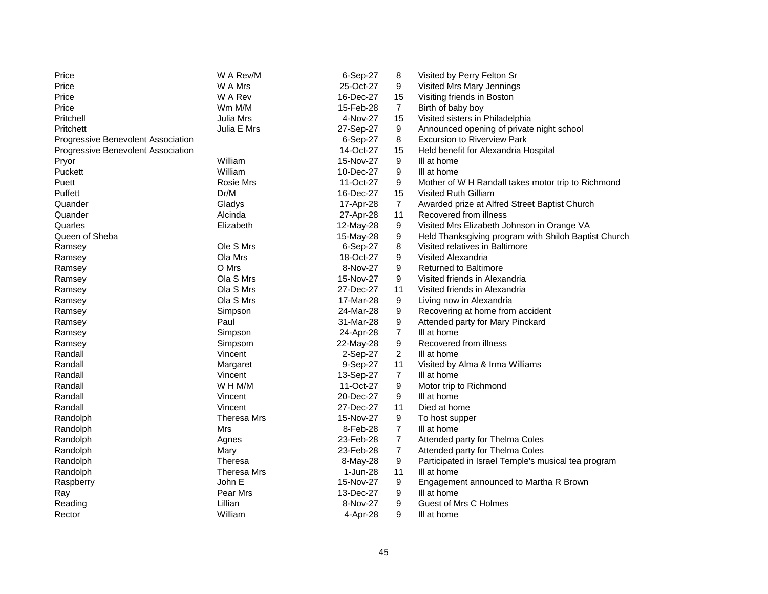| | | | | |
|---|---|---|---|---|
| Price | W A Rev/M | 6-Sep-27 | 8 | Visited by Perry Felton Sr |
| Price | W A Mrs | 25-Oct-27 | 9 | Visited Mrs Mary Jennings |
| Price | W A Rev | 16-Dec-27 | 15 | Visiting friends in Boston |
| Price | Wm M/M | 15-Feb-28 | 7 | Birth of baby boy |
| Pritchell | Julia Mrs | 4-Nov-27 | 15 | Visited sisters in Philadelphia |
| Pritchett | Julia E Mrs | 27-Sep-27 | 9 | Announced opening of private night school |
| Progressive Benevolent Association | | 6-Sep-27 | 8 | Excursion to Riverview Park |
| Progressive Benevolent Association | | 14-Oct-27 | 15 | Held benefit for Alexandria Hospital |
| Pryor | William | 15-Nov-27 | 9 | Ill at home |
| Puckett | William | 10-Dec-27 | 9 | Ill at home |
| Puett | Rosie Mrs | 11-Oct-27 | 9 | Mother of W H Randall takes motor trip to Richmond |
| Puffett | Dr/M | 16-Dec-27 | 15 | Visited Ruth Gilliam |
| Quander | Gladys | 17-Apr-28 | 7 | Awarded prize at Alfred Street Baptist Church |
| Quander | Alcinda | 27-Apr-28 | 11 | Recovered from illness |
| Quarles | Elizabeth | 12-May-28 | 9 | Visited Mrs Elizabeth Johnson in Orange VA |
| Queen of Sheba | | 15-May-28 | 9 | Held Thanksgiving program with Shiloh Baptist Church |
| Ramsey | Ole S Mrs | 6-Sep-27 | 8 | Visited relatives in Baltimore |
| Ramsey | Ola Mrs | 18-Oct-27 | 9 | Visited Alexandria |
| Ramsey | O Mrs | 8-Nov-27 | 9 | Returned to Baltimore |
| Ramsey | Ola S Mrs | 15-Nov-27 | 9 | Visited friends in Alexandria |
| Ramsey | Ola S Mrs | 27-Dec-27 | 11 | Visited friends in Alexandria |
| Ramsey | Ola S Mrs | 17-Mar-28 | 9 | Living now in Alexandria |
| Ramsey | Simpson | 24-Mar-28 | 9 | Recovering at home from accident |
| Ramsey | Paul | 31-Mar-28 | 9 | Attended party for Mary Pinckard |
| Ramsey | Simpson | 24-Apr-28 | 7 | Ill at home |
| Ramsey | Simpsom | 22-May-28 | 9 | Recovered from illness |
| Randall | Vincent | 2-Sep-27 | 2 | Ill at home |
| Randall | Margaret | 9-Sep-27 | 11 | Visited by Alma & Irma Williams |
| Randall | Vincent | 13-Sep-27 | 7 | Ill at home |
| Randall | W H M/M | 11-Oct-27 | 9 | Motor trip to Richmond |
| Randall | Vincent | 20-Dec-27 | 9 | Ill at home |
| Randall | Vincent | 27-Dec-27 | 11 | Died at home |
| Randolph | Theresa Mrs | 15-Nov-27 | 9 | To host supper |
| Randolph | Mrs | 8-Feb-28 | 7 | Ill at home |
| Randolph | Agnes | 23-Feb-28 | 7 | Attended party for Thelma Coles |
| Randolph | Mary | 23-Feb-28 | 7 | Attended party for Thelma Coles |
| Randolph | Theresa | 8-May-28 | 9 | Participated in Israel Temple's musical tea program |
| Randolph | Theresa Mrs | 1-Jun-28 | 11 | Ill at home |
| Raspberry | John E | 15-Nov-27 | 9 | Engagement announced to Martha R Brown |
| Ray | Pear Mrs | 13-Dec-27 | 9 | Ill at home |
| Reading | Lillian | 8-Nov-27 | 9 | Guest of Mrs C Holmes |
| Rector | William | 4-Apr-28 | 9 | Ill at home |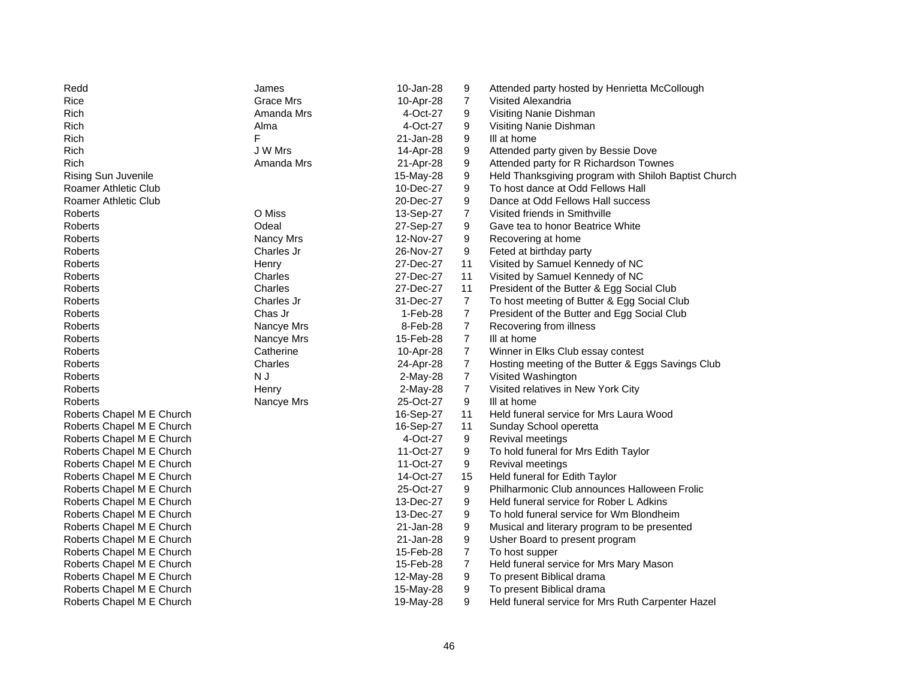| | | | | |
|---|---|---|---|---|
| Redd | James | 10-Jan-28 | 9 | Attended party hosted by Henrietta McCollough |
| Rice | Grace Mrs | 10-Apr-28 | 7 | Visited Alexandria |
| Rich | Amanda Mrs | 4-Oct-27 | 9 | Visiting Nanie Dishman |
| Rich | Alma | 4-Oct-27 | 9 | Visiting Nanie Dishman |
| Rich | F | 21-Jan-28 | 9 | Ill at home |
| Rich | J W Mrs | 14-Apr-28 | 9 | Attended party given by Bessie Dove |
| Rich | Amanda Mrs | 21-Apr-28 | 9 | Attended party for R Richardson Townes |
| Rising Sun Juvenile | | 15-May-28 | 9 | Held Thanksgiving program with Shiloh Baptist Church |
| Roamer Athletic Club | | 10-Dec-27 | 9 | To host dance at Odd Fellows Hall |
| Roamer Athletic Club | | 20-Dec-27 | 9 | Dance at Odd Fellows Hall success |
| Roberts | O Miss | 13-Sep-27 | 7 | Visited friends in Smithville |
| Roberts | Odeal | 27-Sep-27 | 9 | Gave tea to honor Beatrice White |
| Roberts | Nancy Mrs | 12-Nov-27 | 9 | Recovering at home |
| Roberts | Charles Jr | 26-Nov-27 | 9 | Feted at birthday party |
| Roberts | Henry | 27-Dec-27 | 11 | Visited by Samuel Kennedy of NC |
| Roberts | Charles | 27-Dec-27 | 11 | Visited by Samuel Kennedy of NC |
| Roberts | Charles | 27-Dec-27 | 11 | President of the Butter & Egg Social Club |
| Roberts | Charles Jr | 31-Dec-27 | 7 | To host meeting of Butter & Egg Social Club |
| Roberts | Chas Jr | 1-Feb-28 | 7 | President of the Butter and Egg Social Club |
| Roberts | Nancye Mrs | 8-Feb-28 | 7 | Recovering from illness |
| Roberts | Nancye Mrs | 15-Feb-28 | 7 | Ill at home |
| Roberts | Catherine | 10-Apr-28 | 7 | Winner in Elks Club essay contest |
| Roberts | Charles | 24-Apr-28 | 7 | Hosting meeting of the Butter & Eggs Savings Club |
| Roberts | N J | 2-May-28 | 7 | Visited Washington |
| Roberts | Henry | 2-May-28 | 7 | Visited relatives in New York City |
| Roberts | Nancye Mrs | 25-Oct-27 | 9 | Ill at home |
| Roberts Chapel M E Church | | 16-Sep-27 | 11 | Held funeral service for Mrs Laura Wood |
| Roberts Chapel M E Church | | 16-Sep-27 | 11 | Sunday School operetta |
| Roberts Chapel M E Church | | 4-Oct-27 | 9 | Revival meetings |
| Roberts Chapel M E Church | | 11-Oct-27 | 9 | To hold funeral for Mrs Edith Taylor |
| Roberts Chapel M E Church | | 11-Oct-27 | 9 | Revival meetings |
| Roberts Chapel M E Church | | 14-Oct-27 | 15 | Held funeral for Edith Taylor |
| Roberts Chapel M E Church | | 25-Oct-27 | 9 | Philharmonic Club announces Halloween Frolic |
| Roberts Chapel M E Church | | 13-Dec-27 | 9 | Held funeral service for Rober L Adkins |
| Roberts Chapel M E Church | | 13-Dec-27 | 9 | To hold funeral service for Wm Blondheim |
| Roberts Chapel M E Church | | 21-Jan-28 | 9 | Musical and literary program to be presented |
| Roberts Chapel M E Church | | 21-Jan-28 | 9 | Usher Board to present program |
| Roberts Chapel M E Church | | 15-Feb-28 | 7 | To host supper |
| Roberts Chapel M E Church | | 15-Feb-28 | 7 | Held funeral service for Mrs Mary Mason |
| Roberts Chapel M E Church | | 12-May-28 | 9 | To present Biblical drama |
| Roberts Chapel M E Church | | 15-May-28 | 9 | To present Biblical drama |
| Roberts Chapel M E Church | | 19-May-28 | 9 | Held funeral service for Mrs Ruth Carpenter Hazel |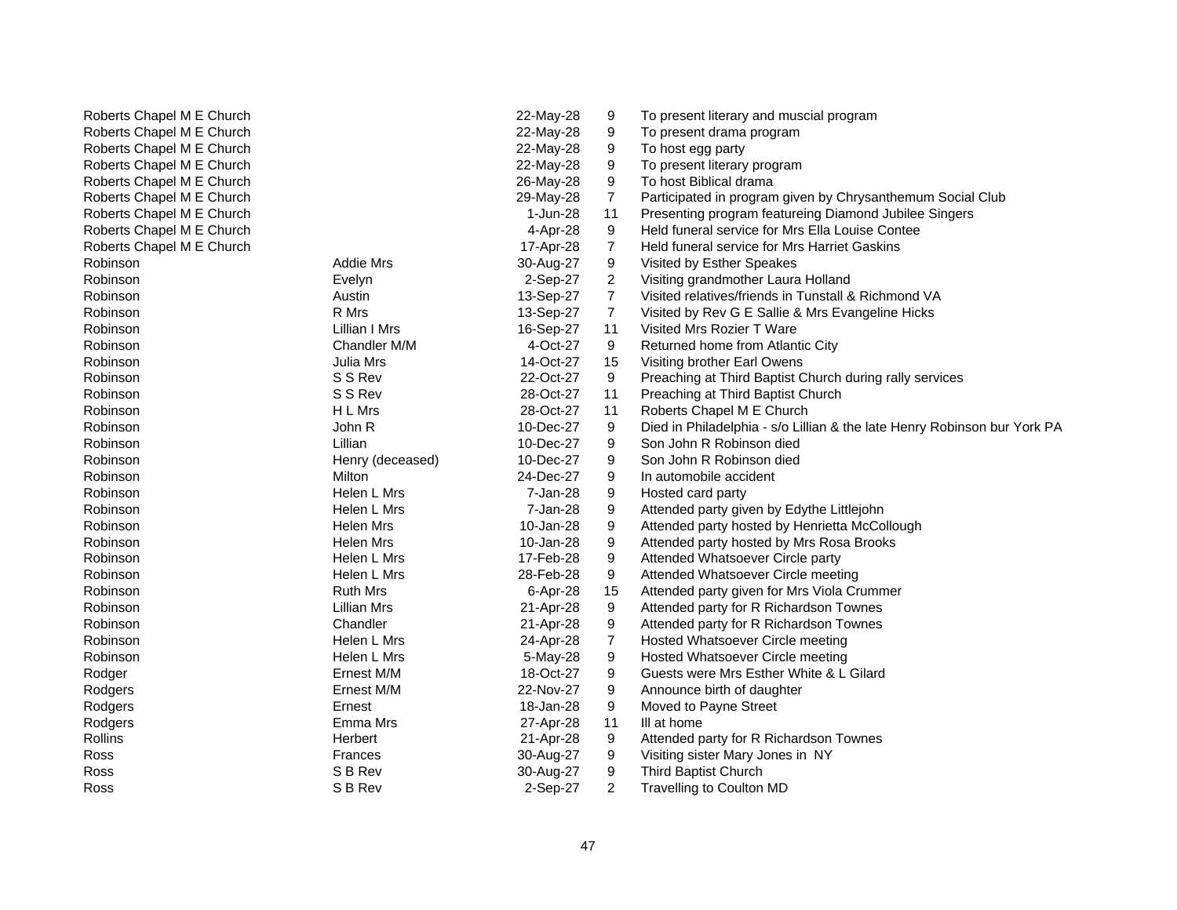| | | | | |
|---|---|---|---|---|
| Roberts Chapel M E Church | | 22-May-28 | 9 | To present literary and muscial program |
| Roberts Chapel M E Church | | 22-May-28 | 9 | To present drama program |
| Roberts Chapel M E Church | | 22-May-28 | 9 | To host egg party |
| Roberts Chapel M E Church | | 22-May-28 | 9 | To present literary program |
| Roberts Chapel M E Church | | 26-May-28 | 9 | To host Biblical drama |
| Roberts Chapel M E Church | | 29-May-28 | 7 | Participated in program given by Chrysanthemum Social Club |
| Roberts Chapel M E Church | | 1-Jun-28 | 11 | Presenting program featureing Diamond Jubilee Singers |
| Roberts Chapel M E Church | | 4-Apr-28 | 9 | Held funeral service for Mrs Ella Louise Contee |
| Roberts Chapel M E Church | | 17-Apr-28 | 7 | Held funeral service for Mrs Harriet Gaskins |
| Robinson | Addie Mrs | 30-Aug-27 | 9 | Visited by Esther Speakes |
| Robinson | Evelyn | 2-Sep-27 | 2 | Visiting grandmother Laura Holland |
| Robinson | Austin | 13-Sep-27 | 7 | Visited relatives/friends in Tunstall & Richmond VA |
| Robinson | R Mrs | 13-Sep-27 | 7 | Visited by Rev G E Sallie & Mrs Evangeline Hicks |
| Robinson | Lillian I Mrs | 16-Sep-27 | 11 | Visited Mrs Rozier T Ware |
| Robinson | Chandler M/M | 4-Oct-27 | 9 | Returned home from Atlantic City |
| Robinson | Julia Mrs | 14-Oct-27 | 15 | Visiting brother Earl Owens |
| Robinson | S S Rev | 22-Oct-27 | 9 | Preaching at Third Baptist Church during rally services |
| Robinson | S S Rev | 28-Oct-27 | 11 | Preaching at Third Baptist Church |
| Robinson | H L Mrs | 28-Oct-27 | 11 | Roberts Chapel M E Church |
| Robinson | John R | 10-Dec-27 | 9 | Died in Philadelphia - s/o Lillian & the late Henry Robinson bur York PA |
| Robinson | Lillian | 10-Dec-27 | 9 | Son John R Robinson died |
| Robinson | Henry (deceased) | 10-Dec-27 | 9 | Son John R Robinson died |
| Robinson | Milton | 24-Dec-27 | 9 | In automobile accident |
| Robinson | Helen L Mrs | 7-Jan-28 | 9 | Hosted card party |
| Robinson | Helen L Mrs | 7-Jan-28 | 9 | Attended party given by Edythe Littlejohn |
| Robinson | Helen Mrs | 10-Jan-28 | 9 | Attended party hosted by Henrietta McCollough |
| Robinson | Helen Mrs | 10-Jan-28 | 9 | Attended party hosted by Mrs Rosa Brooks |
| Robinson | Helen L Mrs | 17-Feb-28 | 9 | Attended Whatsoever Circle party |
| Robinson | Helen L Mrs | 28-Feb-28 | 9 | Attended Whatsoever Circle meeting |
| Robinson | Ruth Mrs | 6-Apr-28 | 15 | Attended party given for Mrs Viola Crummer |
| Robinson | Lillian Mrs | 21-Apr-28 | 9 | Attended party for R Richardson Townes |
| Robinson | Chandler | 21-Apr-28 | 9 | Attended party for R Richardson Townes |
| Robinson | Helen L Mrs | 24-Apr-28 | 7 | Hosted Whatsoever Circle meeting |
| Robinson | Helen L Mrs | 5-May-28 | 9 | Hosted Whatsoever Circle meeting |
| Rodger | Ernest M/M | 18-Oct-27 | 9 | Guests were Mrs Esther White & L Gilard |
| Rodgers | Ernest M/M | 22-Nov-27 | 9 | Announce birth of daughter |
| Rodgers | Ernest | 18-Jan-28 | 9 | Moved to Payne Street |
| Rodgers | Emma Mrs | 27-Apr-28 | 11 | Ill at home |
| Rollins | Herbert | 21-Apr-28 | 9 | Attended party for R Richardson Townes |
| Ross | Frances | 30-Aug-27 | 9 | Visiting sister Mary Jones in NY |
| Ross | S B Rev | 30-Aug-27 | 9 | Third Baptist Church |
| Ross | S B Rev | 2-Sep-27 | 2 | Travelling to Coulton MD |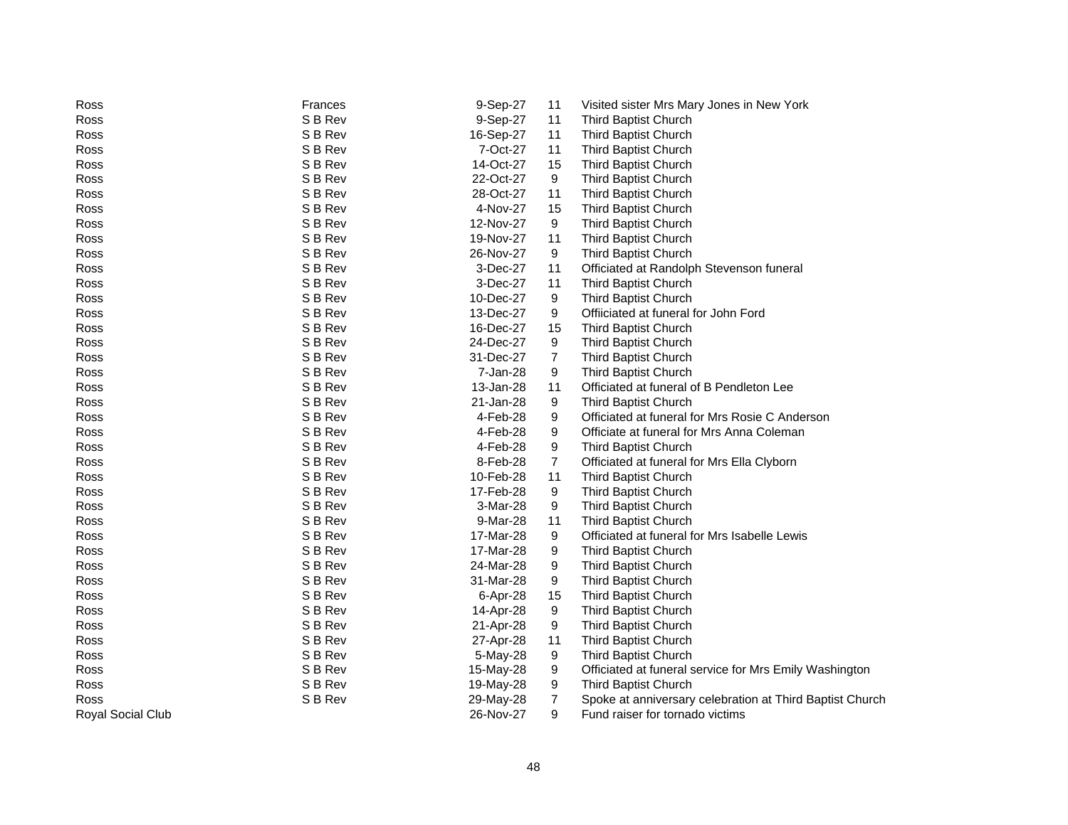| | | | | |
|---|---|---|---|---|
| Ross | Frances | 9-Sep-27 | 11 | Visited sister Mrs Mary Jones in New York |
| Ross | S B Rev | 9-Sep-27 | 11 | Third Baptist Church |
| Ross | S B Rev | 16-Sep-27 | 11 | Third Baptist Church |
| Ross | S B Rev | 7-Oct-27 | 11 | Third Baptist Church |
| Ross | S B Rev | 14-Oct-27 | 15 | Third Baptist Church |
| Ross | S B Rev | 22-Oct-27 | 9 | Third Baptist Church |
| Ross | S B Rev | 28-Oct-27 | 11 | Third Baptist Church |
| Ross | S B Rev | 4-Nov-27 | 15 | Third Baptist Church |
| Ross | S B Rev | 12-Nov-27 | 9 | Third Baptist Church |
| Ross | S B Rev | 19-Nov-27 | 11 | Third Baptist Church |
| Ross | S B Rev | 26-Nov-27 | 9 | Third Baptist Church |
| Ross | S B Rev | 3-Dec-27 | 11 | Officiated at Randolph Stevenson funeral |
| Ross | S B Rev | 3-Dec-27 | 11 | Third Baptist Church |
| Ross | S B Rev | 10-Dec-27 | 9 | Third Baptist Church |
| Ross | S B Rev | 13-Dec-27 | 9 | Offiiciated at funeral for John Ford |
| Ross | S B Rev | 16-Dec-27 | 15 | Third Baptist Church |
| Ross | S B Rev | 24-Dec-27 | 9 | Third Baptist Church |
| Ross | S B Rev | 31-Dec-27 | 7 | Third Baptist Church |
| Ross | S B Rev | 7-Jan-28 | 9 | Third Baptist Church |
| Ross | S B Rev | 13-Jan-28 | 11 | Officiated at funeral of B Pendleton Lee |
| Ross | S B Rev | 21-Jan-28 | 9 | Third Baptist Church |
| Ross | S B Rev | 4-Feb-28 | 9 | Officiated at funeral for Mrs Rosie C Anderson |
| Ross | S B Rev | 4-Feb-28 | 9 | Officiate at funeral for Mrs Anna Coleman |
| Ross | S B Rev | 4-Feb-28 | 9 | Third Baptist Church |
| Ross | S B Rev | 8-Feb-28 | 7 | Officiated at funeral for Mrs Ella Clyborn |
| Ross | S B Rev | 10-Feb-28 | 11 | Third Baptist Church |
| Ross | S B Rev | 17-Feb-28 | 9 | Third Baptist Church |
| Ross | S B Rev | 3-Mar-28 | 9 | Third Baptist Church |
| Ross | S B Rev | 9-Mar-28 | 11 | Third Baptist Church |
| Ross | S B Rev | 17-Mar-28 | 9 | Officiated at funeral for Mrs Isabelle Lewis |
| Ross | S B Rev | 17-Mar-28 | 9 | Third Baptist Church |
| Ross | S B Rev | 24-Mar-28 | 9 | Third Baptist Church |
| Ross | S B Rev | 31-Mar-28 | 9 | Third Baptist Church |
| Ross | S B Rev | 6-Apr-28 | 15 | Third Baptist Church |
| Ross | S B Rev | 14-Apr-28 | 9 | Third Baptist Church |
| Ross | S B Rev | 21-Apr-28 | 9 | Third Baptist Church |
| Ross | S B Rev | 27-Apr-28 | 11 | Third Baptist Church |
| Ross | S B Rev | 5-May-28 | 9 | Third Baptist Church |
| Ross | S B Rev | 15-May-28 | 9 | Officiated at funeral service for Mrs Emily Washington |
| Ross | S B Rev | 19-May-28 | 9 | Third Baptist Church |
| Ross | S B Rev | 29-May-28 | 7 | Spoke at anniversary celebration at Third Baptist Church |
| Royal Social Club | | 26-Nov-27 | 9 | Fund raiser for tornado victims |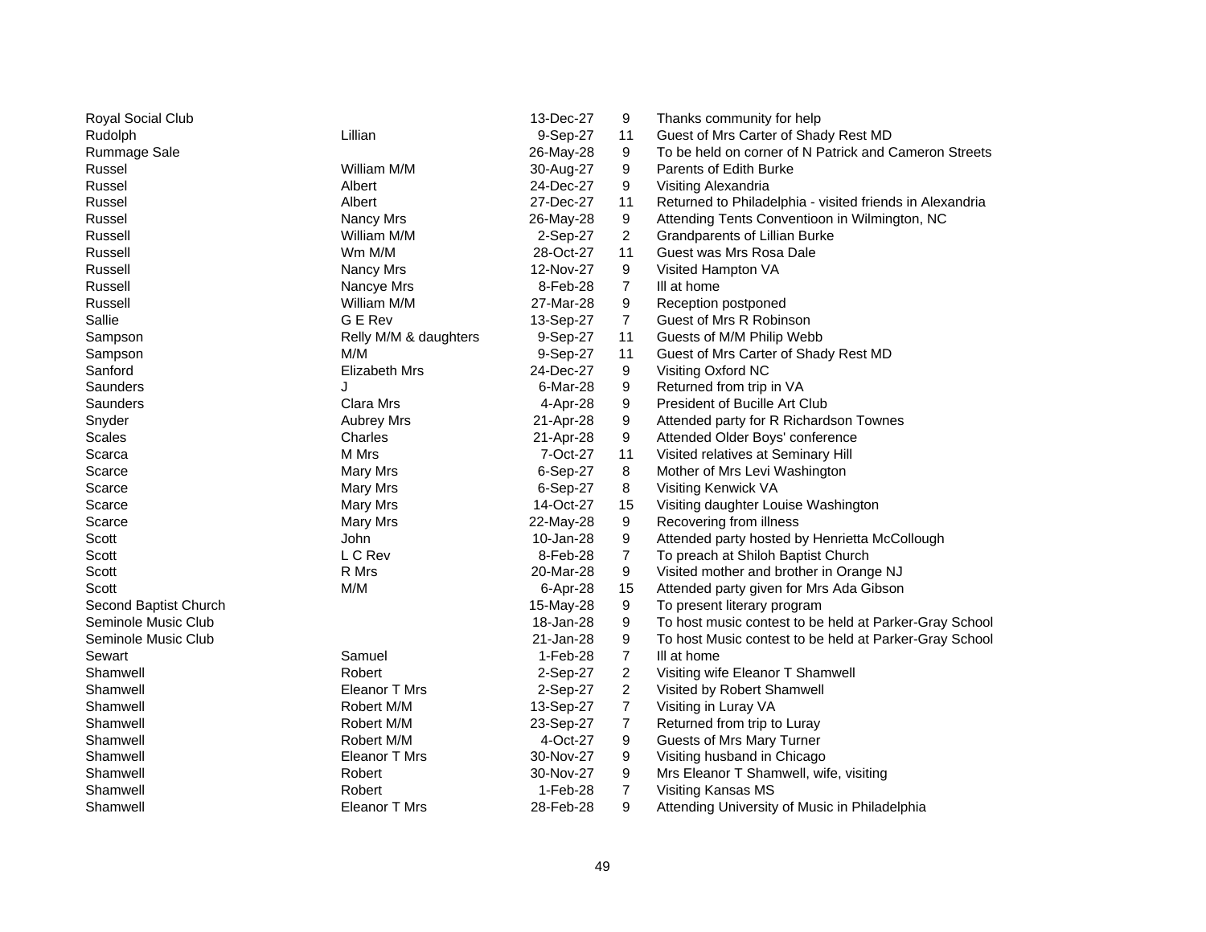| | | | | |
|---|---|---|---|---|
| Royal Social Club | | 13-Dec-27 | 9 | Thanks community for help |
| Rudolph | Lillian | 9-Sep-27 | 11 | Guest of Mrs Carter of Shady Rest MD |
| Rummage Sale | | 26-May-28 | 9 | To be held on corner of N Patrick and Cameron Streets |
| Russel | William M/M | 30-Aug-27 | 9 | Parents of Edith Burke |
| Russel | Albert | 24-Dec-27 | 9 | Visiting Alexandria |
| Russel | Albert | 27-Dec-27 | 11 | Returned to Philadelphia - visited friends in Alexandria |
| Russel | Nancy Mrs | 26-May-28 | 9 | Attending Tents Conventioon in Wilmington, NC |
| Russell | William M/M | 2-Sep-27 | 2 | Grandparents of Lillian Burke |
| Russell | Wm M/M | 28-Oct-27 | 11 | Guest was Mrs Rosa Dale |
| Russell | Nancy Mrs | 12-Nov-27 | 9 | Visited Hampton VA |
| Russell | Nancye Mrs | 8-Feb-28 | 7 | Ill at home |
| Russell | William M/M | 27-Mar-28 | 9 | Reception postponed |
| Sallie | G E Rev | 13-Sep-27 | 7 | Guest of Mrs R Robinson |
| Sampson | Relly M/M & daughters | 9-Sep-27 | 11 | Guests of M/M Philip Webb |
| Sampson | M/M | 9-Sep-27 | 11 | Guest of Mrs Carter of Shady Rest MD |
| Sanford | Elizabeth Mrs | 24-Dec-27 | 9 | Visiting Oxford NC |
| Saunders | J | 6-Mar-28 | 9 | Returned from trip in VA |
| Saunders | Clara Mrs | 4-Apr-28 | 9 | President of Bucille Art Club |
| Snyder | Aubrey Mrs | 21-Apr-28 | 9 | Attended party for R Richardson Townes |
| Scales | Charles | 21-Apr-28 | 9 | Attended Older Boys' conference |
| Scarca | M Mrs | 7-Oct-27 | 11 | Visited relatives at Seminary Hill |
| Scarce | Mary Mrs | 6-Sep-27 | 8 | Mother of Mrs Levi Washington |
| Scarce | Mary Mrs | 6-Sep-27 | 8 | Visiting Kenwick VA |
| Scarce | Mary Mrs | 14-Oct-27 | 15 | Visiting daughter Louise Washington |
| Scarce | Mary Mrs | 22-May-28 | 9 | Recovering from illness |
| Scott | John | 10-Jan-28 | 9 | Attended party hosted by Henrietta McCollough |
| Scott | L C Rev | 8-Feb-28 | 7 | To preach at Shiloh Baptist Church |
| Scott | R Mrs | 20-Mar-28 | 9 | Visited mother and brother in Orange NJ |
| Scott | M/M | 6-Apr-28 | 15 | Attended party given for Mrs Ada Gibson |
| Second Baptist Church | | 15-May-28 | 9 | To present literary program |
| Seminole Music Club | | 18-Jan-28 | 9 | To host music contest to be held at Parker-Gray School |
| Seminole Music Club | | 21-Jan-28 | 9 | To host Music contest to be held at Parker-Gray School |
| Sewart | Samuel | 1-Feb-28 | 7 | Ill at home |
| Shamwell | Robert | 2-Sep-27 | 2 | Visiting wife Eleanor T Shamwell |
| Shamwell | Eleanor T Mrs | 2-Sep-27 | 2 | Visited by Robert Shamwell |
| Shamwell | Robert M/M | 13-Sep-27 | 7 | Visiting in Luray VA |
| Shamwell | Robert M/M | 23-Sep-27 | 7 | Returned from trip to Luray |
| Shamwell | Robert M/M | 4-Oct-27 | 9 | Guests of Mrs Mary Turner |
| Shamwell | Eleanor T Mrs | 30-Nov-27 | 9 | Visiting husband in Chicago |
| Shamwell | Robert | 30-Nov-27 | 9 | Mrs Eleanor T Shamwell, wife, visiting |
| Shamwell | Robert | 1-Feb-28 | 7 | Visiting Kansas MS |
| Shamwell | Eleanor T Mrs | 28-Feb-28 | 9 | Attending University of Music in Philadelphia |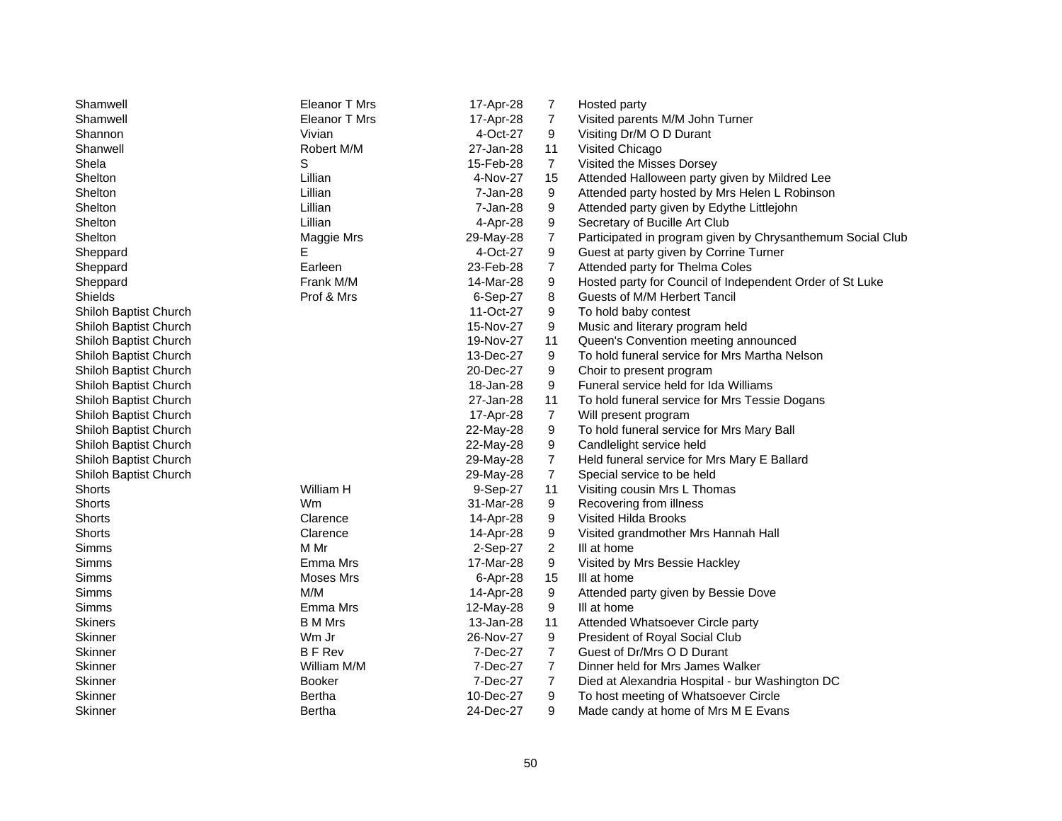| | | | | |
|---|---|---|---|---|
| Shamwell | Eleanor T Mrs | 17-Apr-28 | 7 | Hosted party |
| Shamwell | Eleanor T Mrs | 17-Apr-28 | 7 | Visited parents M/M John Turner |
| Shannon | Vivian | 4-Oct-27 | 9 | Visiting Dr/M O D Durant |
| Shanwell | Robert M/M | 27-Jan-28 | 11 | Visited Chicago |
| Shela | S | 15-Feb-28 | 7 | Visited the Misses Dorsey |
| Shelton | Lillian | 4-Nov-27 | 15 | Attended Halloween party given by Mildred Lee |
| Shelton | Lillian | 7-Jan-28 | 9 | Attended party hosted by Mrs Helen L Robinson |
| Shelton | Lillian | 7-Jan-28 | 9 | Attended party given by Edythe Littlejohn |
| Shelton | Lillian | 4-Apr-28 | 9 | Secretary of Bucille Art Club |
| Shelton | Maggie Mrs | 29-May-28 | 7 | Participated in program given by Chrysanthemum Social Club |
| Sheppard | E | 4-Oct-27 | 9 | Guest at party given by Corrine Turner |
| Sheppard | Earleen | 23-Feb-28 | 7 | Attended party for Thelma Coles |
| Sheppard | Frank M/M | 14-Mar-28 | 9 | Hosted party for Council of Independent Order of St Luke |
| Shields | Prof & Mrs | 6-Sep-27 | 8 | Guests of M/M Herbert Tancil |
| Shiloh Baptist Church | | 11-Oct-27 | 9 | To hold baby contest |
| Shiloh Baptist Church | | 15-Nov-27 | 9 | Music and literary program held |
| Shiloh Baptist Church | | 19-Nov-27 | 11 | Queen's Convention meeting announced |
| Shiloh Baptist Church | | 13-Dec-27 | 9 | To hold funeral service for Mrs Martha Nelson |
| Shiloh Baptist Church | | 20-Dec-27 | 9 | Choir to present program |
| Shiloh Baptist Church | | 18-Jan-28 | 9 | Funeral service held for Ida Williams |
| Shiloh Baptist Church | | 27-Jan-28 | 11 | To hold funeral service for Mrs Tessie Dogans |
| Shiloh Baptist Church | | 17-Apr-28 | 7 | Will present program |
| Shiloh Baptist Church | | 22-May-28 | 9 | To hold funeral service for Mrs Mary Ball |
| Shiloh Baptist Church | | 22-May-28 | 9 | Candlelight service held |
| Shiloh Baptist Church | | 29-May-28 | 7 | Held funeral service for Mrs Mary E Ballard |
| Shiloh Baptist Church | | 29-May-28 | 7 | Special service to be held |
| Shorts | William H | 9-Sep-27 | 11 | Visiting cousin Mrs L Thomas |
| Shorts | Wm | 31-Mar-28 | 9 | Recovering from illness |
| Shorts | Clarence | 14-Apr-28 | 9 | Visited Hilda Brooks |
| Shorts | Clarence | 14-Apr-28 | 9 | Visited grandmother Mrs Hannah Hall |
| Simms | M Mr | 2-Sep-27 | 2 | Ill at home |
| Simms | Emma Mrs | 17-Mar-28 | 9 | Visited by Mrs Bessie Hackley |
| Simms | Moses Mrs | 6-Apr-28 | 15 | Ill at home |
| Simms | M/M | 14-Apr-28 | 9 | Attended party given by Bessie Dove |
| Simms | Emma Mrs | 12-May-28 | 9 | Ill at home |
| Skiners | B M Mrs | 13-Jan-28 | 11 | Attended Whatsoever Circle party |
| Skinner | Wm Jr | 26-Nov-27 | 9 | President of Royal Social Club |
| Skinner | B F Rev | 7-Dec-27 | 7 | Guest of Dr/Mrs O D Durant |
| Skinner | William M/M | 7-Dec-27 | 7 | Dinner held for Mrs James Walker |
| Skinner | Booker | 7-Dec-27 | 7 | Died at Alexandria Hospital - bur Washington DC |
| Skinner | Bertha | 10-Dec-27 | 9 | To host meeting of Whatsoever Circle |
| Skinner | Bertha | 24-Dec-27 | 9 | Made candy at home of Mrs M E Evans |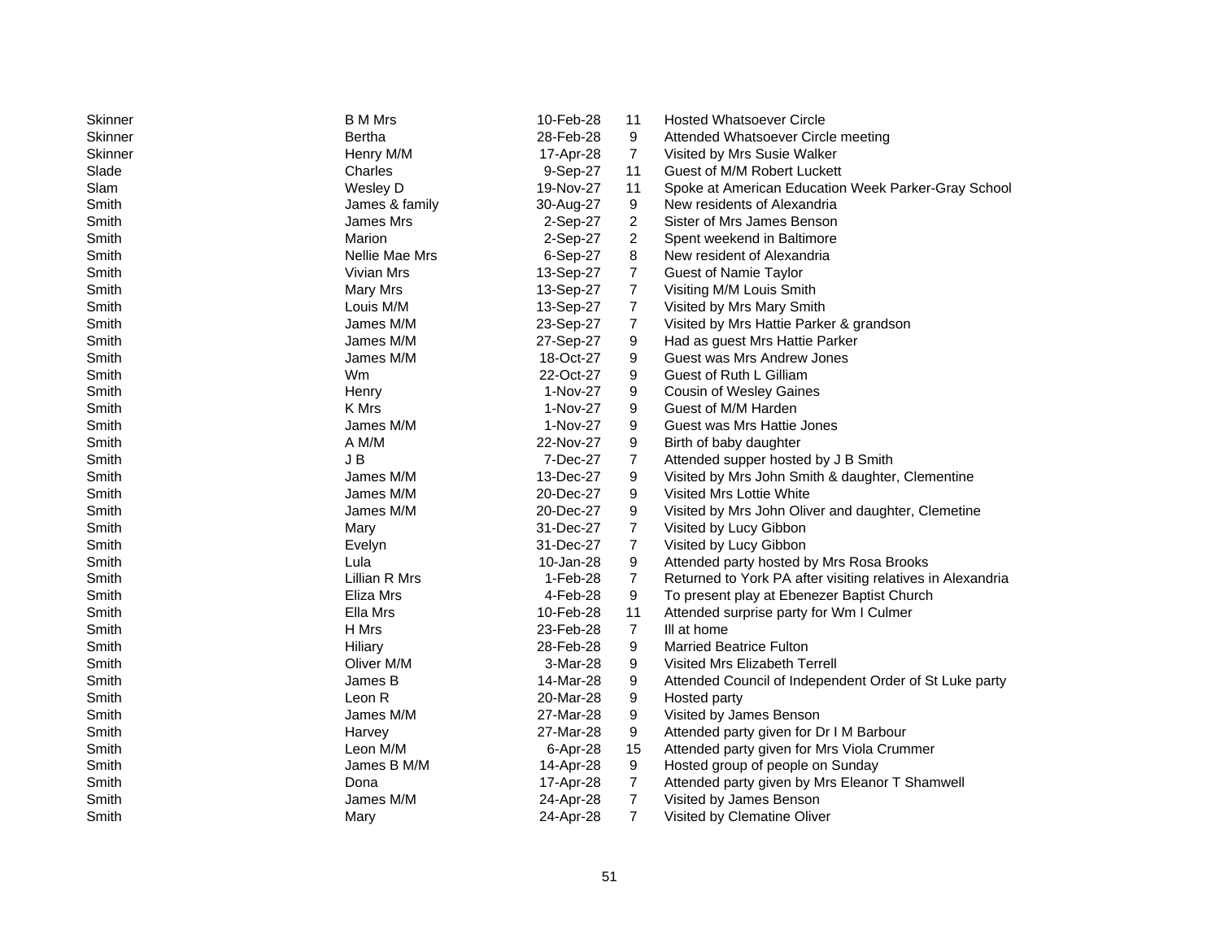| | | | | |
|---|---|---|---|---|
| Skinner | B M Mrs | 10-Feb-28 | 11 | Hosted Whatsoever Circle |
| Skinner | Bertha | 28-Feb-28 | 9 | Attended Whatsoever Circle meeting |
| Skinner | Henry M/M | 17-Apr-28 | 7 | Visited by Mrs Susie Walker |
| Slade | Charles | 9-Sep-27 | 11 | Guest of M/M Robert Luckett |
| Slam | Wesley D | 19-Nov-27 | 11 | Spoke at American Education Week Parker-Gray School |
| Smith | James & family | 30-Aug-27 | 9 | New residents of Alexandria |
| Smith | James Mrs | 2-Sep-27 | 2 | Sister of Mrs James Benson |
| Smith | Marion | 2-Sep-27 | 2 | Spent weekend in Baltimore |
| Smith | Nellie Mae Mrs | 6-Sep-27 | 8 | New resident of Alexandria |
| Smith | Vivian Mrs | 13-Sep-27 | 7 | Guest of Namie Taylor |
| Smith | Mary Mrs | 13-Sep-27 | 7 | Visiting M/M Louis Smith |
| Smith | Louis M/M | 13-Sep-27 | 7 | Visited by Mrs Mary Smith |
| Smith | James M/M | 23-Sep-27 | 7 | Visited by Mrs Hattie Parker & grandson |
| Smith | James M/M | 27-Sep-27 | 9 | Had as guest Mrs Hattie Parker |
| Smith | James M/M | 18-Oct-27 | 9 | Guest was Mrs Andrew Jones |
| Smith | Wm | 22-Oct-27 | 9 | Guest of Ruth L Gilliam |
| Smith | Henry | 1-Nov-27 | 9 | Cousin of Wesley Gaines |
| Smith | K Mrs | 1-Nov-27 | 9 | Guest of M/M Harden |
| Smith | James M/M | 1-Nov-27 | 9 | Guest was Mrs Hattie Jones |
| Smith | A M/M | 22-Nov-27 | 9 | Birth of baby daughter |
| Smith | J B | 7-Dec-27 | 7 | Attended supper hosted by J B Smith |
| Smith | James M/M | 13-Dec-27 | 9 | Visited by Mrs John Smith & daughter, Clementine |
| Smith | James M/M | 20-Dec-27 | 9 | Visited Mrs Lottie White |
| Smith | James M/M | 20-Dec-27 | 9 | Visited by Mrs John Oliver and daughter, Clemetine |
| Smith | Mary | 31-Dec-27 | 7 | Visited by Lucy Gibbon |
| Smith | Evelyn | 31-Dec-27 | 7 | Visited by Lucy Gibbon |
| Smith | Lula | 10-Jan-28 | 9 | Attended party hosted by Mrs Rosa Brooks |
| Smith | Lillian R Mrs | 1-Feb-28 | 7 | Returned to York PA after visiting relatives in Alexandria |
| Smith | Eliza Mrs | 4-Feb-28 | 9 | To present play at Ebenezer Baptist Church |
| Smith | Ella Mrs | 10-Feb-28 | 11 | Attended surprise party for Wm I Culmer |
| Smith | H Mrs | 23-Feb-28 | 7 | Ill at home |
| Smith | Hiliary | 28-Feb-28 | 9 | Married Beatrice Fulton |
| Smith | Oliver M/M | 3-Mar-28 | 9 | Visited Mrs Elizabeth Terrell |
| Smith | James B | 14-Mar-28 | 9 | Attended Council of Independent Order of St Luke party |
| Smith | Leon R | 20-Mar-28 | 9 | Hosted party |
| Smith | James M/M | 27-Mar-28 | 9 | Visited by James Benson |
| Smith | Harvey | 27-Mar-28 | 9 | Attended party given for Dr I M Barbour |
| Smith | Leon M/M | 6-Apr-28 | 15 | Attended party given for Mrs Viola Crummer |
| Smith | James B M/M | 14-Apr-28 | 9 | Hosted group of people on Sunday |
| Smith | Dona | 17-Apr-28 | 7 | Attended party given by Mrs Eleanor T Shamwell |
| Smith | James M/M | 24-Apr-28 | 7 | Visited by James Benson |
| Smith | Mary | 24-Apr-28 | 7 | Visited by Clematine Oliver |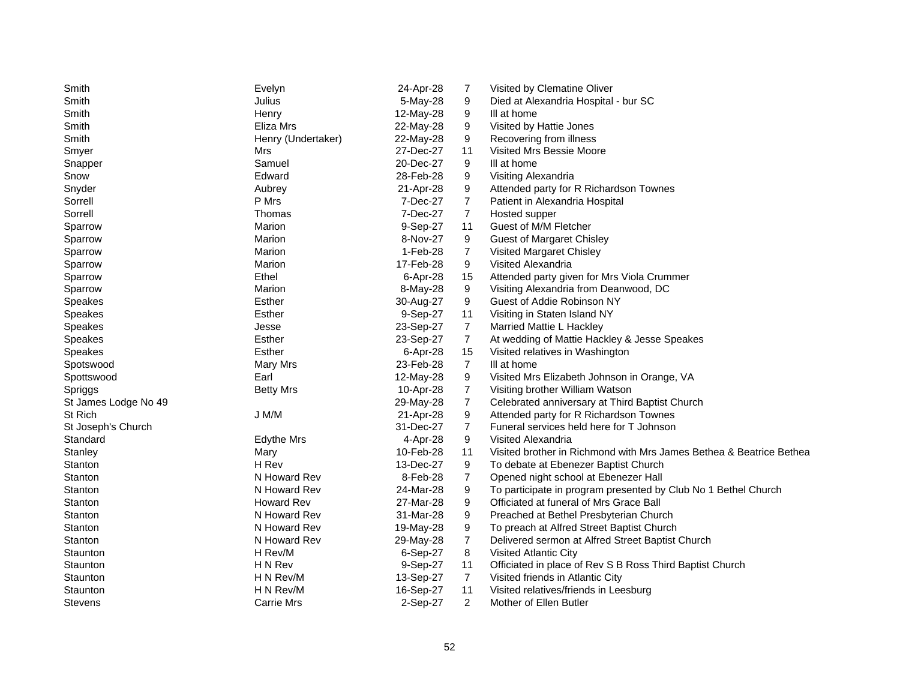| | | | | |
|---|---|---|---|---|
| Smith | Evelyn | 24-Apr-28 | 7 | Visited by Clematine Oliver |
| Smith | Julius | 5-May-28 | 9 | Died at Alexandria Hospital - bur SC |
| Smith | Henry | 12-May-28 | 9 | Ill at home |
| Smith | Eliza Mrs | 22-May-28 | 9 | Visited by Hattie Jones |
| Smith | Henry (Undertaker) | 22-May-28 | 9 | Recovering from illness |
| Smyer | Mrs | 27-Dec-27 | 11 | Visited Mrs Bessie Moore |
| Snapper | Samuel | 20-Dec-27 | 9 | Ill at home |
| Snow | Edward | 28-Feb-28 | 9 | Visiting Alexandria |
| Snyder | Aubrey | 21-Apr-28 | 9 | Attended party for R Richardson Townes |
| Sorrell | P Mrs | 7-Dec-27 | 7 | Patient in Alexandria Hospital |
| Sorrell | Thomas | 7-Dec-27 | 7 | Hosted supper |
| Sparrow | Marion | 9-Sep-27 | 11 | Guest of M/M Fletcher |
| Sparrow | Marion | 8-Nov-27 | 9 | Guest of Margaret Chisley |
| Sparrow | Marion | 1-Feb-28 | 7 | Visited Margaret Chisley |
| Sparrow | Marion | 17-Feb-28 | 9 | Visited Alexandria |
| Sparrow | Ethel | 6-Apr-28 | 15 | Attended party given for Mrs Viola Crummer |
| Sparrow | Marion | 8-May-28 | 9 | Visiting Alexandria from Deanwood, DC |
| Speakes | Esther | 30-Aug-27 | 9 | Guest of Addie Robinson NY |
| Speakes | Esther | 9-Sep-27 | 11 | Visiting in Staten Island NY |
| Speakes | Jesse | 23-Sep-27 | 7 | Married Mattie L Hackley |
| Speakes | Esther | 23-Sep-27 | 7 | At wedding of Mattie Hackley & Jesse Speakes |
| Speakes | Esther | 6-Apr-28 | 15 | Visited relatives in Washington |
| Spotswood | Mary Mrs | 23-Feb-28 | 7 | Ill at home |
| Spottswood | Earl | 12-May-28 | 9 | Visited Mrs Elizabeth Johnson in Orange, VA |
| Spriggs | Betty Mrs | 10-Apr-28 | 7 | Visiting brother William Watson |
| St James Lodge No 49 | | 29-May-28 | 7 | Celebrated anniversary at Third Baptist Church |
| St Rich | J M/M | 21-Apr-28 | 9 | Attended party for R Richardson Townes |
| St Joseph's Church | | 31-Dec-27 | 7 | Funeral services held here for T Johnson |
| Standard | Edythe Mrs | 4-Apr-28 | 9 | Visited Alexandria |
| Stanley | Mary | 10-Feb-28 | 11 | Visited brother in Richmond with Mrs James Bethea & Beatrice Bethea |
| Stanton | H Rev | 13-Dec-27 | 9 | To debate at Ebenezer Baptist Church |
| Stanton | N Howard Rev | 8-Feb-28 | 7 | Opened night school at Ebenezer Hall |
| Stanton | N Howard Rev | 24-Mar-28 | 9 | To participate in program presented by Club No 1 Bethel Church |
| Stanton | Howard Rev | 27-Mar-28 | 9 | Officiated at funeral of Mrs Grace Ball |
| Stanton | N Howard Rev | 31-Mar-28 | 9 | Preached at Bethel Presbyterian Church |
| Stanton | N Howard Rev | 19-May-28 | 9 | To preach at Alfred Street Baptist Church |
| Stanton | N Howard Rev | 29-May-28 | 7 | Delivered sermon at Alfred Street Baptist Church |
| Staunton | H Rev/M | 6-Sep-27 | 8 | Visited Atlantic City |
| Staunton | H N Rev | 9-Sep-27 | 11 | Officiated in place of Rev S B Ross Third Baptist Church |
| Staunton | H N Rev/M | 13-Sep-27 | 7 | Visited friends in Atlantic City |
| Staunton | H N Rev/M | 16-Sep-27 | 11 | Visited relatives/friends in Leesburg |
| Stevens | Carrie Mrs | 2-Sep-27 | 2 | Mother of Ellen Butler |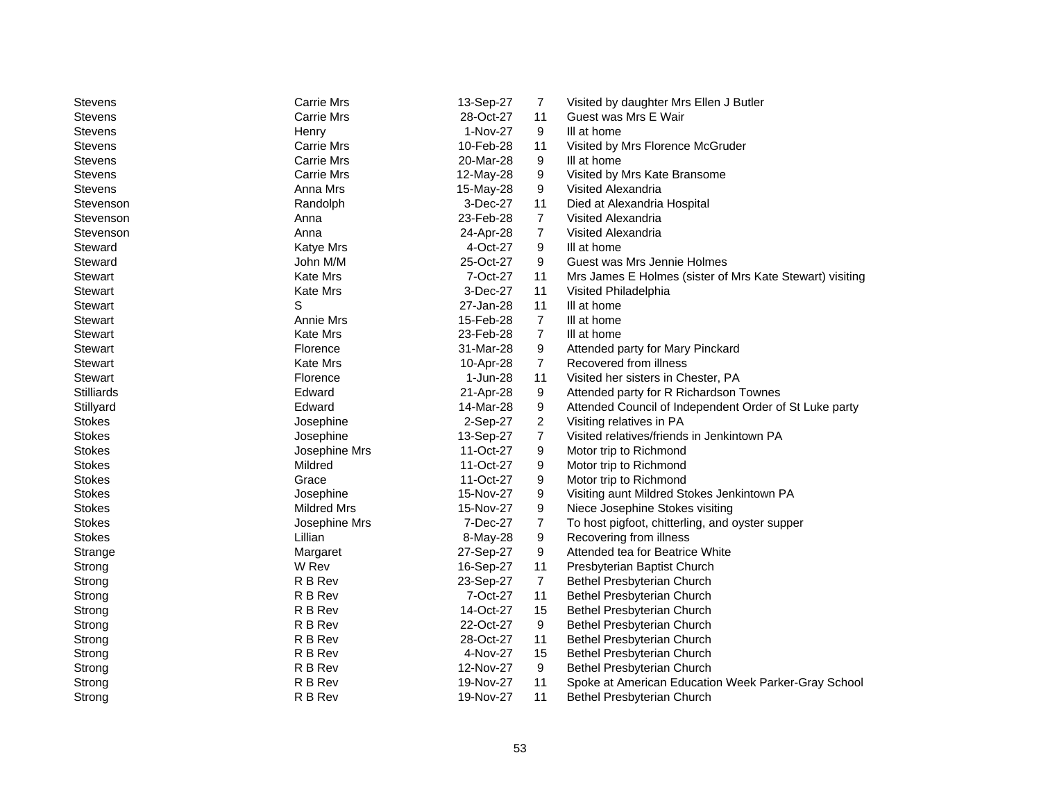| | | | | |
|---|---|---|---|---|
| Stevens | Carrie Mrs | 13-Sep-27 | 7 | Visited by daughter Mrs Ellen J Butler |
| Stevens | Carrie Mrs | 28-Oct-27 | 11 | Guest was Mrs E Wair |
| Stevens | Henry | 1-Nov-27 | 9 | Ill at home |
| Stevens | Carrie Mrs | 10-Feb-28 | 11 | Visited by Mrs Florence McGruder |
| Stevens | Carrie Mrs | 20-Mar-28 | 9 | Ill at home |
| Stevens | Carrie Mrs | 12-May-28 | 9 | Visited by Mrs Kate Bransome |
| Stevens | Anna Mrs | 15-May-28 | 9 | Visited Alexandria |
| Stevenson | Randolph | 3-Dec-27 | 11 | Died at Alexandria Hospital |
| Stevenson | Anna | 23-Feb-28 | 7 | Visited Alexandria |
| Stevenson | Anna | 24-Apr-28 | 7 | Visited Alexandria |
| Steward | Katye Mrs | 4-Oct-27 | 9 | Ill at home |
| Steward | John M/M | 25-Oct-27 | 9 | Guest was Mrs Jennie Holmes |
| Stewart | Kate Mrs | 7-Oct-27 | 11 | Mrs James E Holmes (sister of Mrs Kate Stewart) visiting |
| Stewart | Kate Mrs | 3-Dec-27 | 11 | Visited Philadelphia |
| Stewart | S | 27-Jan-28 | 11 | Ill at home |
| Stewart | Annie Mrs | 15-Feb-28 | 7 | Ill at home |
| Stewart | Kate Mrs | 23-Feb-28 | 7 | Ill at home |
| Stewart | Florence | 31-Mar-28 | 9 | Attended party for Mary Pinckard |
| Stewart | Kate Mrs | 10-Apr-28 | 7 | Recovered from illness |
| Stewart | Florence | 1-Jun-28 | 11 | Visited her sisters in Chester, PA |
| Stilliards | Edward | 21-Apr-28 | 9 | Attended party for R Richardson Townes |
| Stillyard | Edward | 14-Mar-28 | 9 | Attended Council of Independent Order of St Luke party |
| Stokes | Josephine | 2-Sep-27 | 2 | Visiting relatives in PA |
| Stokes | Josephine | 13-Sep-27 | 7 | Visited relatives/friends in Jenkintown PA |
| Stokes | Josephine Mrs | 11-Oct-27 | 9 | Motor trip to Richmond |
| Stokes | Mildred | 11-Oct-27 | 9 | Motor trip to Richmond |
| Stokes | Grace | 11-Oct-27 | 9 | Motor trip to Richmond |
| Stokes | Josephine | 15-Nov-27 | 9 | Visiting aunt Mildred Stokes Jenkintown PA |
| Stokes | Mildred Mrs | 15-Nov-27 | 9 | Niece Josephine Stokes visiting |
| Stokes | Josephine Mrs | 7-Dec-27 | 7 | To host pigfoot, chitterling, and oyster supper |
| Stokes | Lillian | 8-May-28 | 9 | Recovering from illness |
| Strange | Margaret | 27-Sep-27 | 9 | Attended tea for Beatrice White |
| Strong | W Rev | 16-Sep-27 | 11 | Presbyterian Baptist Church |
| Strong | R B Rev | 23-Sep-27 | 7 | Bethel Presbyterian Church |
| Strong | R B Rev | 7-Oct-27 | 11 | Bethel Presbyterian Church |
| Strong | R B Rev | 14-Oct-27 | 15 | Bethel Presbyterian Church |
| Strong | R B Rev | 22-Oct-27 | 9 | Bethel Presbyterian Church |
| Strong | R B Rev | 28-Oct-27 | 11 | Bethel Presbyterian Church |
| Strong | R B Rev | 4-Nov-27 | 15 | Bethel Presbyterian Church |
| Strong | R B Rev | 12-Nov-27 | 9 | Bethel Presbyterian Church |
| Strong | R B Rev | 19-Nov-27 | 11 | Spoke at American Education Week Parker-Gray School |
| Strong | R B Rev | 19-Nov-27 | 11 | Bethel Presbyterian Church |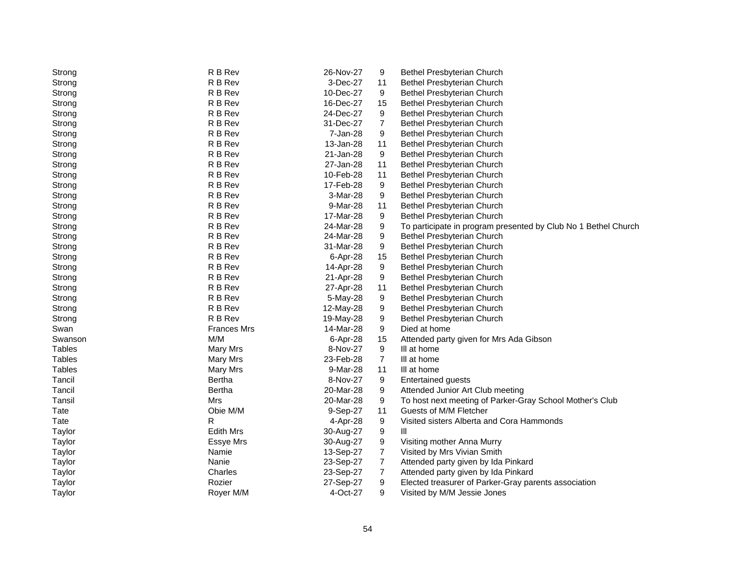| | | | | |
|---|---|---|---|---|
| Strong | R B Rev | 26-Nov-27 | 9 | Bethel Presbyterian Church |
| Strong | R B Rev | 3-Dec-27 | 11 | Bethel Presbyterian Church |
| Strong | R B Rev | 10-Dec-27 | 9 | Bethel Presbyterian Church |
| Strong | R B Rev | 16-Dec-27 | 15 | Bethel Presbyterian Church |
| Strong | R B Rev | 24-Dec-27 | 9 | Bethel Presbyterian Church |
| Strong | R B Rev | 31-Dec-27 | 7 | Bethel Presbyterian Church |
| Strong | R B Rev | 7-Jan-28 | 9 | Bethel Presbyterian Church |
| Strong | R B Rev | 13-Jan-28 | 11 | Bethel Presbyterian Church |
| Strong | R B Rev | 21-Jan-28 | 9 | Bethel Presbyterian Church |
| Strong | R B Rev | 27-Jan-28 | 11 | Bethel Presbyterian Church |
| Strong | R B Rev | 10-Feb-28 | 11 | Bethel Presbyterian Church |
| Strong | R B Rev | 17-Feb-28 | 9 | Bethel Presbyterian Church |
| Strong | R B Rev | 3-Mar-28 | 9 | Bethel Presbyterian Church |
| Strong | R B Rev | 9-Mar-28 | 11 | Bethel Presbyterian Church |
| Strong | R B Rev | 17-Mar-28 | 9 | Bethel Presbyterian Church |
| Strong | R B Rev | 24-Mar-28 | 9 | To participate in program presented by Club No 1 Bethel Church |
| Strong | R B Rev | 24-Mar-28 | 9 | Bethel Presbyterian Church |
| Strong | R B Rev | 31-Mar-28 | 9 | Bethel Presbyterian Church |
| Strong | R B Rev | 6-Apr-28 | 15 | Bethel Presbyterian Church |
| Strong | R B Rev | 14-Apr-28 | 9 | Bethel Presbyterian Church |
| Strong | R B Rev | 21-Apr-28 | 9 | Bethel Presbyterian Church |
| Strong | R B Rev | 27-Apr-28 | 11 | Bethel Presbyterian Church |
| Strong | R B Rev | 5-May-28 | 9 | Bethel Presbyterian Church |
| Strong | R B Rev | 12-May-28 | 9 | Bethel Presbyterian Church |
| Strong | R B Rev | 19-May-28 | 9 | Bethel Presbyterian Church |
| Swan | Frances Mrs | 14-Mar-28 | 9 | Died at home |
| Swanson | M/M | 6-Apr-28 | 15 | Attended party given for Mrs Ada Gibson |
| Tables | Mary Mrs | 8-Nov-27 | 9 | Ill at home |
| Tables | Mary Mrs | 23-Feb-28 | 7 | Ill at home |
| Tables | Mary Mrs | 9-Mar-28 | 11 | Ill at home |
| Tancil | Bertha | 8-Nov-27 | 9 | Entertained guests |
| Tancil | Bertha | 20-Mar-28 | 9 | Attended Junior Art Club meeting |
| Tansil | Mrs | 20-Mar-28 | 9 | To host next meeting of Parker-Gray School Mother's Club |
| Tate | Obie M/M | 9-Sep-27 | 11 | Guests of M/M Fletcher |
| Tate | R | 4-Apr-28 | 9 | Visited sisters Alberta and Cora Hammonds |
| Taylor | Edith Mrs | 30-Aug-27 | 9 | Ill |
| Taylor | Essye Mrs | 30-Aug-27 | 9 | Visiting mother Anna Murry |
| Taylor | Namie | 13-Sep-27 | 7 | Visited by Mrs Vivian Smith |
| Taylor | Nanie | 23-Sep-27 | 7 | Attended party given by Ida Pinkard |
| Taylor | Charles | 23-Sep-27 | 7 | Attended party given by Ida Pinkard |
| Taylor | Rozier | 27-Sep-27 | 9 | Elected treasurer of Parker-Gray parents association |
| Taylor | Royer M/M | 4-Oct-27 | 9 | Visited by M/M Jessie Jones |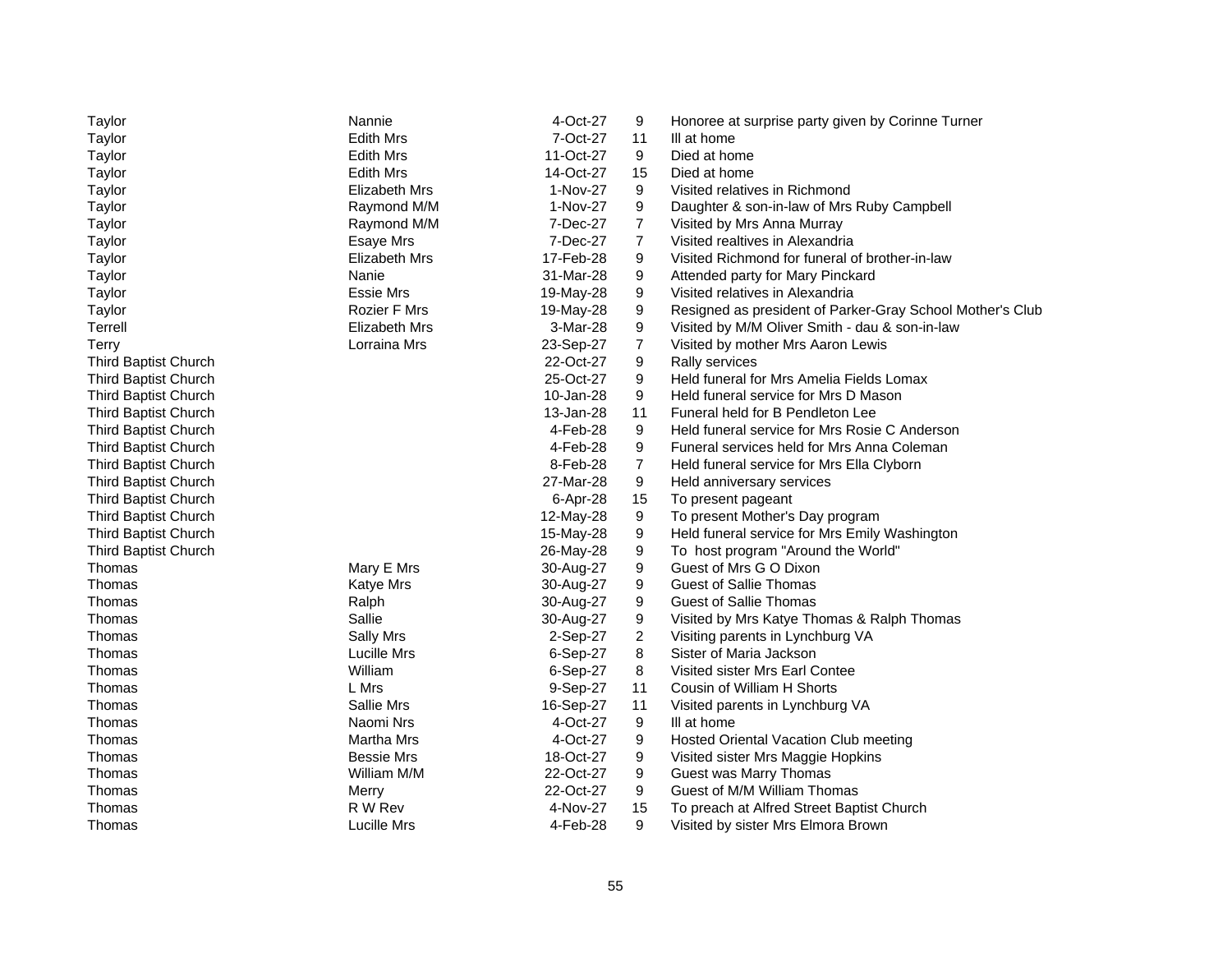| | | | | |
|---|---|---|---|---|
| Taylor | Nannie | 4-Oct-27 | 9 | Honoree at surprise party given by Corinne Turner |
| Taylor | Edith Mrs | 7-Oct-27 | 11 | Ill at home |
| Taylor | Edith Mrs | 11-Oct-27 | 9 | Died at home |
| Taylor | Edith Mrs | 14-Oct-27 | 15 | Died at home |
| Taylor | Elizabeth Mrs | 1-Nov-27 | 9 | Visited relatives in Richmond |
| Taylor | Raymond M/M | 1-Nov-27 | 9 | Daughter & son-in-law of Mrs Ruby Campbell |
| Taylor | Raymond M/M | 7-Dec-27 | 7 | Visited by Mrs Anna Murray |
| Taylor | Esaye Mrs | 7-Dec-27 | 7 | Visited realtives in Alexandria |
| Taylor | Elizabeth Mrs | 17-Feb-28 | 9 | Visited Richmond for funeral of brother-in-law |
| Taylor | Nanie | 31-Mar-28 | 9 | Attended party for Mary Pinckard |
| Taylor | Essie Mrs | 19-May-28 | 9 | Visited relatives in Alexandria |
| Taylor | Rozier F Mrs | 19-May-28 | 9 | Resigned as president of Parker-Gray School Mother's Club |
| Terrell | Elizabeth Mrs | 3-Mar-28 | 9 | Visited by M/M Oliver Smith - dau & son-in-law |
| Terry | Lorraina Mrs | 23-Sep-27 | 7 | Visited by mother Mrs Aaron Lewis |
| Third Baptist Church | | 22-Oct-27 | 9 | Rally services |
| Third Baptist Church | | 25-Oct-27 | 9 | Held funeral for Mrs Amelia Fields Lomax |
| Third Baptist Church | | 10-Jan-28 | 9 | Held funeral service for Mrs D Mason |
| Third Baptist Church | | 13-Jan-28 | 11 | Funeral held for B Pendleton Lee |
| Third Baptist Church | | 4-Feb-28 | 9 | Held funeral service for Mrs Rosie C Anderson |
| Third Baptist Church | | 4-Feb-28 | 9 | Funeral services held for Mrs Anna Coleman |
| Third Baptist Church | | 8-Feb-28 | 7 | Held funeral service for Mrs Ella Clyborn |
| Third Baptist Church | | 27-Mar-28 | 9 | Held anniversary services |
| Third Baptist Church | | 6-Apr-28 | 15 | To present pageant |
| Third Baptist Church | | 12-May-28 | 9 | To present Mother's Day program |
| Third Baptist Church | | 15-May-28 | 9 | Held funeral service for Mrs Emily Washington |
| Third Baptist Church | | 26-May-28 | 9 | To host program "Around the World" |
| Thomas | Mary E Mrs | 30-Aug-27 | 9 | Guest of Mrs G O Dixon |
| Thomas | Katye Mrs | 30-Aug-27 | 9 | Guest of Sallie Thomas |
| Thomas | Ralph | 30-Aug-27 | 9 | Guest of Sallie Thomas |
| Thomas | Sallie | 30-Aug-27 | 9 | Visited by Mrs Katye Thomas & Ralph Thomas |
| Thomas | Sally Mrs | 2-Sep-27 | 2 | Visiting parents in Lynchburg VA |
| Thomas | Lucille Mrs | 6-Sep-27 | 8 | Sister of Maria Jackson |
| Thomas | William | 6-Sep-27 | 8 | Visited sister Mrs Earl Contee |
| Thomas | L Mrs | 9-Sep-27 | 11 | Cousin of William H Shorts |
| Thomas | Sallie Mrs | 16-Sep-27 | 11 | Visited parents in Lynchburg VA |
| Thomas | Naomi Nrs | 4-Oct-27 | 9 | Ill at home |
| Thomas | Martha Mrs | 4-Oct-27 | 9 | Hosted Oriental Vacation Club meeting |
| Thomas | Bessie Mrs | 18-Oct-27 | 9 | Visited sister Mrs Maggie Hopkins |
| Thomas | William M/M | 22-Oct-27 | 9 | Guest was Marry Thomas |
| Thomas | Merry | 22-Oct-27 | 9 | Guest of M/M William Thomas |
| Thomas | R W Rev | 4-Nov-27 | 15 | To preach at Alfred Street Baptist Church |
| Thomas | Lucille Mrs | 4-Feb-28 | 9 | Visited by sister Mrs Elmora Brown |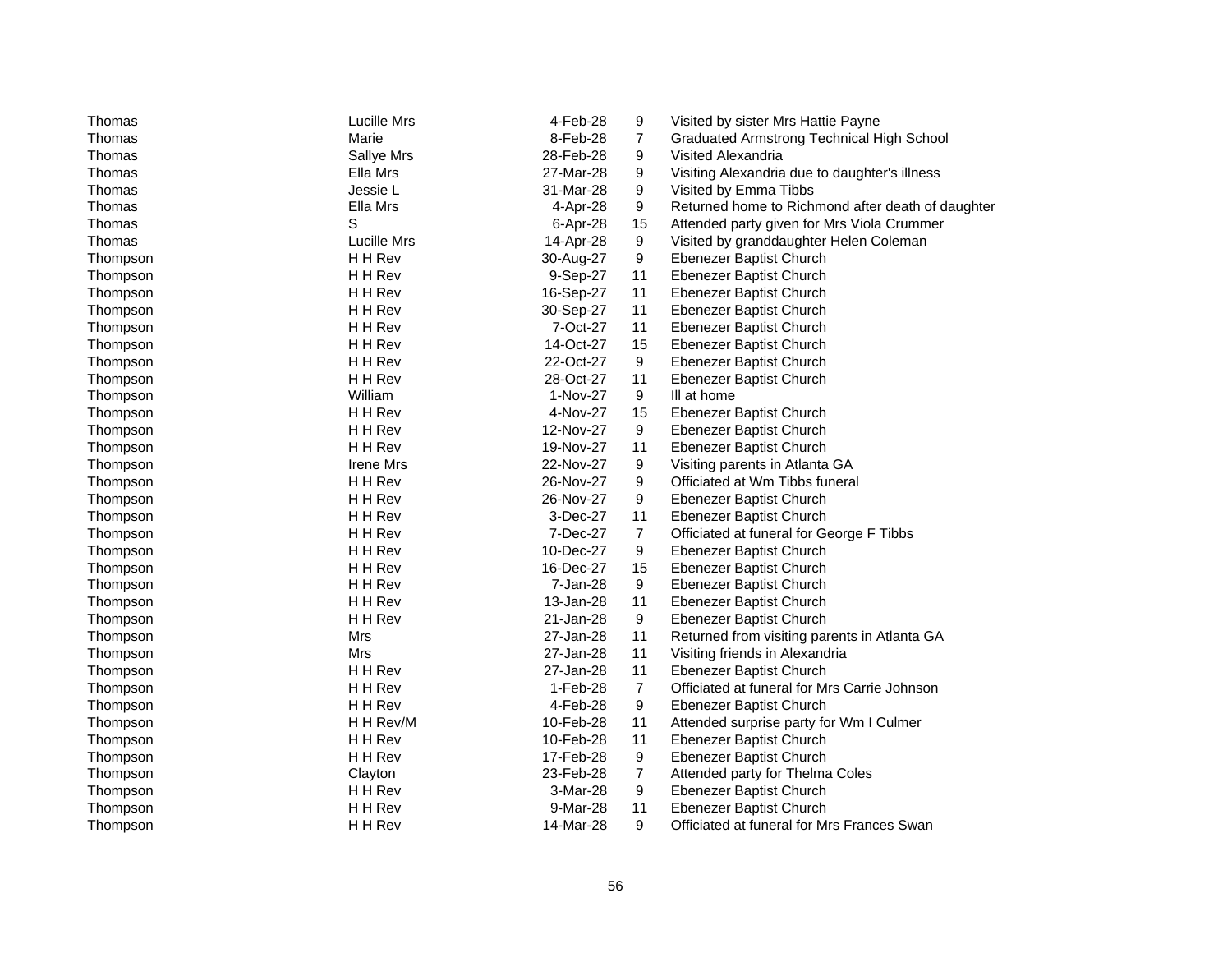| | | | | |
|---|---|---|---|---|
| Thomas | Lucille Mrs | 4-Feb-28 | 9 | Visited by sister Mrs Hattie Payne |
| Thomas | Marie | 8-Feb-28 | 7 | Graduated Armstrong Technical High School |
| Thomas | Sallye Mrs | 28-Feb-28 | 9 | Visited Alexandria |
| Thomas | Ella Mrs | 27-Mar-28 | 9 | Visiting Alexandria due to daughter's illness |
| Thomas | Jessie L | 31-Mar-28 | 9 | Visited by Emma Tibbs |
| Thomas | Ella Mrs | 4-Apr-28 | 9 | Returned home to Richmond after death of daughter |
| Thomas | S | 6-Apr-28 | 15 | Attended party given for Mrs Viola Crummer |
| Thomas | Lucille Mrs | 14-Apr-28 | 9 | Visited by granddaughter Helen Coleman |
| Thompson | H H Rev | 30-Aug-27 | 9 | Ebenezer Baptist Church |
| Thompson | H H Rev | 9-Sep-27 | 11 | Ebenezer Baptist Church |
| Thompson | H H Rev | 16-Sep-27 | 11 | Ebenezer Baptist Church |
| Thompson | H H Rev | 30-Sep-27 | 11 | Ebenezer Baptist Church |
| Thompson | H H Rev | 7-Oct-27 | 11 | Ebenezer Baptist Church |
| Thompson | H H Rev | 14-Oct-27 | 15 | Ebenezer Baptist Church |
| Thompson | H H Rev | 22-Oct-27 | 9 | Ebenezer Baptist Church |
| Thompson | H H Rev | 28-Oct-27 | 11 | Ebenezer Baptist Church |
| Thompson | William | 1-Nov-27 | 9 | Ill at home |
| Thompson | H H Rev | 4-Nov-27 | 15 | Ebenezer Baptist Church |
| Thompson | H H Rev | 12-Nov-27 | 9 | Ebenezer Baptist Church |
| Thompson | H H Rev | 19-Nov-27 | 11 | Ebenezer Baptist Church |
| Thompson | Irene Mrs | 22-Nov-27 | 9 | Visiting parents in Atlanta GA |
| Thompson | H H Rev | 26-Nov-27 | 9 | Officiated at Wm Tibbs funeral |
| Thompson | H H Rev | 26-Nov-27 | 9 | Ebenezer Baptist Church |
| Thompson | H H Rev | 3-Dec-27 | 11 | Ebenezer Baptist Church |
| Thompson | H H Rev | 7-Dec-27 | 7 | Officiated at funeral for George F Tibbs |
| Thompson | H H Rev | 10-Dec-27 | 9 | Ebenezer Baptist Church |
| Thompson | H H Rev | 16-Dec-27 | 15 | Ebenezer Baptist Church |
| Thompson | H H Rev | 7-Jan-28 | 9 | Ebenezer Baptist Church |
| Thompson | H H Rev | 13-Jan-28 | 11 | Ebenezer Baptist Church |
| Thompson | H H Rev | 21-Jan-28 | 9 | Ebenezer Baptist Church |
| Thompson | Mrs | 27-Jan-28 | 11 | Returned from visiting parents in Atlanta GA |
| Thompson | Mrs | 27-Jan-28 | 11 | Visiting friends in Alexandria |
| Thompson | H H Rev | 27-Jan-28 | 11 | Ebenezer Baptist Church |
| Thompson | H H Rev | 1-Feb-28 | 7 | Officiated at funeral for Mrs Carrie Johnson |
| Thompson | H H Rev | 4-Feb-28 | 9 | Ebenezer Baptist Church |
| Thompson | H H Rev/M | 10-Feb-28 | 11 | Attended surprise party for Wm I Culmer |
| Thompson | H H Rev | 10-Feb-28 | 11 | Ebenezer Baptist Church |
| Thompson | H H Rev | 17-Feb-28 | 9 | Ebenezer Baptist Church |
| Thompson | Clayton | 23-Feb-28 | 7 | Attended party for Thelma Coles |
| Thompson | H H Rev | 3-Mar-28 | 9 | Ebenezer Baptist Church |
| Thompson | H H Rev | 9-Mar-28 | 11 | Ebenezer Baptist Church |
| Thompson | H H Rev | 14-Mar-28 | 9 | Officiated at funeral for Mrs Frances Swan |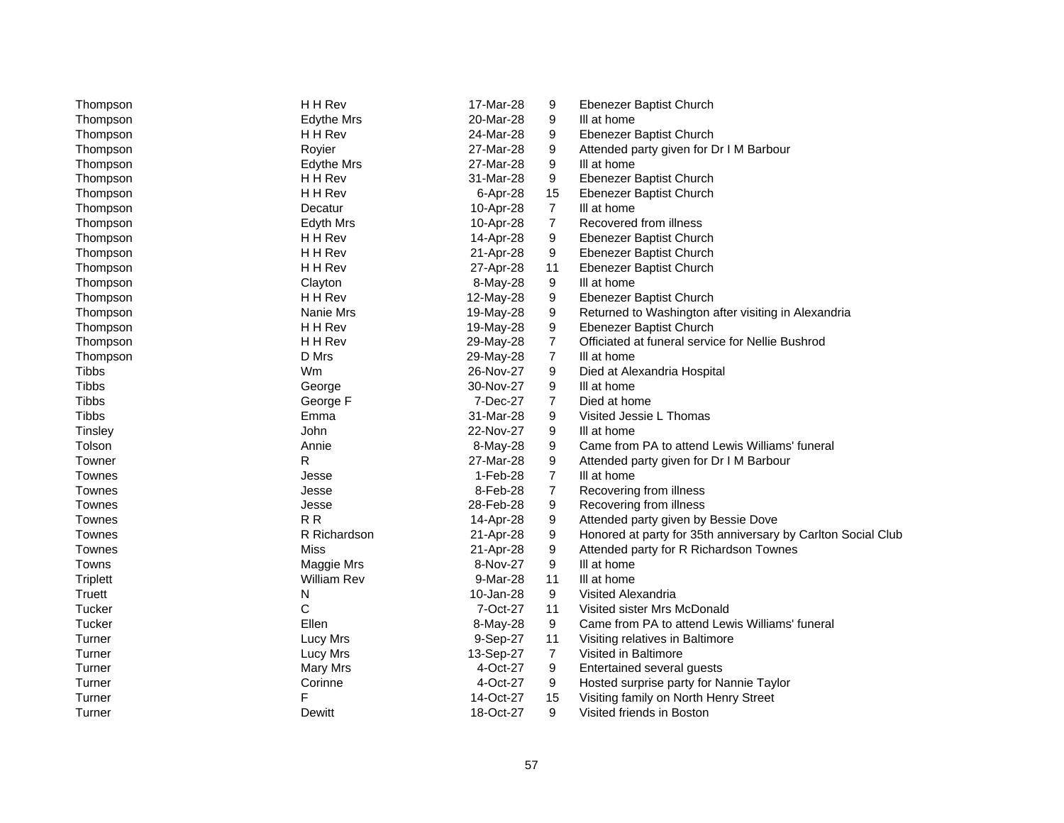| | | | | |
|---|---|---|---|---|
| Thompson | H H Rev | 17-Mar-28 | 9 | Ebenezer Baptist Church |
| Thompson | Edythe Mrs | 20-Mar-28 | 9 | Ill at home |
| Thompson | H H Rev | 24-Mar-28 | 9 | Ebenezer Baptist Church |
| Thompson | Royier | 27-Mar-28 | 9 | Attended party given for Dr I M Barbour |
| Thompson | Edythe Mrs | 27-Mar-28 | 9 | Ill at home |
| Thompson | H H Rev | 31-Mar-28 | 9 | Ebenezer Baptist Church |
| Thompson | H H Rev | 6-Apr-28 | 15 | Ebenezer Baptist Church |
| Thompson | Decatur | 10-Apr-28 | 7 | Ill at home |
| Thompson | Edyth Mrs | 10-Apr-28 | 7 | Recovered from illness |
| Thompson | H H Rev | 14-Apr-28 | 9 | Ebenezer Baptist Church |
| Thompson | H H Rev | 21-Apr-28 | 9 | Ebenezer Baptist Church |
| Thompson | H H Rev | 27-Apr-28 | 11 | Ebenezer Baptist Church |
| Thompson | Clayton | 8-May-28 | 9 | Ill at home |
| Thompson | H H Rev | 12-May-28 | 9 | Ebenezer Baptist Church |
| Thompson | Nanie Mrs | 19-May-28 | 9 | Returned to Washington after visiting in Alexandria |
| Thompson | H H Rev | 19-May-28 | 9 | Ebenezer Baptist Church |
| Thompson | H H Rev | 29-May-28 | 7 | Officiated at funeral service for Nellie Bushrod |
| Thompson | D Mrs | 29-May-28 | 7 | Ill at home |
| Tibbs | Wm | 26-Nov-27 | 9 | Died at Alexandria Hospital |
| Tibbs | George | 30-Nov-27 | 9 | Ill at home |
| Tibbs | George F | 7-Dec-27 | 7 | Died at home |
| Tibbs | Emma | 31-Mar-28 | 9 | Visited Jessie L Thomas |
| Tinsley | John | 22-Nov-27 | 9 | Ill at home |
| Tolson | Annie | 8-May-28 | 9 | Came from PA to attend Lewis Williams' funeral |
| Towner | R | 27-Mar-28 | 9 | Attended party given for Dr I M Barbour |
| Townes | Jesse | 1-Feb-28 | 7 | Ill at home |
| Townes | Jesse | 8-Feb-28 | 7 | Recovering from illness |
| Townes | Jesse | 28-Feb-28 | 9 | Recovering from illness |
| Townes | R R | 14-Apr-28 | 9 | Attended party given by Bessie Dove |
| Townes | R Richardson | 21-Apr-28 | 9 | Honored at party for 35th anniversary by Carlton Social Club |
| Townes | Miss | 21-Apr-28 | 9 | Attended party for R Richardson Townes |
| Towns | Maggie Mrs | 8-Nov-27 | 9 | Ill at home |
| Triplett | William Rev | 9-Mar-28 | 11 | Ill at home |
| Truett | N | 10-Jan-28 | 9 | Visited Alexandria |
| Tucker | C | 7-Oct-27 | 11 | Visited sister Mrs McDonald |
| Tucker | Ellen | 8-May-28 | 9 | Came from PA to attend Lewis Williams' funeral |
| Turner | Lucy Mrs | 9-Sep-27 | 11 | Visiting relatives in Baltimore |
| Turner | Lucy Mrs | 13-Sep-27 | 7 | Visited in Baltimore |
| Turner | Mary Mrs | 4-Oct-27 | 9 | Entertained several guests |
| Turner | Corinne | 4-Oct-27 | 9 | Hosted surprise party for Nannie Taylor |
| Turner | F | 14-Oct-27 | 15 | Visiting family on North Henry Street |
| Turner | Dewitt | 18-Oct-27 | 9 | Visited friends in Boston |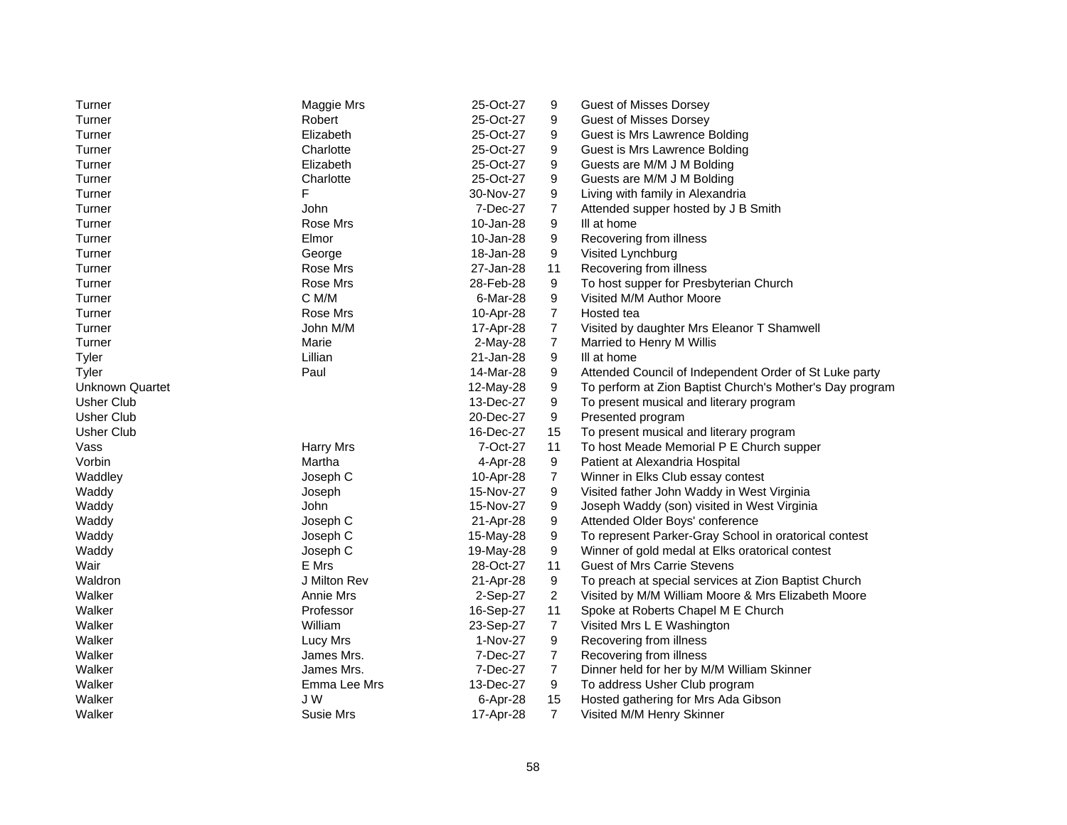| | | | | |
|---|---|---|---|---|
| Turner | Maggie Mrs | 25-Oct-27 | 9 | Guest of Misses Dorsey |
| Turner | Robert | 25-Oct-27 | 9 | Guest of Misses Dorsey |
| Turner | Elizabeth | 25-Oct-27 | 9 | Guest is Mrs Lawrence Bolding |
| Turner | Charlotte | 25-Oct-27 | 9 | Guest is Mrs Lawrence Bolding |
| Turner | Elizabeth | 25-Oct-27 | 9 | Guests are M/M J M Bolding |
| Turner | Charlotte | 25-Oct-27 | 9 | Guests are M/M J M Bolding |
| Turner | F | 30-Nov-27 | 9 | Living with family in Alexandria |
| Turner | John | 7-Dec-27 | 7 | Attended supper hosted by J B Smith |
| Turner | Rose Mrs | 10-Jan-28 | 9 | Ill at home |
| Turner | Elmor | 10-Jan-28 | 9 | Recovering from illness |
| Turner | George | 18-Jan-28 | 9 | Visited Lynchburg |
| Turner | Rose Mrs | 27-Jan-28 | 11 | Recovering from illness |
| Turner | Rose Mrs | 28-Feb-28 | 9 | To host supper for Presbyterian Church |
| Turner | C M/M | 6-Mar-28 | 9 | Visited M/M Author Moore |
| Turner | Rose Mrs | 10-Apr-28 | 7 | Hosted tea |
| Turner | John M/M | 17-Apr-28 | 7 | Visited by daughter Mrs Eleanor T Shamwell |
| Turner | Marie | 2-May-28 | 7 | Married to Henry M Willis |
| Tyler | Lillian | 21-Jan-28 | 9 | Ill at home |
| Tyler | Paul | 14-Mar-28 | 9 | Attended Council of Independent Order of St Luke party |
| Unknown Quartet | | 12-May-28 | 9 | To perform at Zion Baptist Church's Mother's Day program |
| Usher Club | | 13-Dec-27 | 9 | To present musical and literary program |
| Usher Club | | 20-Dec-27 | 9 | Presented program |
| Usher Club | | 16-Dec-27 | 15 | To present musical and literary program |
| Vass | Harry Mrs | 7-Oct-27 | 11 | To host Meade Memorial P E Church supper |
| Vorbin | Martha | 4-Apr-28 | 9 | Patient at Alexandria Hospital |
| Waddley | Joseph C | 10-Apr-28 | 7 | Winner in Elks Club essay contest |
| Waddy | Joseph | 15-Nov-27 | 9 | Visited father John Waddy in West Virginia |
| Waddy | John | 15-Nov-27 | 9 | Joseph Waddy (son) visited in West Virginia |
| Waddy | Joseph C | 21-Apr-28 | 9 | Attended Older Boys' conference |
| Waddy | Joseph C | 15-May-28 | 9 | To represent Parker-Gray School in oratorical contest |
| Waddy | Joseph C | 19-May-28 | 9 | Winner of gold medal at Elks oratorical contest |
| Wair | E Mrs | 28-Oct-27 | 11 | Guest of Mrs Carrie Stevens |
| Waldron | J Milton Rev | 21-Apr-28 | 9 | To preach at special services at Zion Baptist Church |
| Walker | Annie Mrs | 2-Sep-27 | 2 | Visited by M/M William Moore & Mrs Elizabeth Moore |
| Walker | Professor | 16-Sep-27 | 11 | Spoke at Roberts Chapel M E Church |
| Walker | William | 23-Sep-27 | 7 | Visited Mrs L E Washington |
| Walker | Lucy Mrs | 1-Nov-27 | 9 | Recovering from illness |
| Walker | James Mrs. | 7-Dec-27 | 7 | Recovering from illness |
| Walker | James Mrs. | 7-Dec-27 | 7 | Dinner held for her by M/M William Skinner |
| Walker | Emma Lee Mrs | 13-Dec-27 | 9 | To address Usher Club program |
| Walker | J W | 6-Apr-28 | 15 | Hosted gathering for Mrs Ada Gibson |
| Walker | Susie Mrs | 17-Apr-28 | 7 | Visited M/M Henry Skinner |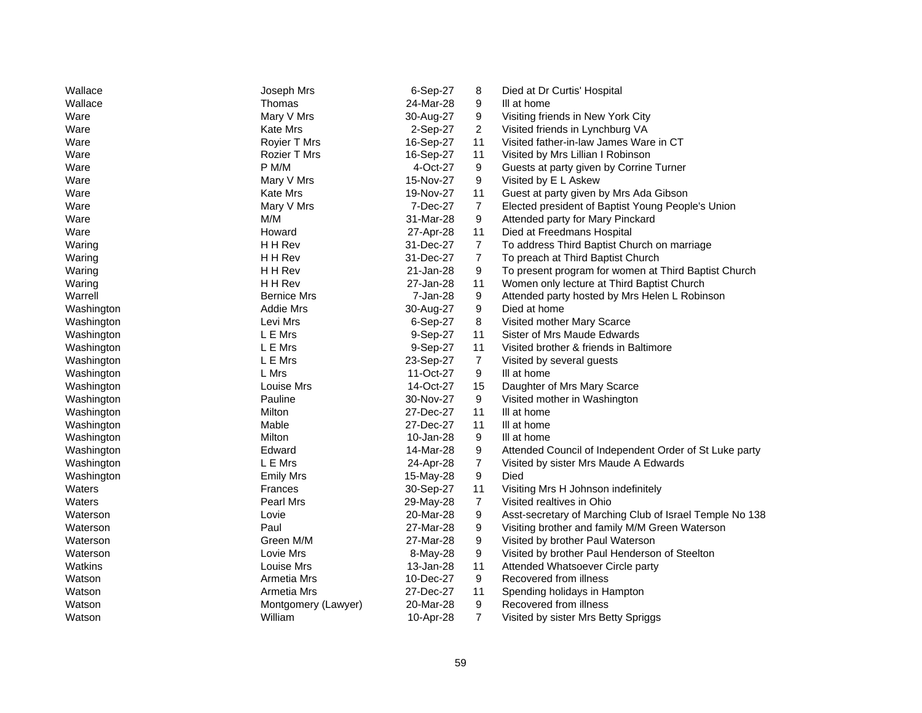| | | | | |
|---|---|---|---|---|
| Wallace | Joseph Mrs | 6-Sep-27 | 8 | Died at Dr Curtis' Hospital |
| Wallace | Thomas | 24-Mar-28 | 9 | Ill at home |
| Ware | Mary V Mrs | 30-Aug-27 | 9 | Visiting friends in New York City |
| Ware | Kate Mrs | 2-Sep-27 | 2 | Visited friends in Lynchburg VA |
| Ware | Royier T Mrs | 16-Sep-27 | 11 | Visited father-in-law James Ware in CT |
| Ware | Rozier T Mrs | 16-Sep-27 | 11 | Visited by Mrs Lillian I Robinson |
| Ware | P M/M | 4-Oct-27 | 9 | Guests at party given by Corrine Turner |
| Ware | Mary V Mrs | 15-Nov-27 | 9 | Visited by E L Askew |
| Ware | Kate Mrs | 19-Nov-27 | 11 | Guest at party given by Mrs Ada Gibson |
| Ware | Mary V Mrs | 7-Dec-27 | 7 | Elected president of Baptist Young People's Union |
| Ware | M/M | 31-Mar-28 | 9 | Attended party for Mary Pinckard |
| Ware | Howard | 27-Apr-28 | 11 | Died at Freedmans Hospital |
| Waring | H H Rev | 31-Dec-27 | 7 | To address Third Baptist Church on marriage |
| Waring | H H Rev | 31-Dec-27 | 7 | To preach at Third Baptist Church |
| Waring | H H Rev | 21-Jan-28 | 9 | To present program for women at Third Baptist Church |
| Waring | H H Rev | 27-Jan-28 | 11 | Women only lecture at Third Baptist Church |
| Warrell | Bernice Mrs | 7-Jan-28 | 9 | Attended party hosted by Mrs Helen L Robinson |
| Washington | Addie Mrs | 30-Aug-27 | 9 | Died at home |
| Washington | Levi Mrs | 6-Sep-27 | 8 | Visited mother Mary Scarce |
| Washington | L E Mrs | 9-Sep-27 | 11 | Sister of Mrs Maude Edwards |
| Washington | L E Mrs | 9-Sep-27 | 11 | Visited brother & friends in Baltimore |
| Washington | L E Mrs | 23-Sep-27 | 7 | Visited by several guests |
| Washington | L Mrs | 11-Oct-27 | 9 | Ill at home |
| Washington | Louise Mrs | 14-Oct-27 | 15 | Daughter of Mrs Mary Scarce |
| Washington | Pauline | 30-Nov-27 | 9 | Visited mother in Washington |
| Washington | Milton | 27-Dec-27 | 11 | Ill at home |
| Washington | Mable | 27-Dec-27 | 11 | Ill at home |
| Washington | Milton | 10-Jan-28 | 9 | Ill at home |
| Washington | Edward | 14-Mar-28 | 9 | Attended Council of Independent Order of St Luke party |
| Washington | L E Mrs | 24-Apr-28 | 7 | Visited by sister Mrs Maude A Edwards |
| Washington | Emily Mrs | 15-May-28 | 9 | Died |
| Waters | Frances | 30-Sep-27 | 11 | Visiting Mrs H Johnson indefinitely |
| Waters | Pearl Mrs | 29-May-28 | 7 | Visited realtives in Ohio |
| Waterson | Lovie | 20-Mar-28 | 9 | Asst-secretary of Marching Club of Israel Temple No 138 |
| Waterson | Paul | 27-Mar-28 | 9 | Visiting brother and family M/M Green Waterson |
| Waterson | Green M/M | 27-Mar-28 | 9 | Visited by brother Paul Waterson |
| Waterson | Lovie Mrs | 8-May-28 | 9 | Visited by brother Paul Henderson of Steelton |
| Watkins | Louise Mrs | 13-Jan-28 | 11 | Attended Whatsoever Circle party |
| Watson | Armetia Mrs | 10-Dec-27 | 9 | Recovered from illness |
| Watson | Armetia Mrs | 27-Dec-27 | 11 | Spending holidays in Hampton |
| Watson | Montgomery (Lawyer) | 20-Mar-28 | 9 | Recovered from illness |
| Watson | William | 10-Apr-28 | 7 | Visited by sister Mrs Betty Spriggs |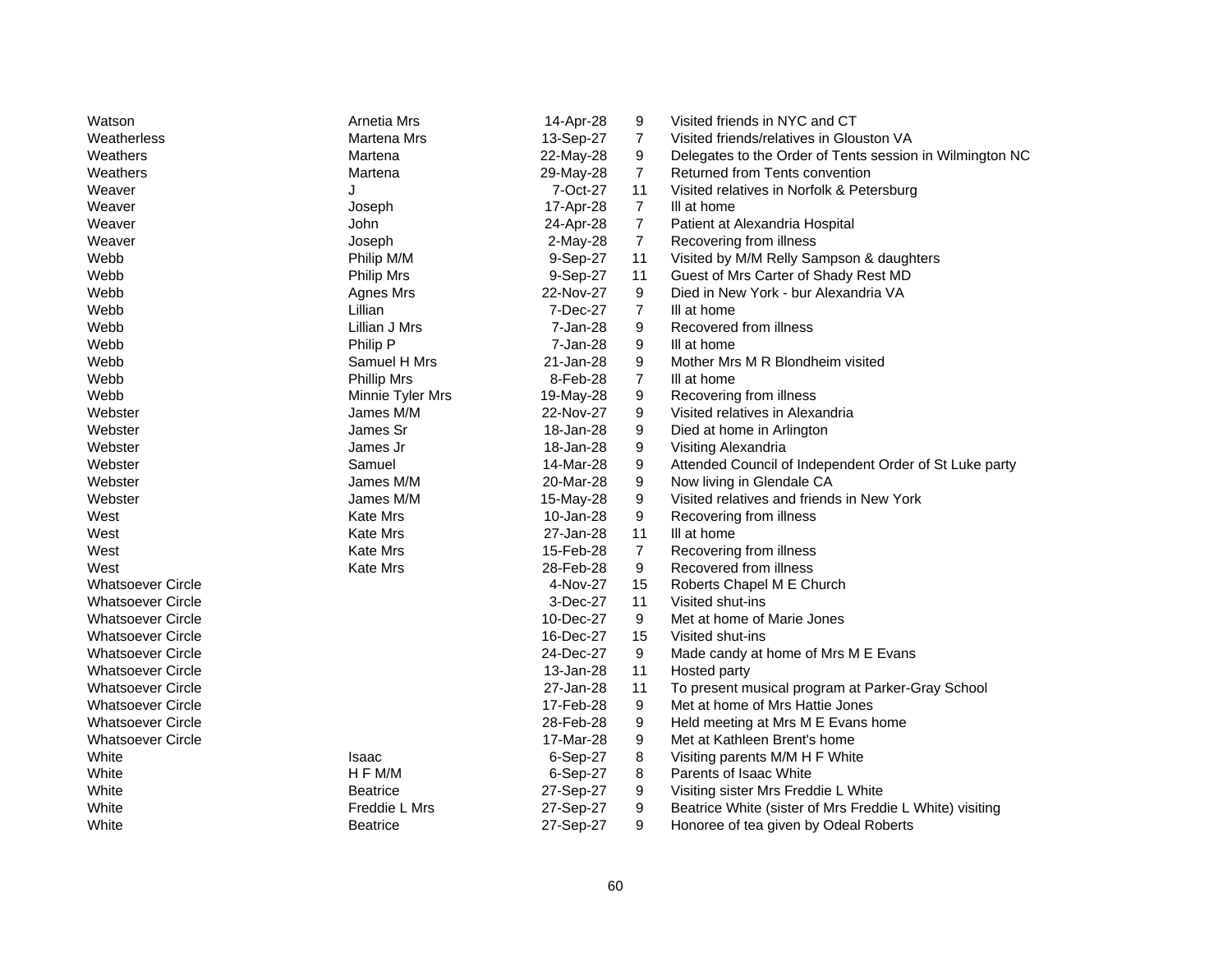| | | | | |
|---|---|---|---|---|
| Watson | Arnetia Mrs | 14-Apr-28 | 9 | Visited friends in NYC and CT |
| Weatherless | Martena Mrs | 13-Sep-27 | 7 | Visited friends/relatives in Glouston VA |
| Weathers | Martena | 22-May-28 | 9 | Delegates to the Order of Tents session in Wilmington NC |
| Weathers | Martena | 29-May-28 | 7 | Returned from Tents convention |
| Weaver | J | 7-Oct-27 | 11 | Visited relatives in Norfolk & Petersburg |
| Weaver | Joseph | 17-Apr-28 | 7 | Ill at home |
| Weaver | John | 24-Apr-28 | 7 | Patient at Alexandria Hospital |
| Weaver | Joseph | 2-May-28 | 7 | Recovering from illness |
| Webb | Philip M/M | 9-Sep-27 | 11 | Visited by M/M Relly Sampson & daughters |
| Webb | Philip Mrs | 9-Sep-27 | 11 | Guest of Mrs Carter of Shady Rest MD |
| Webb | Agnes Mrs | 22-Nov-27 | 9 | Died in New York - bur Alexandria VA |
| Webb | Lillian | 7-Dec-27 | 7 | Ill at home |
| Webb | Lillian J Mrs | 7-Jan-28 | 9 | Recovered from illness |
| Webb | Philip P | 7-Jan-28 | 9 | Ill at home |
| Webb | Samuel H Mrs | 21-Jan-28 | 9 | Mother Mrs M R Blondheim visited |
| Webb | Phillip Mrs | 8-Feb-28 | 7 | Ill at home |
| Webb | Minnie Tyler Mrs | 19-May-28 | 9 | Recovering from illness |
| Webster | James M/M | 22-Nov-27 | 9 | Visited relatives in Alexandria |
| Webster | James Sr | 18-Jan-28 | 9 | Died at home in Arlington |
| Webster | James Jr | 18-Jan-28 | 9 | Visiting Alexandria |
| Webster | Samuel | 14-Mar-28 | 9 | Attended Council of Independent Order of St Luke party |
| Webster | James M/M | 20-Mar-28 | 9 | Now living in Glendale CA |
| Webster | James M/M | 15-May-28 | 9 | Visited relatives and friends in New York |
| West | Kate Mrs | 10-Jan-28 | 9 | Recovering from illness |
| West | Kate Mrs | 27-Jan-28 | 11 | Ill at home |
| West | Kate Mrs | 15-Feb-28 | 7 | Recovering from illness |
| West | Kate Mrs | 28-Feb-28 | 9 | Recovered from illness |
| Whatsoever Circle | | 4-Nov-27 | 15 | Roberts Chapel M E Church |
| Whatsoever Circle | | 3-Dec-27 | 11 | Visited shut-ins |
| Whatsoever Circle | | 10-Dec-27 | 9 | Met at home of Marie Jones |
| Whatsoever Circle | | 16-Dec-27 | 15 | Visited shut-ins |
| Whatsoever Circle | | 24-Dec-27 | 9 | Made candy at home of Mrs M E Evans |
| Whatsoever Circle | | 13-Jan-28 | 11 | Hosted party |
| Whatsoever Circle | | 27-Jan-28 | 11 | To present musical program at Parker-Gray School |
| Whatsoever Circle | | 17-Feb-28 | 9 | Met at home of Mrs Hattie Jones |
| Whatsoever Circle | | 28-Feb-28 | 9 | Held meeting at Mrs M E Evans home |
| Whatsoever Circle | | 17-Mar-28 | 9 | Met at Kathleen Brent's home |
| White | Isaac | 6-Sep-27 | 8 | Visiting parents M/M H F White |
| White | H F M/M | 6-Sep-27 | 8 | Parents of Isaac White |
| White | Beatrice | 27-Sep-27 | 9 | Visiting sister Mrs Freddie L White |
| White | Freddie L Mrs | 27-Sep-27 | 9 | Beatrice White (sister of Mrs Freddie L White) visiting |
| White | Beatrice | 27-Sep-27 | 9 | Honoree of tea given by Odeal Roberts |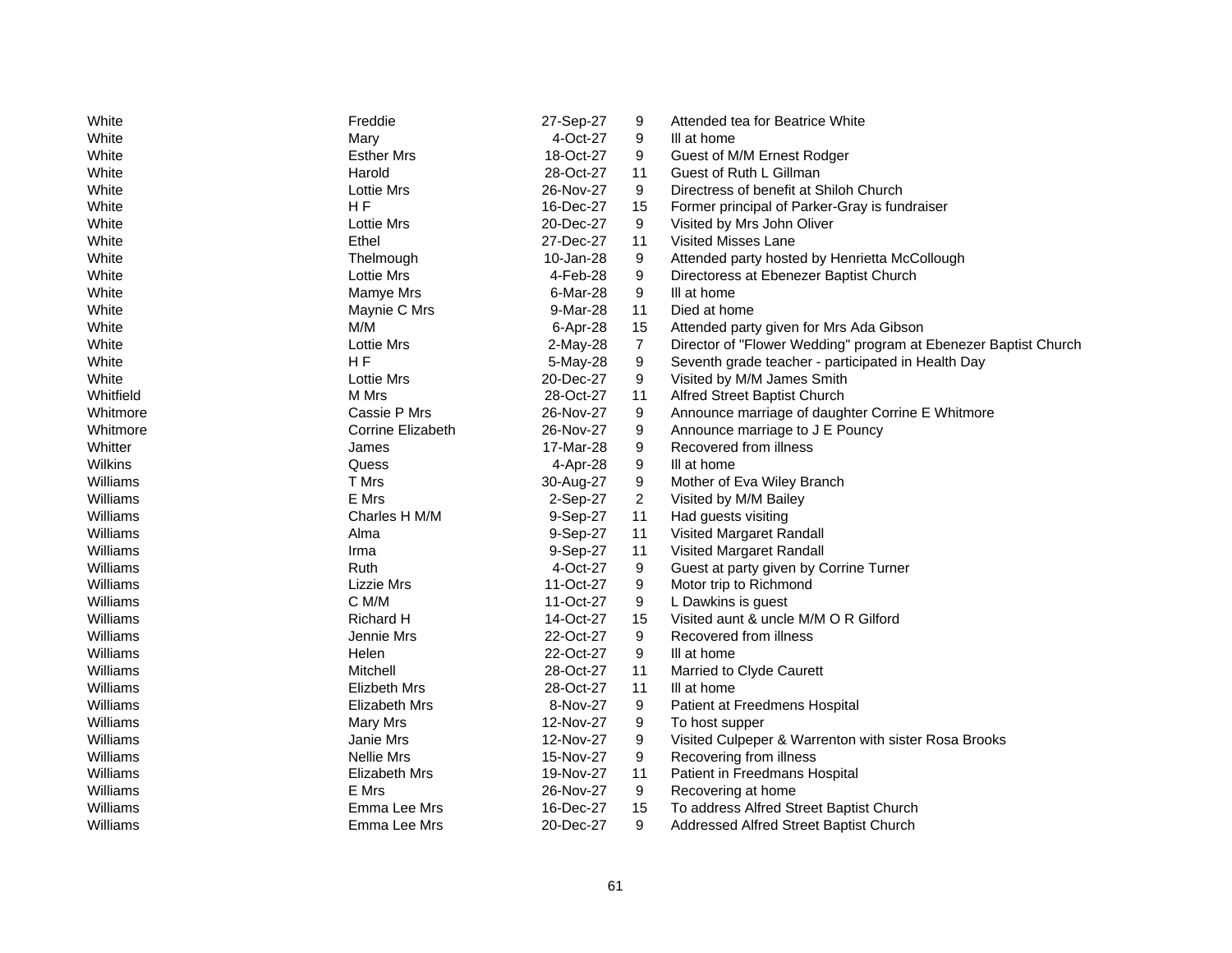| | | | | |
|---|---|---|---|---|
| White | Freddie | 27-Sep-27 | 9 | Attended tea for Beatrice White |
| White | Mary | 4-Oct-27 | 9 | Ill at home |
| White | Esther Mrs | 18-Oct-27 | 9 | Guest of M/M Ernest Rodger |
| White | Harold | 28-Oct-27 | 11 | Guest of Ruth L Gillman |
| White | Lottie Mrs | 26-Nov-27 | 9 | Directress of benefit at Shiloh Church |
| White | H F | 16-Dec-27 | 15 | Former principal of Parker-Gray is fundraiser |
| White | Lottie Mrs | 20-Dec-27 | 9 | Visited by Mrs John Oliver |
| White | Ethel | 27-Dec-27 | 11 | Visited Misses Lane |
| White | Thelmough | 10-Jan-28 | 9 | Attended party hosted by Henrietta McCollough |
| White | Lottie Mrs | 4-Feb-28 | 9 | Directoress at Ebenezer Baptist Church |
| White | Mamye Mrs | 6-Mar-28 | 9 | Ill at home |
| White | Maynie C Mrs | 9-Mar-28 | 11 | Died at home |
| White | M/M | 6-Apr-28 | 15 | Attended party given for Mrs Ada Gibson |
| White | Lottie Mrs | 2-May-28 | 7 | Director of "Flower Wedding" program at Ebenezer Baptist Church |
| White | H F | 5-May-28 | 9 | Seventh grade teacher - participated in Health Day |
| White | Lottie Mrs | 20-Dec-27 | 9 | Visited by M/M James Smith |
| Whitfield | M Mrs | 28-Oct-27 | 11 | Alfred Street Baptist Church |
| Whitmore | Cassie P Mrs | 26-Nov-27 | 9 | Announce marriage of daughter Corrine E Whitmore |
| Whitmore | Corrine Elizabeth | 26-Nov-27 | 9 | Announce marriage to J E Pouncy |
| Whitter | James | 17-Mar-28 | 9 | Recovered from illness |
| Wilkins | Quess | 4-Apr-28 | 9 | Ill at home |
| Williams | T Mrs | 30-Aug-27 | 9 | Mother of Eva Wiley Branch |
| Williams | E Mrs | 2-Sep-27 | 2 | Visited by M/M Bailey |
| Williams | Charles H M/M | 9-Sep-27 | 11 | Had guests visiting |
| Williams | Alma | 9-Sep-27 | 11 | Visited Margaret Randall |
| Williams | Irma | 9-Sep-27 | 11 | Visited Margaret Randall |
| Williams | Ruth | 4-Oct-27 | 9 | Guest at party given by Corrine Turner |
| Williams | Lizzie Mrs | 11-Oct-27 | 9 | Motor trip to Richmond |
| Williams | C M/M | 11-Oct-27 | 9 | L Dawkins is guest |
| Williams | Richard H | 14-Oct-27 | 15 | Visited aunt & uncle M/M O R Gilford |
| Williams | Jennie Mrs | 22-Oct-27 | 9 | Recovered from illness |
| Williams | Helen | 22-Oct-27 | 9 | Ill at home |
| Williams | Mitchell | 28-Oct-27 | 11 | Married to Clyde Caurett |
| Williams | Elizbeth Mrs | 28-Oct-27 | 11 | Ill at home |
| Williams | Elizabeth Mrs | 8-Nov-27 | 9 | Patient at Freedmens Hospital |
| Williams | Mary Mrs | 12-Nov-27 | 9 | To host supper |
| Williams | Janie Mrs | 12-Nov-27 | 9 | Visited Culpeper & Warrenton with sister Rosa Brooks |
| Williams | Nellie Mrs | 15-Nov-27 | 9 | Recovering from illness |
| Williams | Elizabeth Mrs | 19-Nov-27 | 11 | Patient in Freedmans Hospital |
| Williams | E Mrs | 26-Nov-27 | 9 | Recovering at home |
| Williams | Emma Lee Mrs | 16-Dec-27 | 15 | To address Alfred Street Baptist Church |
| Williams | Emma Lee Mrs | 20-Dec-27 | 9 | Addressed Alfred Street Baptist Church |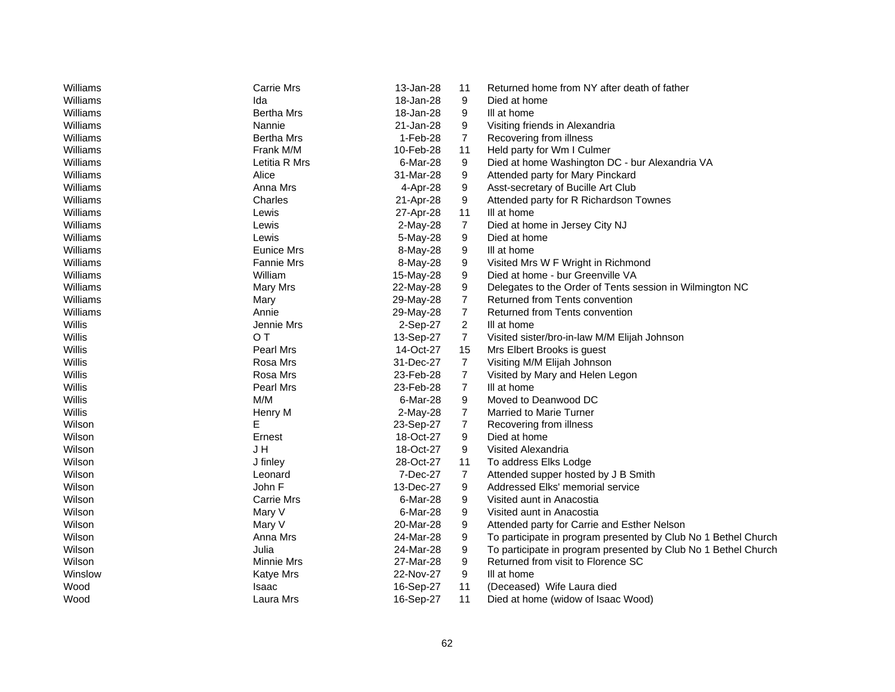| | | | | |
|---|---|---|---|---|
| Williams | Carrie Mrs | 13-Jan-28 | 11 | Returned home from NY after death of father |
| Williams | Ida | 18-Jan-28 | 9 | Died at home |
| Williams | Bertha Mrs | 18-Jan-28 | 9 | Ill at home |
| Williams | Nannie | 21-Jan-28 | 9 | Visiting friends in Alexandria |
| Williams | Bertha Mrs | 1-Feb-28 | 7 | Recovering from illness |
| Williams | Frank M/M | 10-Feb-28 | 11 | Held party for Wm I Culmer |
| Williams | Letitia R Mrs | 6-Mar-28 | 9 | Died at home Washington DC - bur Alexandria VA |
| Williams | Alice | 31-Mar-28 | 9 | Attended party for Mary Pinckard |
| Williams | Anna Mrs | 4-Apr-28 | 9 | Asst-secretary of Bucille Art Club |
| Williams | Charles | 21-Apr-28 | 9 | Attended party for R Richardson Townes |
| Williams | Lewis | 27-Apr-28 | 11 | Ill at home |
| Williams | Lewis | 2-May-28 | 7 | Died at home in Jersey City NJ |
| Williams | Lewis | 5-May-28 | 9 | Died at home |
| Williams | Eunice Mrs | 8-May-28 | 9 | Ill at home |
| Williams | Fannie Mrs | 8-May-28 | 9 | Visited Mrs W F Wright in Richmond |
| Williams | William | 15-May-28 | 9 | Died at home - bur Greenville VA |
| Williams | Mary Mrs | 22-May-28 | 9 | Delegates to the Order of Tents session in Wilmington NC |
| Williams | Mary | 29-May-28 | 7 | Returned from Tents convention |
| Williams | Annie | 29-May-28 | 7 | Returned from Tents convention |
| Willis | Jennie Mrs | 2-Sep-27 | 2 | Ill at home |
| Willis | O T | 13-Sep-27 | 7 | Visited sister/bro-in-law M/M Elijah Johnson |
| Willis | Pearl Mrs | 14-Oct-27 | 15 | Mrs Elbert Brooks is guest |
| Willis | Rosa Mrs | 31-Dec-27 | 7 | Visiting M/M Elijah Johnson |
| Willis | Rosa Mrs | 23-Feb-28 | 7 | Visited by Mary and Helen Legon |
| Willis | Pearl Mrs | 23-Feb-28 | 7 | Ill at home |
| Willis | M/M | 6-Mar-28 | 9 | Moved to Deanwood DC |
| Willis | Henry M | 2-May-28 | 7 | Married to Marie Turner |
| Wilson | E | 23-Sep-27 | 7 | Recovering from illness |
| Wilson | Ernest | 18-Oct-27 | 9 | Died at home |
| Wilson | J H | 18-Oct-27 | 9 | Visited Alexandria |
| Wilson | J finley | 28-Oct-27 | 11 | To address Elks Lodge |
| Wilson | Leonard | 7-Dec-27 | 7 | Attended supper hosted by J B Smith |
| Wilson | John F | 13-Dec-27 | 9 | Addressed Elks' memorial service |
| Wilson | Carrie Mrs | 6-Mar-28 | 9 | Visited aunt in Anacostia |
| Wilson | Mary V | 6-Mar-28 | 9 | Visited aunt in Anacostia |
| Wilson | Mary V | 20-Mar-28 | 9 | Attended party for Carrie and Esther Nelson |
| Wilson | Anna Mrs | 24-Mar-28 | 9 | To participate in program presented by Club No 1 Bethel Church |
| Wilson | Julia | 24-Mar-28 | 9 | To participate in program presented by Club No 1 Bethel Church |
| Wilson | Minnie Mrs | 27-Mar-28 | 9 | Returned from visit to Florence SC |
| Winslow | Katye Mrs | 22-Nov-27 | 9 | Ill at home |
| Wood | Isaac | 16-Sep-27 | 11 | (Deceased) Wife Laura died |
| Wood | Laura Mrs | 16-Sep-27 | 11 | Died at home (widow of Isaac Wood) |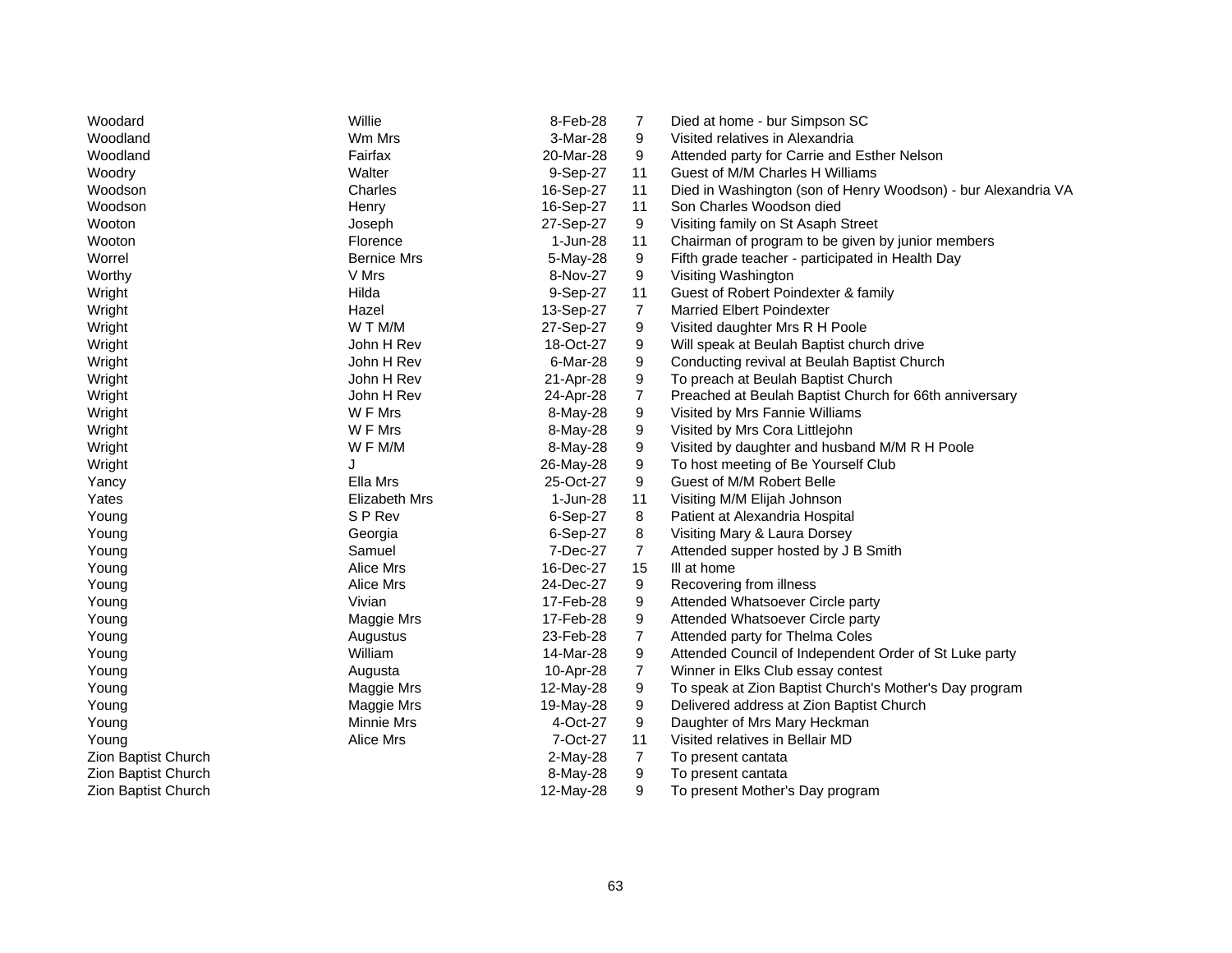| | | | | |
|---|---|---|---|---|
| Woodard | Willie | 8-Feb-28 | 7 | Died at home - bur Simpson SC |
| Woodland | Wm Mrs | 3-Mar-28 | 9 | Visited relatives in Alexandria |
| Woodland | Fairfax | 20-Mar-28 | 9 | Attended party for Carrie and Esther Nelson |
| Woodry | Walter | 9-Sep-27 | 11 | Guest of M/M Charles H Williams |
| Woodson | Charles | 16-Sep-27 | 11 | Died in Washington (son of Henry Woodson) - bur Alexandria VA |
| Woodson | Henry | 16-Sep-27 | 11 | Son Charles Woodson died |
| Wooton | Joseph | 27-Sep-27 | 9 | Visiting family on St Asaph Street |
| Wooton | Florence | 1-Jun-28 | 11 | Chairman of program to be given by junior members |
| Worrel | Bernice Mrs | 5-May-28 | 9 | Fifth grade teacher - participated in Health Day |
| Worthy | V Mrs | 8-Nov-27 | 9 | Visiting Washington |
| Wright | Hilda | 9-Sep-27 | 11 | Guest of Robert Poindexter & family |
| Wright | Hazel | 13-Sep-27 | 7 | Married Elbert Poindexter |
| Wright | W T M/M | 27-Sep-27 | 9 | Visited daughter Mrs R H Poole |
| Wright | John H Rev | 18-Oct-27 | 9 | Will speak at Beulah Baptist church drive |
| Wright | John H Rev | 6-Mar-28 | 9 | Conducting revival at Beulah Baptist Church |
| Wright | John H Rev | 21-Apr-28 | 9 | To preach at Beulah Baptist Church |
| Wright | John H Rev | 24-Apr-28 | 7 | Preached at Beulah Baptist Church for 66th anniversary |
| Wright | W F Mrs | 8-May-28 | 9 | Visited by Mrs Fannie Williams |
| Wright | W F Mrs | 8-May-28 | 9 | Visited by Mrs Cora Littlejohn |
| Wright | W F M/M | 8-May-28 | 9 | Visited by daughter and husband M/M R H Poole |
| Wright | J | 26-May-28 | 9 | To host meeting of Be Yourself Club |
| Yancy | Ella Mrs | 25-Oct-27 | 9 | Guest of M/M Robert Belle |
| Yates | Elizabeth Mrs | 1-Jun-28 | 11 | Visiting M/M Elijah Johnson |
| Young | S P Rev | 6-Sep-27 | 8 | Patient at Alexandria Hospital |
| Young | Georgia | 6-Sep-27 | 8 | Visiting Mary & Laura Dorsey |
| Young | Samuel | 7-Dec-27 | 7 | Attended supper hosted by J B Smith |
| Young | Alice Mrs | 16-Dec-27 | 15 | Ill at home |
| Young | Alice Mrs | 24-Dec-27 | 9 | Recovering from illness |
| Young | Vivian | 17-Feb-28 | 9 | Attended Whatsoever Circle party |
| Young | Maggie Mrs | 17-Feb-28 | 9 | Attended Whatsoever Circle party |
| Young | Augustus | 23-Feb-28 | 7 | Attended party for Thelma Coles |
| Young | William | 14-Mar-28 | 9 | Attended Council of Independent Order of St Luke party |
| Young | Augusta | 10-Apr-28 | 7 | Winner in Elks Club essay contest |
| Young | Maggie Mrs | 12-May-28 | 9 | To speak at Zion Baptist Church's Mother's Day program |
| Young | Maggie Mrs | 19-May-28 | 9 | Delivered address at Zion Baptist Church |
| Young | Minnie Mrs | 4-Oct-27 | 9 | Daughter of Mrs Mary Heckman |
| Young | Alice Mrs | 7-Oct-27 | 11 | Visited relatives in Bellair MD |
| Zion Baptist Church | | 2-May-28 | 7 | To present cantata |
| Zion Baptist Church | | 8-May-28 | 9 | To present cantata |
| Zion Baptist Church | | 12-May-28 | 9 | To present Mother's Day program |